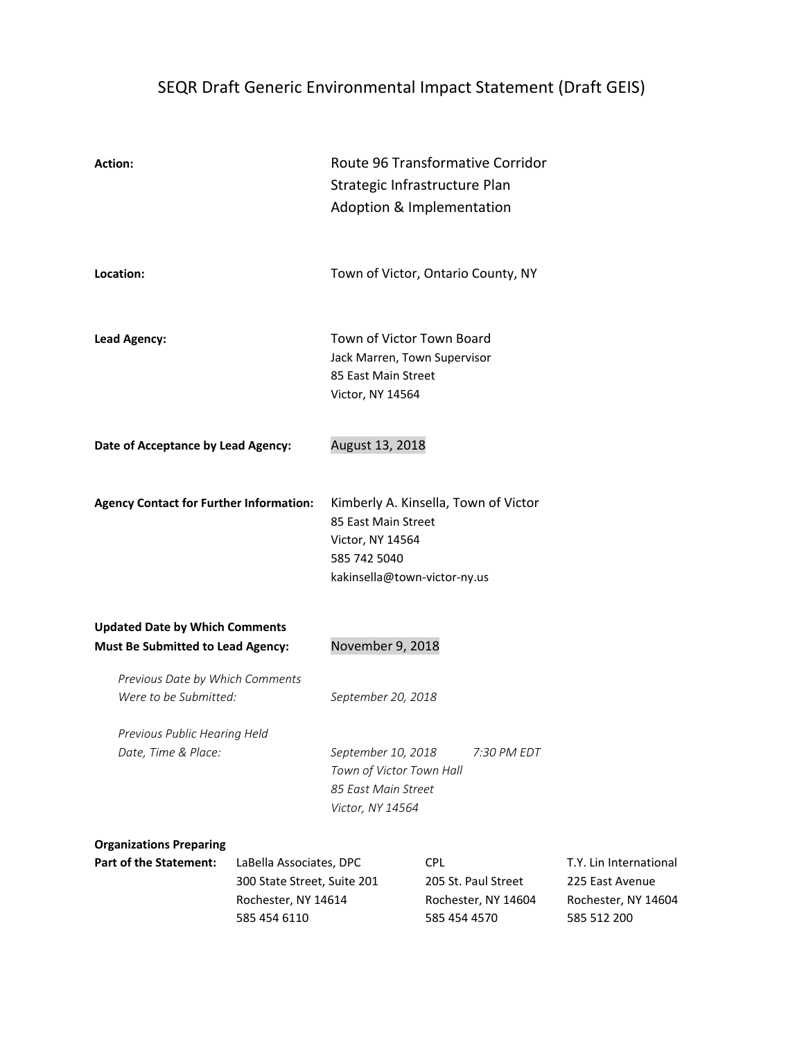# SEQR Draft Generic Environmental Impact Statement (Draft GEIS)

**Action:** Route 96 Transformative Corridor
Strategic Infrastructure Plan
Adoption & Implementation

**Location:** Town of Victor, Ontario County, NY

**Lead Agency:** Town of Victor Town Board
Jack Marren, Town Supervisor
85 East Main Street
Victor, NY 14564

**Date of Acceptance by Lead Agency:** August 13, 2018

**Agency Contact for Further Information:** Kimberly A. Kinsella, Town of Victor
85 East Main Street
Victor, NY 14564
585 742 5040
kakinsella@town-victor-ny.us

**Updated Date by Which Comments Must Be Submitted to Lead Agency:** November 9, 2018

*Previous Date by Which Comments Were to be Submitted:* *September 20, 2018*

*Previous Public Hearing Held Date, Time & Place:* *September 10, 2018 7:30 PM EDT*
*Town of Victor Town Hall*
*85 East Main Street*
*Victor, NY 14564*

**Organizations Preparing Part of the Statement:**

| LaBella Associates, DPC | CPL | T.Y. Lin International |
|---|---|---|
| 300 State Street, Suite 201 | 205 St. Paul Street | 225 East Avenue |
| Rochester, NY 14614 | Rochester, NY 14604 | Rochester, NY 14604 |
| 585 454 6110 | 585 454 4570 | 585 512 200 |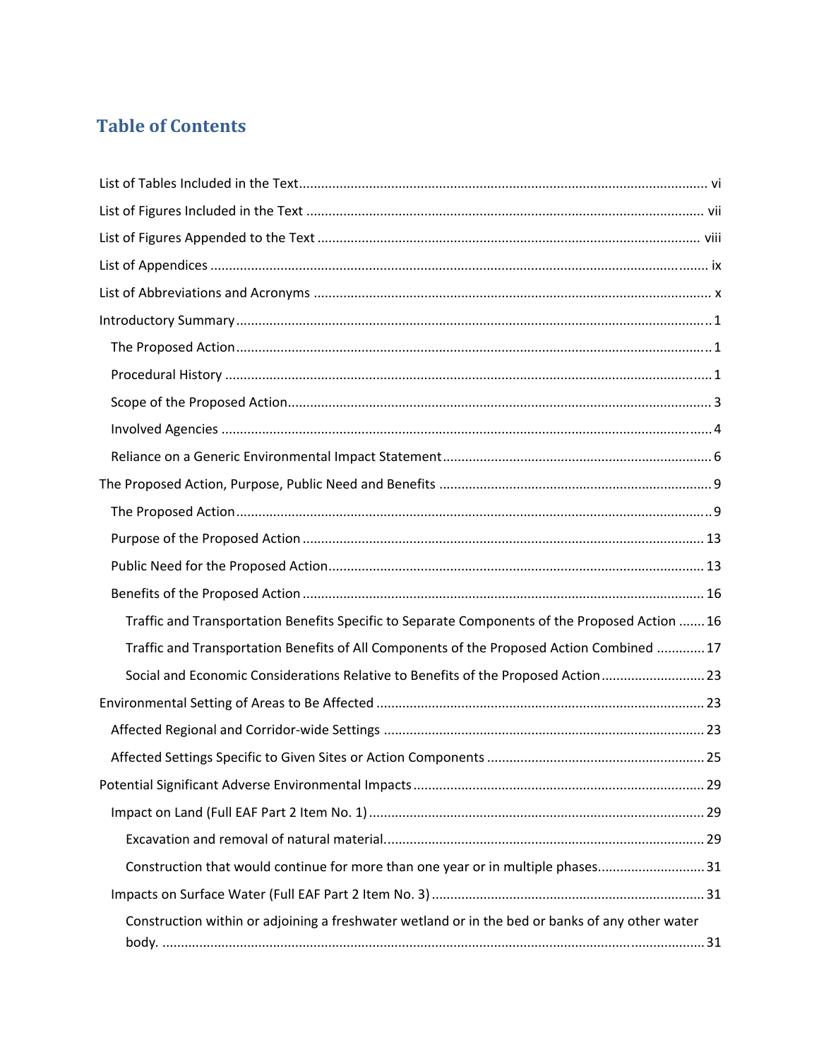# Table of Contents

List of Tables Included in the Text ..... vi

List of Figures Included in the Text ..... vii

List of Figures Appended to the Text ..... viii

List of Appendices ..... ix

List of Abbreviations and Acronyms ..... x

Introductory Summary ..... 1

- The Proposed Action ..... 1
- Procedural History ..... 1
- Scope of the Proposed Action ..... 3
- Involved Agencies ..... 4
- Reliance on a Generic Environmental Impact Statement ..... 6

The Proposed Action, Purpose, Public Need and Benefits ..... 9

- The Proposed Action ..... 9
- Purpose of the Proposed Action ..... 13
- Public Need for the Proposed Action ..... 13
- Benefits of the Proposed Action ..... 16
  - Traffic and Transportation Benefits Specific to Separate Components of the Proposed Action ..... 16
  - Traffic and Transportation Benefits of All Components of the Proposed Action Combined ..... 17
  - Social and Economic Considerations Relative to Benefits of the Proposed Action ..... 23

Environmental Setting of Areas to Be Affected ..... 23

- Affected Regional and Corridor-wide Settings ..... 23
- Affected Settings Specific to Given Sites or Action Components ..... 25

Potential Significant Adverse Environmental Impacts ..... 29

- Impact on Land (Full EAF Part 2 Item No. 1) ..... 29
  - Excavation and removal of natural material. ..... 29
  - Construction that would continue for more than one year or in multiple phases. ..... 31
- Impacts on Surface Water (Full EAF Part 2 Item No. 3) ..... 31
  - Construction within or adjoining a freshwater wetland or in the bed or banks of any other water body. ..... 31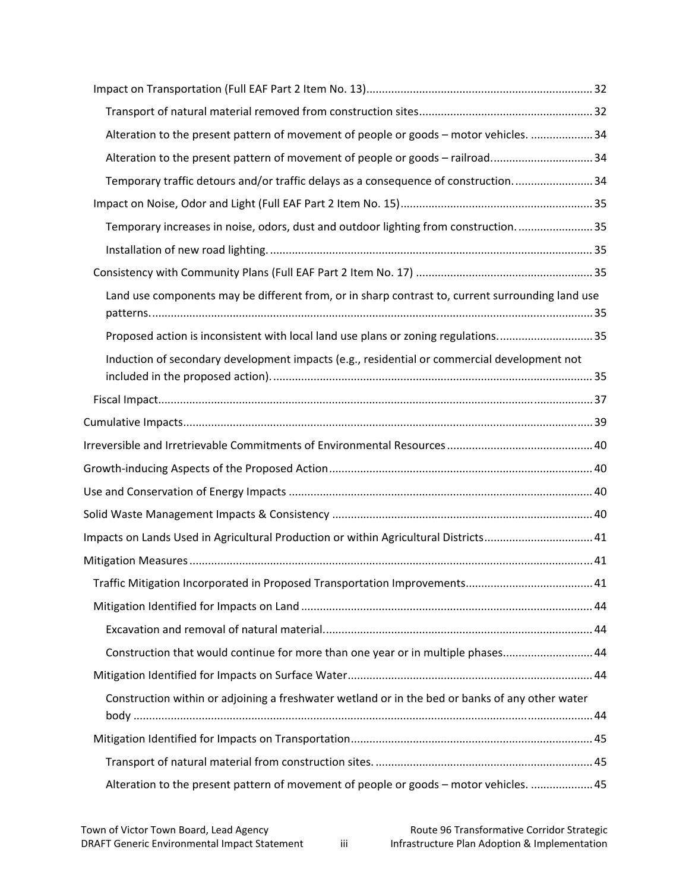- Impact on Transportation (Full EAF Part 2 Item No. 13) ........ 32
  - Transport of natural material removed from construction sites ........ 32
  - Alteration to the present pattern of movement of people or goods – motor vehicles. ........ 34
  - Alteration to the present pattern of movement of people or goods – railroad. ........ 34
  - Temporary traffic detours and/or traffic delays as a consequence of construction. ........ 34
- Impact on Noise, Odor and Light (Full EAF Part 2 Item No. 15) ........ 35
  - Temporary increases in noise, odors, dust and outdoor lighting from construction. ........ 35
  - Installation of new road lighting. ........ 35
- Consistency with Community Plans (Full EAF Part 2 Item No. 17) ........ 35
  - Land use components may be different from, or in sharp contrast to, current surrounding land use patterns. ........ 35
  - Proposed action is inconsistent with local land use plans or zoning regulations. ........ 35
  - Induction of secondary development impacts (e.g., residential or commercial development not included in the proposed action). ........ 35
- Fiscal Impact ........ 37

Cumulative Impacts ........ 39

Irreversible and Irretrievable Commitments of Environmental Resources ........ 40

Growth-inducing Aspects of the Proposed Action ........ 40

Use and Conservation of Energy Impacts ........ 40

Solid Waste Management Impacts & Consistency ........ 40

Impacts on Lands Used in Agricultural Production or within Agricultural Districts ........ 41

Mitigation Measures ........ 41

- Traffic Mitigation Incorporated in Proposed Transportation Improvements ........ 41
- Mitigation Identified for Impacts on Land ........ 44
  - Excavation and removal of natural material. ........ 44
  - Construction that would continue for more than one year or in multiple phases. ........ 44
- Mitigation Identified for Impacts on Surface Water ........ 44
  - Construction within or adjoining a freshwater wetland or in the bed or banks of any other water body ........ 44
- Mitigation Identified for Impacts on Transportation ........ 45
  - Transport of natural material from construction sites. ........ 45
  - Alteration to the present pattern of movement of people or goods – motor vehicles. ........ 45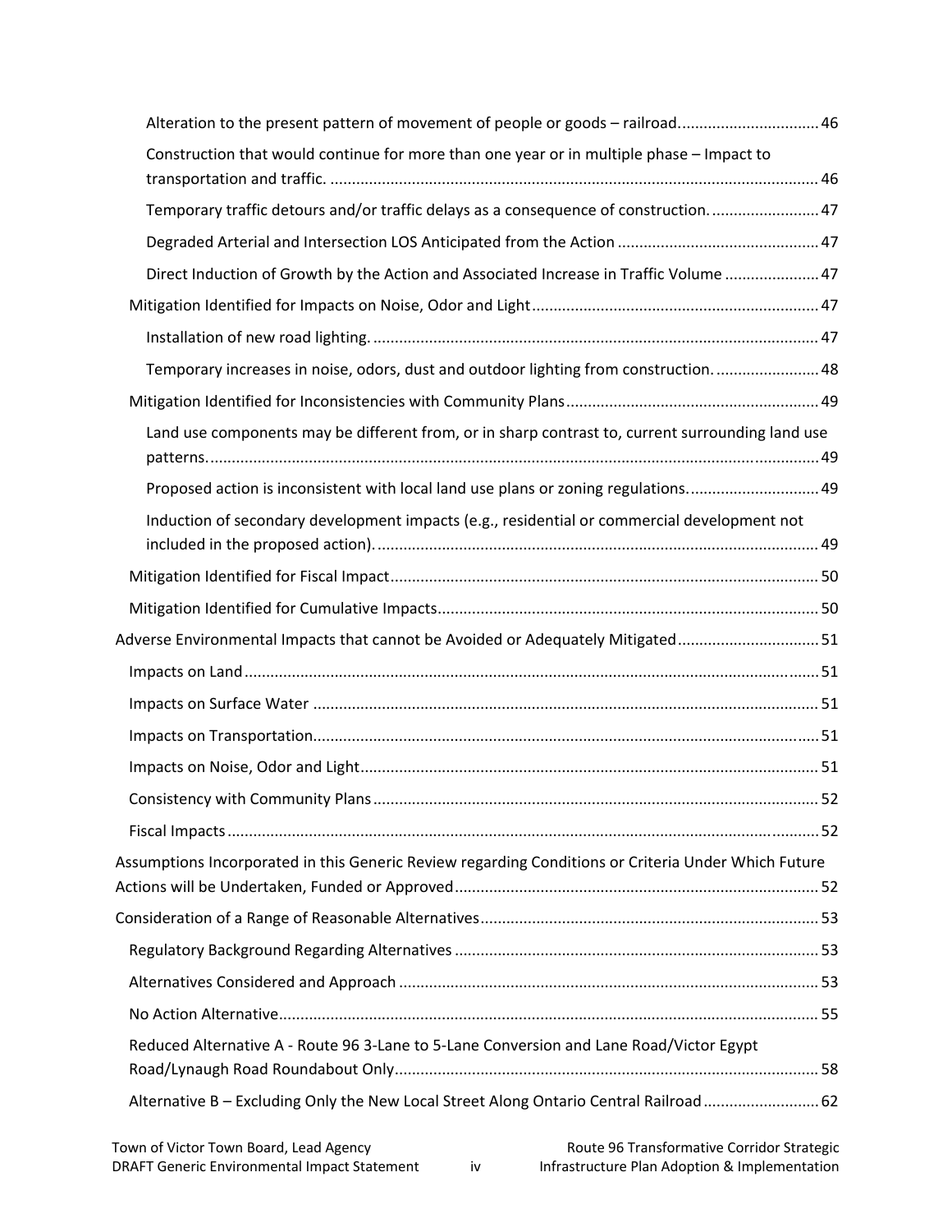Alteration to the present pattern of movement of people or goods – railroad. .......... 46

Construction that would continue for more than one year or in multiple phase – Impact to transportation and traffic. .......... 46

Temporary traffic detours and/or traffic delays as a consequence of construction. .......... 47

Degraded Arterial and Intersection LOS Anticipated from the Action .......... 47

Direct Induction of Growth by the Action and Associated Increase in Traffic Volume .......... 47

Mitigation Identified for Impacts on Noise, Odor and Light .......... 47

Installation of new road lighting. .......... 47

Temporary increases in noise, odors, dust and outdoor lighting from construction. .......... 48

Mitigation Identified for Inconsistencies with Community Plans .......... 49

Land use components may be different from, or in sharp contrast to, current surrounding land use patterns. .......... 49

Proposed action is inconsistent with local land use plans or zoning regulations. .......... 49

Induction of secondary development impacts (e.g., residential or commercial development not included in the proposed action). .......... 49

Mitigation Identified for Fiscal Impact .......... 50

Mitigation Identified for Cumulative Impacts .......... 50

Adverse Environmental Impacts that cannot be Avoided or Adequately Mitigated .......... 51

Impacts on Land .......... 51

Impacts on Surface Water .......... 51

Impacts on Transportation .......... 51

Impacts on Noise, Odor and Light .......... 51

Consistency with Community Plans .......... 52

Fiscal Impacts .......... 52

Assumptions Incorporated in this Generic Review regarding Conditions or Criteria Under Which Future Actions will be Undertaken, Funded or Approved .......... 52

Consideration of a Range of Reasonable Alternatives .......... 53

Regulatory Background Regarding Alternatives .......... 53

Alternatives Considered and Approach .......... 53

No Action Alternative .......... 55

Reduced Alternative A - Route 96 3-Lane to 5-Lane Conversion and Lane Road/Victor Egypt Road/Lynaugh Road Roundabout Only .......... 58

Alternative B – Excluding Only the New Local Street Along Ontario Central Railroad .......... 62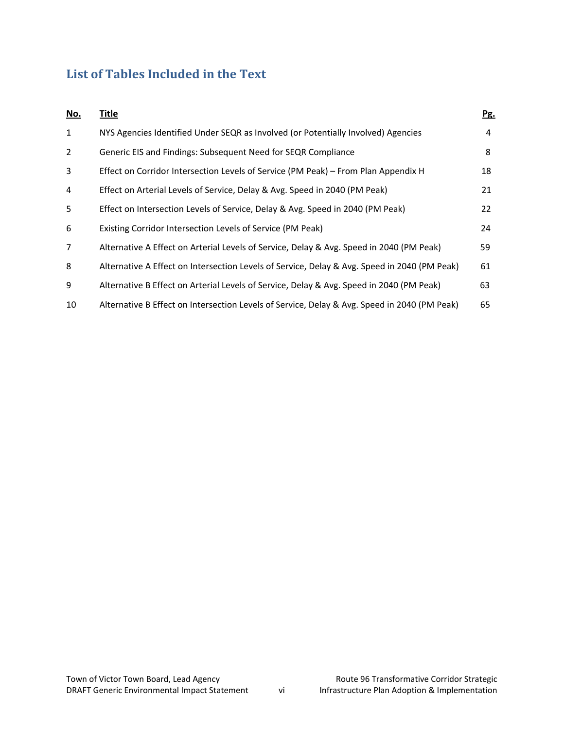## List of Tables Included in the Text

| No. | Title | Pg. |
|---|---|---|
| 1 | NYS Agencies Identified Under SEQR as Involved (or Potentially Involved) Agencies | 4 |
| 2 | Generic EIS and Findings: Subsequent Need for SEQR Compliance | 8 |
| 3 | Effect on Corridor Intersection Levels of Service (PM Peak) – From Plan Appendix H | 18 |
| 4 | Effect on Arterial Levels of Service, Delay & Avg. Speed in 2040 (PM Peak) | 21 |
| 5 | Effect on Intersection Levels of Service, Delay & Avg. Speed in 2040 (PM Peak) | 22 |
| 6 | Existing Corridor Intersection Levels of Service (PM Peak) | 24 |
| 7 | Alternative A Effect on Arterial Levels of Service, Delay & Avg. Speed in 2040 (PM Peak) | 59 |
| 8 | Alternative A Effect on Intersection Levels of Service, Delay & Avg. Speed in 2040 (PM Peak) | 61 |
| 9 | Alternative B Effect on Arterial Levels of Service, Delay & Avg. Speed in 2040 (PM Peak) | 63 |
| 10 | Alternative B Effect on Intersection Levels of Service, Delay & Avg. Speed in 2040 (PM Peak) | 65 |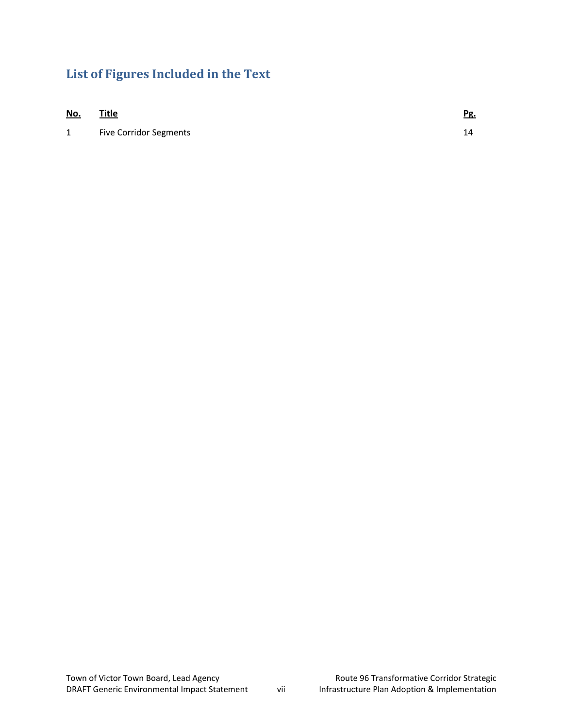## List of Figures Included in the Text

| No. | Title | Pg. |
| --- | --- | --- |
| 1 | Five Corridor Segments | 14 |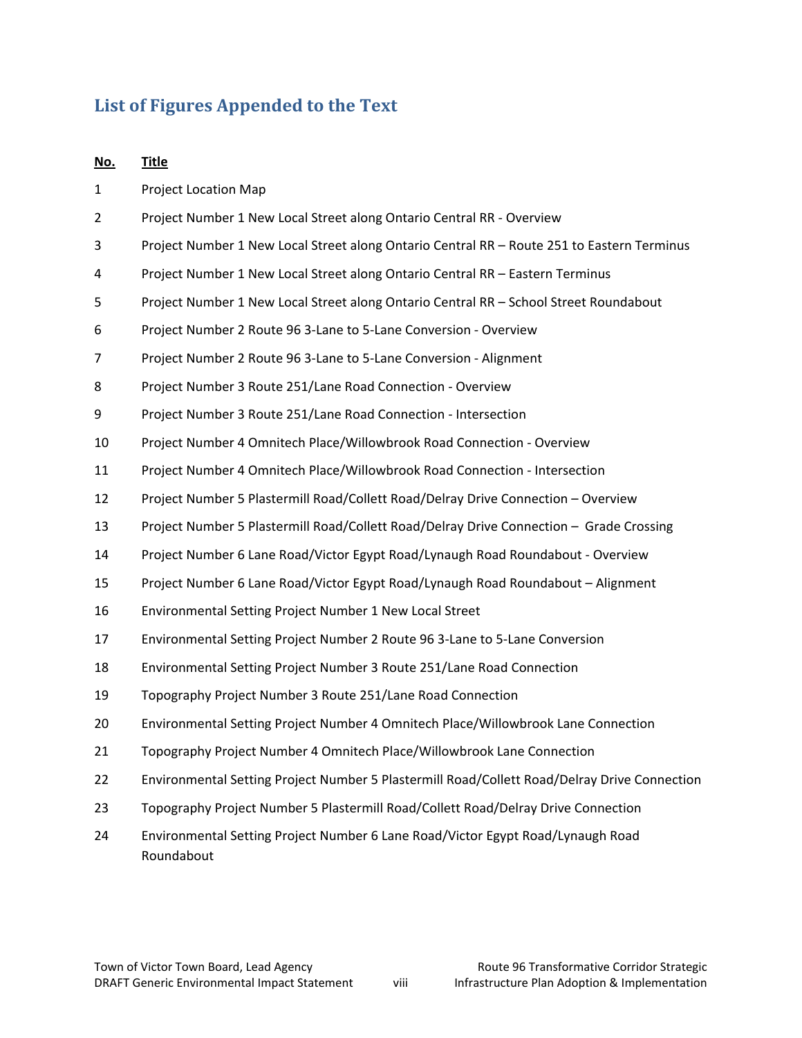## List of Figures Appended to the Text

| No. | Title |
|---|---|
| 1 | Project Location Map |
| 2 | Project Number 1 New Local Street along Ontario Central RR - Overview |
| 3 | Project Number 1 New Local Street along Ontario Central RR – Route 251 to Eastern Terminus |
| 4 | Project Number 1 New Local Street along Ontario Central RR – Eastern Terminus |
| 5 | Project Number 1 New Local Street along Ontario Central RR – School Street Roundabout |
| 6 | Project Number 2 Route 96 3-Lane to 5-Lane Conversion - Overview |
| 7 | Project Number 2 Route 96 3-Lane to 5-Lane Conversion - Alignment |
| 8 | Project Number 3 Route 251/Lane Road Connection - Overview |
| 9 | Project Number 3 Route 251/Lane Road Connection - Intersection |
| 10 | Project Number 4 Omnitech Place/Willowbrook Road Connection - Overview |
| 11 | Project Number 4 Omnitech Place/Willowbrook Road Connection - Intersection |
| 12 | Project Number 5 Plastermill Road/Collett Road/Delray Drive Connection – Overview |
| 13 | Project Number 5 Plastermill Road/Collett Road/Delray Drive Connection – Grade Crossing |
| 14 | Project Number 6 Lane Road/Victor Egypt Road/Lynaugh Road Roundabout - Overview |
| 15 | Project Number 6 Lane Road/Victor Egypt Road/Lynaugh Road Roundabout – Alignment |
| 16 | Environmental Setting Project Number 1 New Local Street |
| 17 | Environmental Setting Project Number 2 Route 96 3-Lane to 5-Lane Conversion |
| 18 | Environmental Setting Project Number 3 Route 251/Lane Road Connection |
| 19 | Topography Project Number 3 Route 251/Lane Road Connection |
| 20 | Environmental Setting Project Number 4 Omnitech Place/Willowbrook Lane Connection |
| 21 | Topography Project Number 4 Omnitech Place/Willowbrook Lane Connection |
| 22 | Environmental Setting Project Number 5 Plastermill Road/Collett Road/Delray Drive Connection |
| 23 | Topography Project Number 5 Plastermill Road/Collett Road/Delray Drive Connection |
| 24 | Environmental Setting Project Number 6 Lane Road/Victor Egypt Road/Lynaugh Road Roundabout |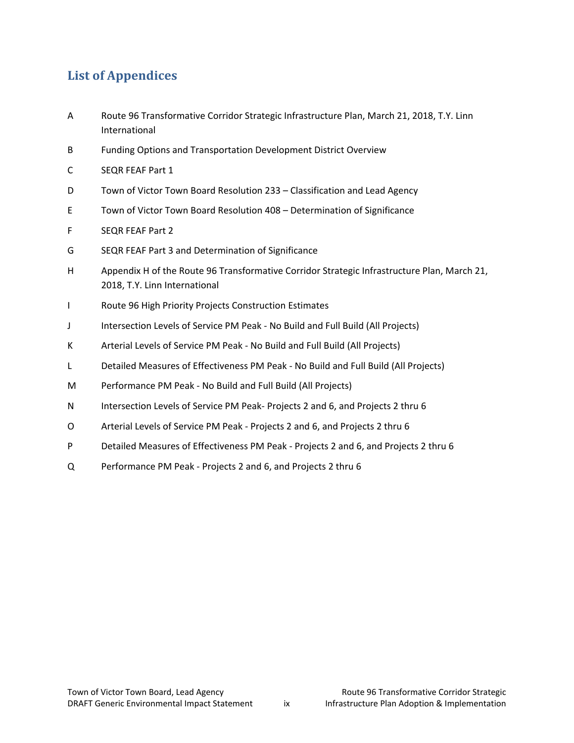## List of Appendices

| | |
|---|---|
| A | Route 96 Transformative Corridor Strategic Infrastructure Plan, March 21, 2018, T.Y. Linn International |
| B | Funding Options and Transportation Development District Overview |
| C | SEQR FEAF Part 1 |
| D | Town of Victor Town Board Resolution 233 – Classification and Lead Agency |
| E | Town of Victor Town Board Resolution 408 – Determination of Significance |
| F | SEQR FEAF Part 2 |
| G | SEQR FEAF Part 3 and Determination of Significance |
| H | Appendix H of the Route 96 Transformative Corridor Strategic Infrastructure Plan, March 21, 2018, T.Y. Linn International |
| I | Route 96 High Priority Projects Construction Estimates |
| J | Intersection Levels of Service PM Peak - No Build and Full Build (All Projects) |
| K | Arterial Levels of Service PM Peak - No Build and Full Build (All Projects) |
| L | Detailed Measures of Effectiveness PM Peak - No Build and Full Build (All Projects) |
| M | Performance PM Peak - No Build and Full Build (All Projects) |
| N | Intersection Levels of Service PM Peak- Projects 2 and 6, and Projects 2 thru 6 |
| O | Arterial Levels of Service PM Peak - Projects 2 and 6, and Projects 2 thru 6 |
| P | Detailed Measures of Effectiveness PM Peak - Projects 2 and 6, and Projects 2 thru 6 |
| Q | Performance PM Peak - Projects 2 and 6, and Projects 2 thru 6 |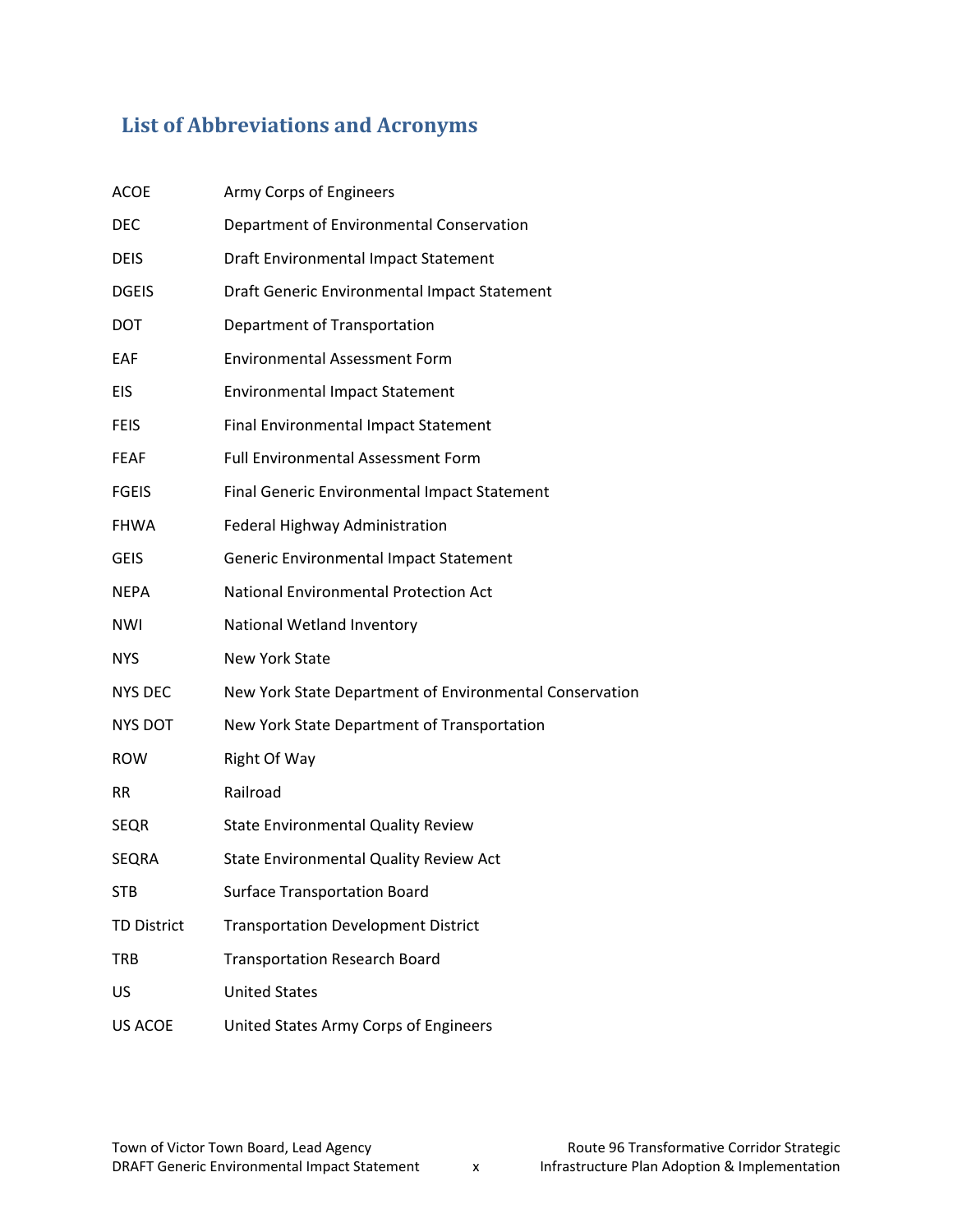## List of Abbreviations and Acronyms

| | |
|---|---|
| ACOE | Army Corps of Engineers |
| DEC | Department of Environmental Conservation |
| DEIS | Draft Environmental Impact Statement |
| DGEIS | Draft Generic Environmental Impact Statement |
| DOT | Department of Transportation |
| EAF | Environmental Assessment Form |
| EIS | Environmental Impact Statement |
| FEIS | Final Environmental Impact Statement |
| FEAF | Full Environmental Assessment Form |
| FGEIS | Final Generic Environmental Impact Statement |
| FHWA | Federal Highway Administration |
| GEIS | Generic Environmental Impact Statement |
| NEPA | National Environmental Protection Act |
| NWI | National Wetland Inventory |
| NYS | New York State |
| NYS DEC | New York State Department of Environmental Conservation |
| NYS DOT | New York State Department of Transportation |
| ROW | Right Of Way |
| RR | Railroad |
| SEQR | State Environmental Quality Review |
| SEQRA | State Environmental Quality Review Act |
| STB | Surface Transportation Board |
| TD District | Transportation Development District |
| TRB | Transportation Research Board |
| US | United States |
| US ACOE | United States Army Corps of Engineers |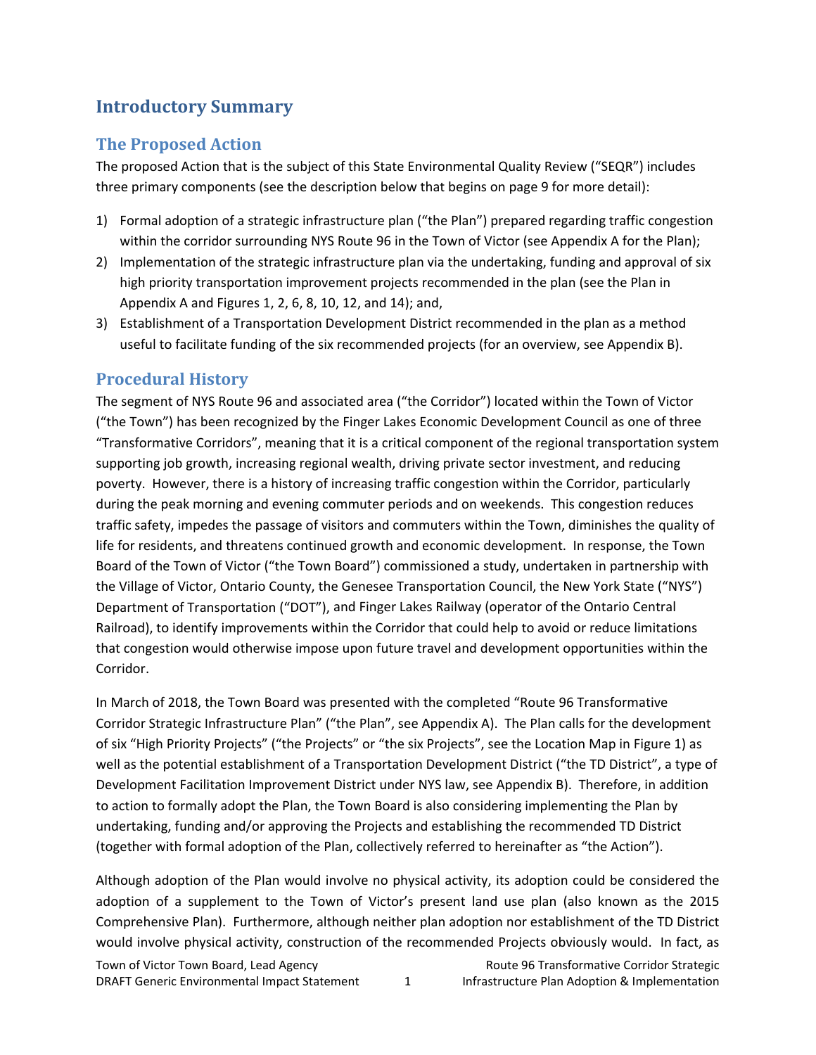# Introductory Summary

## The Proposed Action

The proposed Action that is the subject of this State Environmental Quality Review ("SEQR") includes three primary components (see the description below that begins on page 9 for more detail):

1) Formal adoption of a strategic infrastructure plan ("the Plan") prepared regarding traffic congestion within the corridor surrounding NYS Route 96 in the Town of Victor (see Appendix A for the Plan);
2) Implementation of the strategic infrastructure plan via the undertaking, funding and approval of six high priority transportation improvement projects recommended in the plan (see the Plan in Appendix A and Figures 1, 2, 6, 8, 10, 12, and 14); and,
3) Establishment of a Transportation Development District recommended in the plan as a method useful to facilitate funding of the six recommended projects (for an overview, see Appendix B).

## Procedural History

The segment of NYS Route 96 and associated area ("the Corridor") located within the Town of Victor ("the Town") has been recognized by the Finger Lakes Economic Development Council as one of three "Transformative Corridors", meaning that it is a critical component of the regional transportation system supporting job growth, increasing regional wealth, driving private sector investment, and reducing poverty. However, there is a history of increasing traffic congestion within the Corridor, particularly during the peak morning and evening commuter periods and on weekends. This congestion reduces traffic safety, impedes the passage of visitors and commuters within the Town, diminishes the quality of life for residents, and threatens continued growth and economic development. In response, the Town Board of the Town of Victor ("the Town Board") commissioned a study, undertaken in partnership with the Village of Victor, Ontario County, the Genesee Transportation Council, the New York State ("NYS") Department of Transportation ("DOT"), and Finger Lakes Railway (operator of the Ontario Central Railroad), to identify improvements within the Corridor that could help to avoid or reduce limitations that congestion would otherwise impose upon future travel and development opportunities within the Corridor.

In March of 2018, the Town Board was presented with the completed "Route 96 Transformative Corridor Strategic Infrastructure Plan" ("the Plan", see Appendix A). The Plan calls for the development of six "High Priority Projects" ("the Projects" or "the six Projects", see the Location Map in Figure 1) as well as the potential establishment of a Transportation Development District ("the TD District", a type of Development Facilitation Improvement District under NYS law, see Appendix B). Therefore, in addition to action to formally adopt the Plan, the Town Board is also considering implementing the Plan by undertaking, funding and/or approving the Projects and establishing the recommended TD District (together with formal adoption of the Plan, collectively referred to hereinafter as "the Action").

Although adoption of the Plan would involve no physical activity, its adoption could be considered the adoption of a supplement to the Town of Victor's present land use plan (also known as the 2015 Comprehensive Plan). Furthermore, although neither plan adoption nor establishment of the TD District would involve physical activity, construction of the recommended Projects obviously would. In fact, as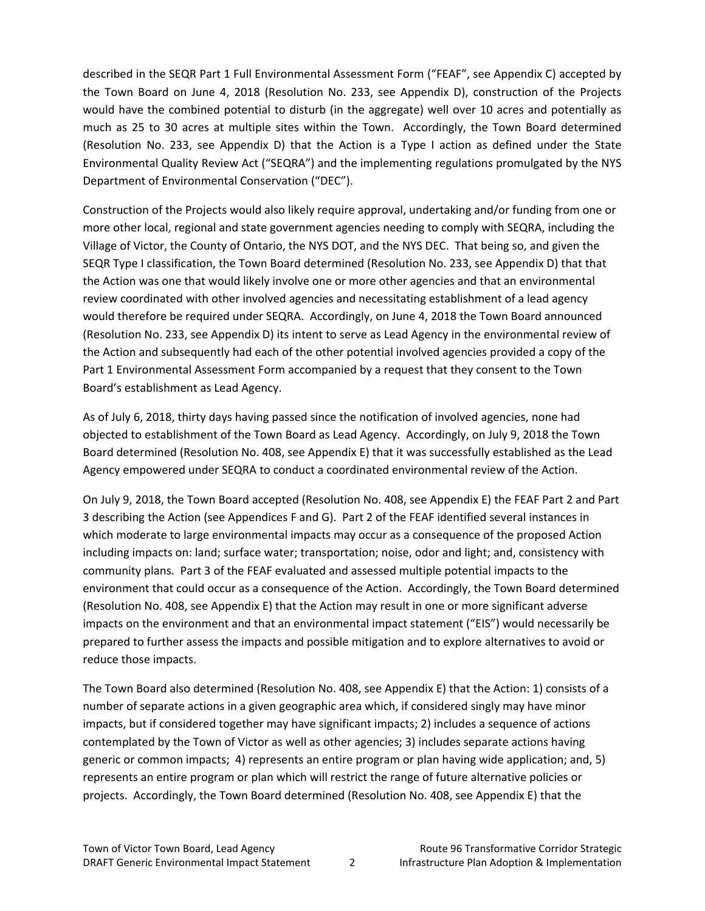described in the SEQR Part 1 Full Environmental Assessment Form ("FEAF", see Appendix C) accepted by the Town Board on June 4, 2018 (Resolution No. 233, see Appendix D), construction of the Projects would have the combined potential to disturb (in the aggregate) well over 10 acres and potentially as much as 25 to 30 acres at multiple sites within the Town. Accordingly, the Town Board determined (Resolution No. 233, see Appendix D) that the Action is a Type I action as defined under the State Environmental Quality Review Act ("SEQRA") and the implementing regulations promulgated by the NYS Department of Environmental Conservation ("DEC").

Construction of the Projects would also likely require approval, undertaking and/or funding from one or more other local, regional and state government agencies needing to comply with SEQRA, including the Village of Victor, the County of Ontario, the NYS DOT, and the NYS DEC. That being so, and given the SEQR Type I classification, the Town Board determined (Resolution No. 233, see Appendix D) that that the Action was one that would likely involve one or more other agencies and that an environmental review coordinated with other involved agencies and necessitating establishment of a lead agency would therefore be required under SEQRA. Accordingly, on June 4, 2018 the Town Board announced (Resolution No. 233, see Appendix D) its intent to serve as Lead Agency in the environmental review of the Action and subsequently had each of the other potential involved agencies provided a copy of the Part 1 Environmental Assessment Form accompanied by a request that they consent to the Town Board's establishment as Lead Agency.

As of July 6, 2018, thirty days having passed since the notification of involved agencies, none had objected to establishment of the Town Board as Lead Agency. Accordingly, on July 9, 2018 the Town Board determined (Resolution No. 408, see Appendix E) that it was successfully established as the Lead Agency empowered under SEQRA to conduct a coordinated environmental review of the Action.

On July 9, 2018, the Town Board accepted (Resolution No. 408, see Appendix E) the FEAF Part 2 and Part 3 describing the Action (see Appendices F and G). Part 2 of the FEAF identified several instances in which moderate to large environmental impacts may occur as a consequence of the proposed Action including impacts on: land; surface water; transportation; noise, odor and light; and, consistency with community plans. Part 3 of the FEAF evaluated and assessed multiple potential impacts to the environment that could occur as a consequence of the Action. Accordingly, the Town Board determined (Resolution No. 408, see Appendix E) that the Action may result in one or more significant adverse impacts on the environment and that an environmental impact statement ("EIS") would necessarily be prepared to further assess the impacts and possible mitigation and to explore alternatives to avoid or reduce those impacts.

The Town Board also determined (Resolution No. 408, see Appendix E) that the Action: 1) consists of a number of separate actions in a given geographic area which, if considered singly may have minor impacts, but if considered together may have significant impacts; 2) includes a sequence of actions contemplated by the Town of Victor as well as other agencies; 3) includes separate actions having generic or common impacts; 4) represents an entire program or plan having wide application; and, 5) represents an entire program or plan which will restrict the range of future alternative policies or projects. Accordingly, the Town Board determined (Resolution No. 408, see Appendix E) that the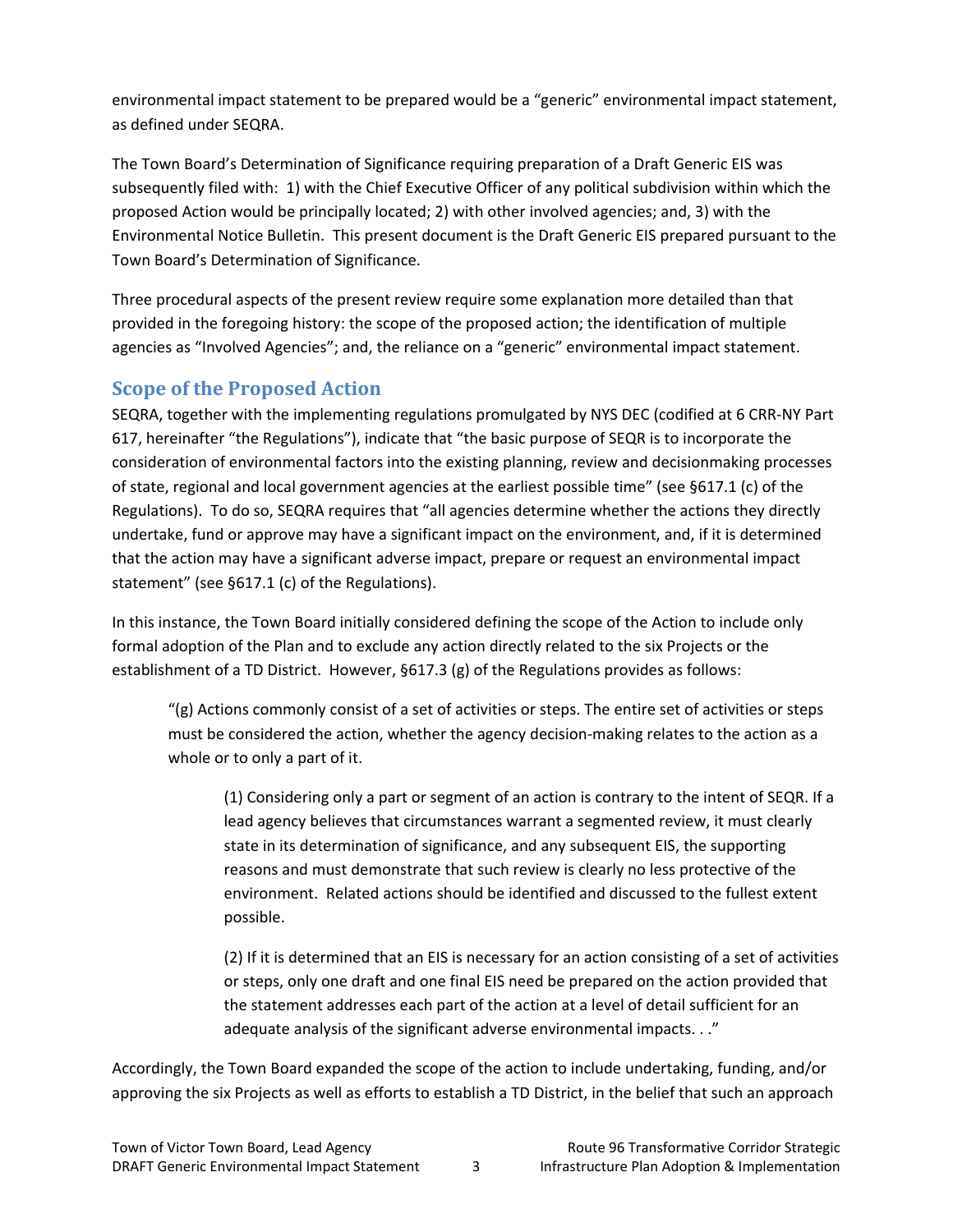environmental impact statement to be prepared would be a "generic" environmental impact statement, as defined under SEQRA.

The Town Board's Determination of Significance requiring preparation of a Draft Generic EIS was subsequently filed with: 1) with the Chief Executive Officer of any political subdivision within which the proposed Action would be principally located; 2) with other involved agencies; and, 3) with the Environmental Notice Bulletin. This present document is the Draft Generic EIS prepared pursuant to the Town Board's Determination of Significance.

Three procedural aspects of the present review require some explanation more detailed than that provided in the foregoing history: the scope of the proposed action; the identification of multiple agencies as "Involved Agencies"; and, the reliance on a "generic" environmental impact statement.

## Scope of the Proposed Action

SEQRA, together with the implementing regulations promulgated by NYS DEC (codified at 6 CRR-NY Part 617, hereinafter "the Regulations"), indicate that "the basic purpose of SEQR is to incorporate the consideration of environmental factors into the existing planning, review and decisionmaking processes of state, regional and local government agencies at the earliest possible time" (see §617.1 (c) of the Regulations). To do so, SEQRA requires that "all agencies determine whether the actions they directly undertake, fund or approve may have a significant impact on the environment, and, if it is determined that the action may have a significant adverse impact, prepare or request an environmental impact statement" (see §617.1 (c) of the Regulations).

In this instance, the Town Board initially considered defining the scope of the Action to include only formal adoption of the Plan and to exclude any action directly related to the six Projects or the establishment of a TD District. However, §617.3 (g) of the Regulations provides as follows:

> "(g) Actions commonly consist of a set of activities or steps. The entire set of activities or steps must be considered the action, whether the agency decision-making relates to the action as a whole or to only a part of it.
>
> > (1) Considering only a part or segment of an action is contrary to the intent of SEQR. If a lead agency believes that circumstances warrant a segmented review, it must clearly state in its determination of significance, and any subsequent EIS, the supporting reasons and must demonstrate that such review is clearly no less protective of the environment. Related actions should be identified and discussed to the fullest extent possible.
> >
> > (2) If it is determined that an EIS is necessary for an action consisting of a set of activities or steps, only one draft and one final EIS need be prepared on the action provided that the statement addresses each part of the action at a level of detail sufficient for an adequate analysis of the significant adverse environmental impacts. . ."

Accordingly, the Town Board expanded the scope of the action to include undertaking, funding, and/or approving the six Projects as well as efforts to establish a TD District, in the belief that such an approach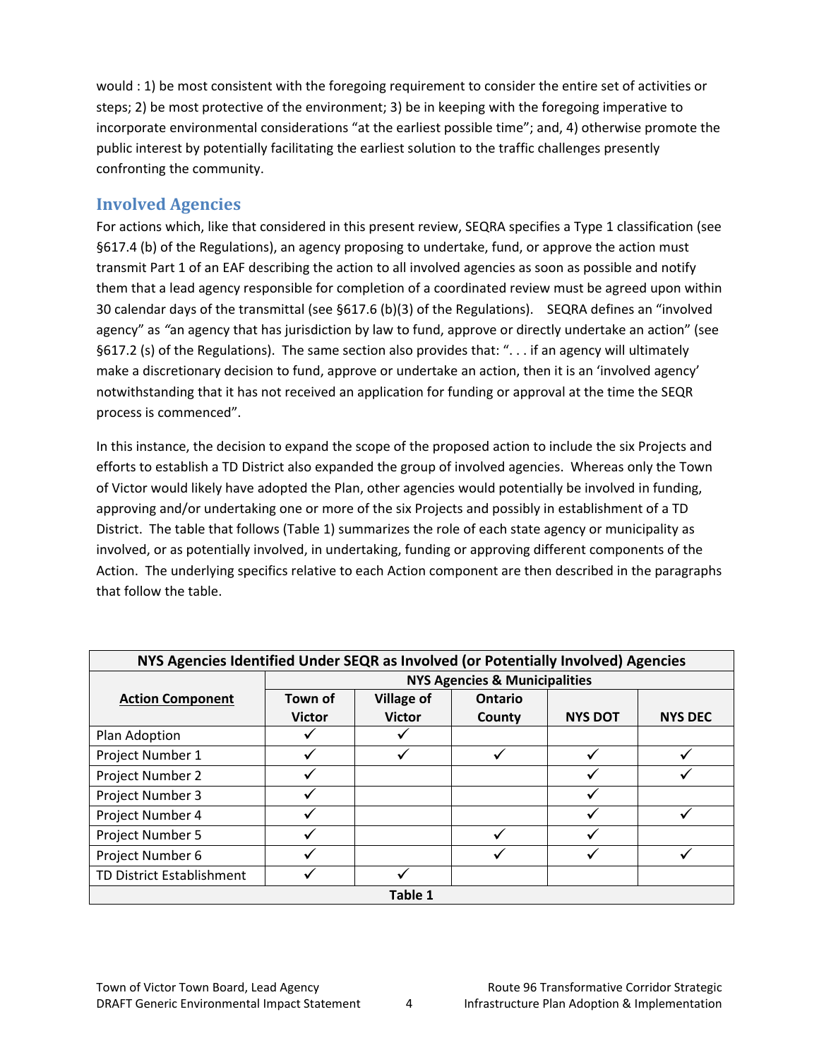would : 1) be most consistent with the foregoing requirement to consider the entire set of activities or steps; 2) be most protective of the environment; 3) be in keeping with the foregoing imperative to incorporate environmental considerations "at the earliest possible time"; and, 4) otherwise promote the public interest by potentially facilitating the earliest solution to the traffic challenges presently confronting the community.

## Involved Agencies

For actions which, like that considered in this present review, SEQRA specifies a Type 1 classification (see §617.4 (b) of the Regulations), an agency proposing to undertake, fund, or approve the action must transmit Part 1 of an EAF describing the action to all involved agencies as soon as possible and notify them that a lead agency responsible for completion of a coordinated review must be agreed upon within 30 calendar days of the transmittal (see §617.6 (b)(3) of the Regulations). SEQRA defines an "involved agency" as *"*an agency that has jurisdiction by law to fund, approve or directly undertake an action" (see §617.2 (s) of the Regulations). The same section also provides that: ". . . if an agency will ultimately make a discretionary decision to fund, approve or undertake an action, then it is an 'involved agency' notwithstanding that it has not received an application for funding or approval at the time the SEQR process is commenced".

In this instance, the decision to expand the scope of the proposed action to include the six Projects and efforts to establish a TD District also expanded the group of involved agencies. Whereas only the Town of Victor would likely have adopted the Plan, other agencies would potentially be involved in funding, approving and/or undertaking one or more of the six Projects and possibly in establishment of a TD District. The table that follows (Table 1) summarizes the role of each state agency or municipality as involved, or as potentially involved, in undertaking, funding or approving different components of the Action. The underlying specifics relative to each Action component are then described in the paragraphs that follow the table.

**NYS Agencies Identified Under SEQR as Involved (or Potentially Involved) Agencies**

| **Action Component** | **NYS Agencies & Municipalities** | | | | |
|---|---|---|---|---|---|
| | **Town of Victor** | **Village of Victor** | **Ontario County** | **NYS DOT** | **NYS DEC** |
| Plan Adoption | ✓ | ✓ | | | |
| Project Number 1 | ✓ | ✓ | ✓ | ✓ | ✓ |
| Project Number 2 | ✓ | | | ✓ | ✓ |
| Project Number 3 | ✓ | | | ✓ | |
| Project Number 4 | ✓ | | | ✓ | ✓ |
| Project Number 5 | ✓ | | ✓ | ✓ | |
| Project Number 6 | ✓ | | ✓ | ✓ | ✓ |
| TD District Establishment | ✓ | ✓ | | | |

**Table 1**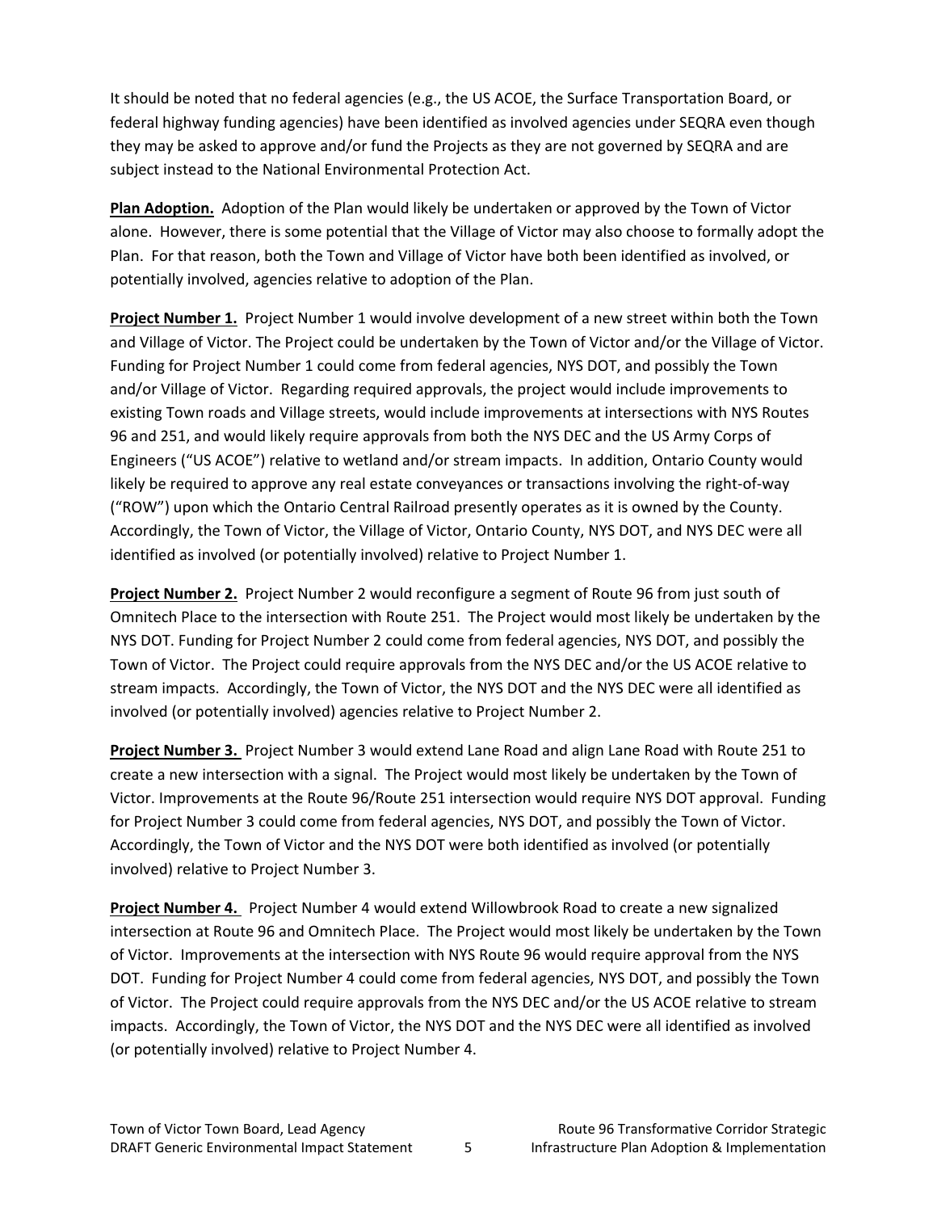It should be noted that no federal agencies (e.g., the US ACOE, the Surface Transportation Board, or federal highway funding agencies) have been identified as involved agencies under SEQRA even though they may be asked to approve and/or fund the Projects as they are not governed by SEQRA and are subject instead to the National Environmental Protection Act.

**Plan Adoption.** Adoption of the Plan would likely be undertaken or approved by the Town of Victor alone. However, there is some potential that the Village of Victor may also choose to formally adopt the Plan. For that reason, both the Town and Village of Victor have both been identified as involved, or potentially involved, agencies relative to adoption of the Plan.

**Project Number 1.** Project Number 1 would involve development of a new street within both the Town and Village of Victor. The Project could be undertaken by the Town of Victor and/or the Village of Victor. Funding for Project Number 1 could come from federal agencies, NYS DOT, and possibly the Town and/or Village of Victor. Regarding required approvals, the project would include improvements to existing Town roads and Village streets, would include improvements at intersections with NYS Routes 96 and 251, and would likely require approvals from both the NYS DEC and the US Army Corps of Engineers ("US ACOE") relative to wetland and/or stream impacts. In addition, Ontario County would likely be required to approve any real estate conveyances or transactions involving the right-of-way ("ROW") upon which the Ontario Central Railroad presently operates as it is owned by the County. Accordingly, the Town of Victor, the Village of Victor, Ontario County, NYS DOT, and NYS DEC were all identified as involved (or potentially involved) relative to Project Number 1.

**Project Number 2.** Project Number 2 would reconfigure a segment of Route 96 from just south of Omnitech Place to the intersection with Route 251. The Project would most likely be undertaken by the NYS DOT. Funding for Project Number 2 could come from federal agencies, NYS DOT, and possibly the Town of Victor. The Project could require approvals from the NYS DEC and/or the US ACOE relative to stream impacts. Accordingly, the Town of Victor, the NYS DOT and the NYS DEC were all identified as involved (or potentially involved) agencies relative to Project Number 2.

**Project Number 3.** Project Number 3 would extend Lane Road and align Lane Road with Route 251 to create a new intersection with a signal. The Project would most likely be undertaken by the Town of Victor. Improvements at the Route 96/Route 251 intersection would require NYS DOT approval. Funding for Project Number 3 could come from federal agencies, NYS DOT, and possibly the Town of Victor. Accordingly, the Town of Victor and the NYS DOT were both identified as involved (or potentially involved) relative to Project Number 3.

**Project Number 4.** Project Number 4 would extend Willowbrook Road to create a new signalized intersection at Route 96 and Omnitech Place. The Project would most likely be undertaken by the Town of Victor. Improvements at the intersection with NYS Route 96 would require approval from the NYS DOT. Funding for Project Number 4 could come from federal agencies, NYS DOT, and possibly the Town of Victor. The Project could require approvals from the NYS DEC and/or the US ACOE relative to stream impacts. Accordingly, the Town of Victor, the NYS DOT and the NYS DEC were all identified as involved (or potentially involved) relative to Project Number 4.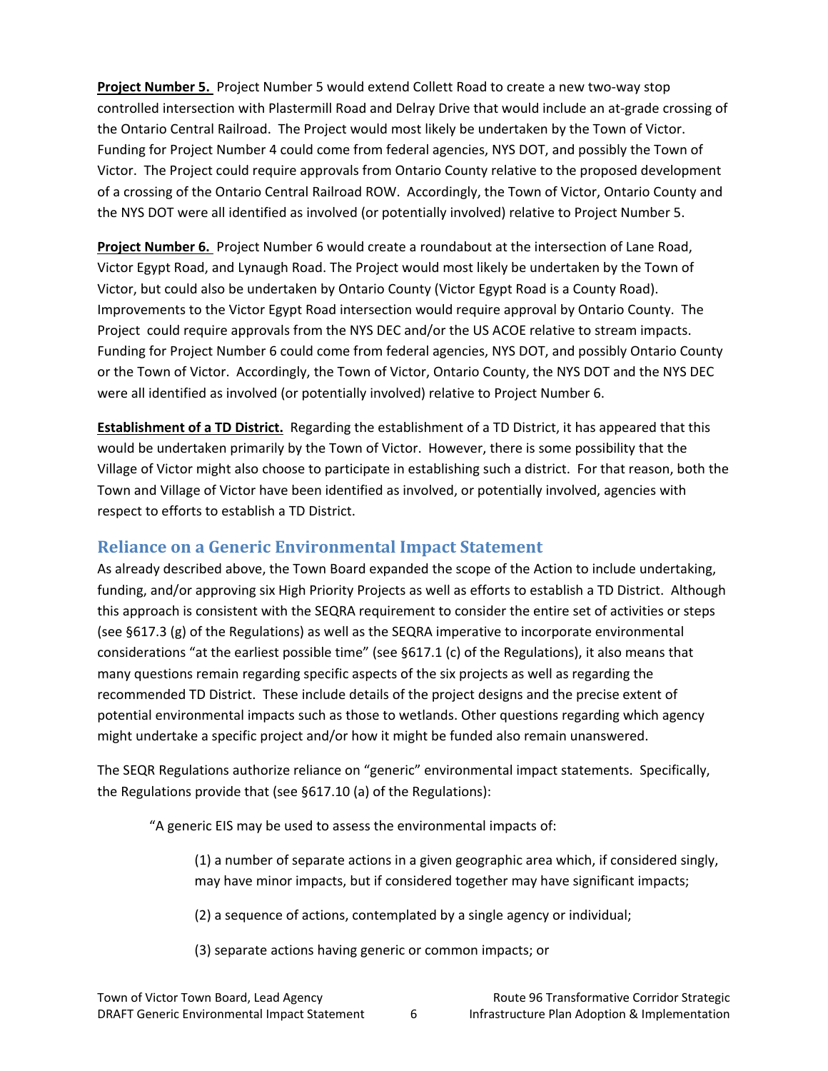**Project Number 5.** Project Number 5 would extend Collett Road to create a new two-way stop controlled intersection with Plastermill Road and Delray Drive that would include an at-grade crossing of the Ontario Central Railroad. The Project would most likely be undertaken by the Town of Victor. Funding for Project Number 4 could come from federal agencies, NYS DOT, and possibly the Town of Victor. The Project could require approvals from Ontario County relative to the proposed development of a crossing of the Ontario Central Railroad ROW. Accordingly, the Town of Victor, Ontario County and the NYS DOT were all identified as involved (or potentially involved) relative to Project Number 5.

**Project Number 6.** Project Number 6 would create a roundabout at the intersection of Lane Road, Victor Egypt Road, and Lynaugh Road. The Project would most likely be undertaken by the Town of Victor, but could also be undertaken by Ontario County (Victor Egypt Road is a County Road). Improvements to the Victor Egypt Road intersection would require approval by Ontario County. The Project could require approvals from the NYS DEC and/or the US ACOE relative to stream impacts. Funding for Project Number 6 could come from federal agencies, NYS DOT, and possibly Ontario County or the Town of Victor. Accordingly, the Town of Victor, Ontario County, the NYS DOT and the NYS DEC were all identified as involved (or potentially involved) relative to Project Number 6.

**Establishment of a TD District.** Regarding the establishment of a TD District, it has appeared that this would be undertaken primarily by the Town of Victor. However, there is some possibility that the Village of Victor might also choose to participate in establishing such a district. For that reason, both the Town and Village of Victor have been identified as involved, or potentially involved, agencies with respect to efforts to establish a TD District.

## Reliance on a Generic Environmental Impact Statement

As already described above, the Town Board expanded the scope of the Action to include undertaking, funding, and/or approving six High Priority Projects as well as efforts to establish a TD District. Although this approach is consistent with the SEQRA requirement to consider the entire set of activities or steps (see §617.3 (g) of the Regulations) as well as the SEQRA imperative to incorporate environmental considerations "at the earliest possible time" (see §617.1 (c) of the Regulations), it also means that many questions remain regarding specific aspects of the six projects as well as regarding the recommended TD District. These include details of the project designs and the precise extent of potential environmental impacts such as those to wetlands. Other questions regarding which agency might undertake a specific project and/or how it might be funded also remain unanswered.

The SEQR Regulations authorize reliance on "generic" environmental impact statements. Specifically, the Regulations provide that (see §617.10 (a) of the Regulations):

> "A generic EIS may be used to assess the environmental impacts of:
>
> > (1) a number of separate actions in a given geographic area which, if considered singly, may have minor impacts, but if considered together may have significant impacts;
> >
> > (2) a sequence of actions, contemplated by a single agency or individual;
> >
> > (3) separate actions having generic or common impacts; or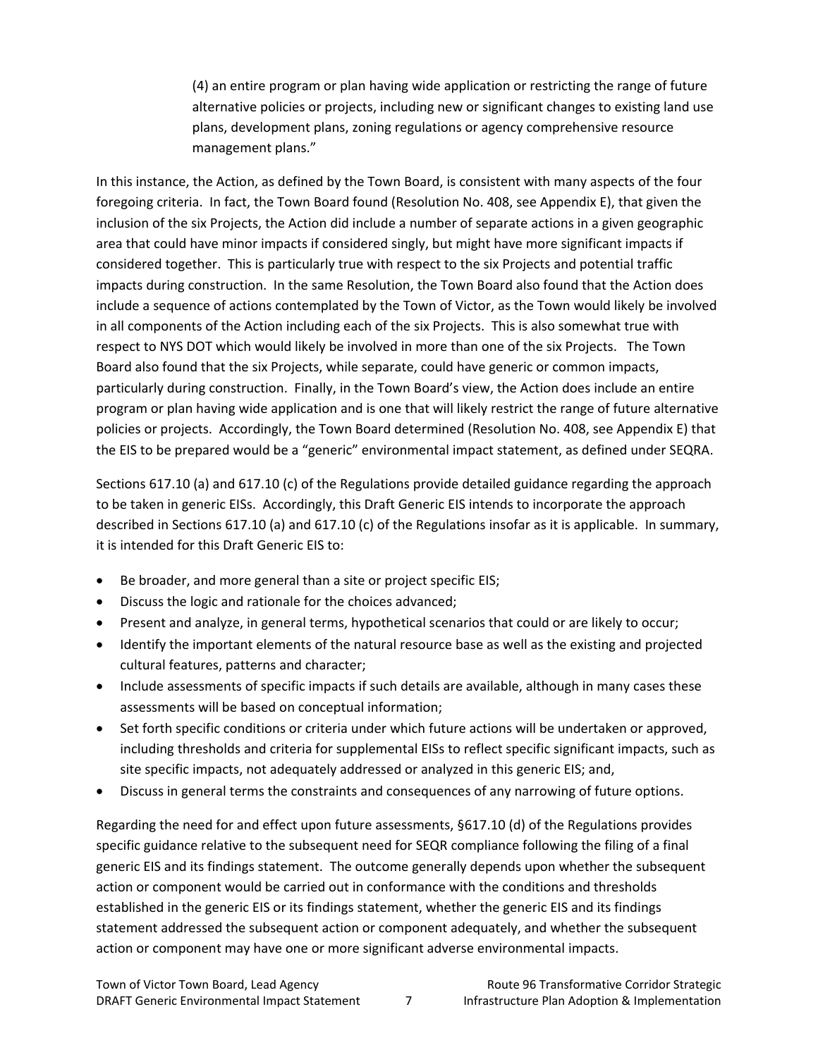(4) an entire program or plan having wide application or restricting the range of future alternative policies or projects, including new or significant changes to existing land use plans, development plans, zoning regulations or agency comprehensive resource management plans."

In this instance, the Action, as defined by the Town Board, is consistent with many aspects of the four foregoing criteria. In fact, the Town Board found (Resolution No. 408, see Appendix E), that given the inclusion of the six Projects, the Action did include a number of separate actions in a given geographic area that could have minor impacts if considered singly, but might have more significant impacts if considered together. This is particularly true with respect to the six Projects and potential traffic impacts during construction. In the same Resolution, the Town Board also found that the Action does include a sequence of actions contemplated by the Town of Victor, as the Town would likely be involved in all components of the Action including each of the six Projects. This is also somewhat true with respect to NYS DOT which would likely be involved in more than one of the six Projects. The Town Board also found that the six Projects, while separate, could have generic or common impacts, particularly during construction. Finally, in the Town Board's view, the Action does include an entire program or plan having wide application and is one that will likely restrict the range of future alternative policies or projects. Accordingly, the Town Board determined (Resolution No. 408, see Appendix E) that the EIS to be prepared would be a "generic" environmental impact statement, as defined under SEQRA.

Sections 617.10 (a) and 617.10 (c) of the Regulations provide detailed guidance regarding the approach to be taken in generic EISs. Accordingly, this Draft Generic EIS intends to incorporate the approach described in Sections 617.10 (a) and 617.10 (c) of the Regulations insofar as it is applicable. In summary, it is intended for this Draft Generic EIS to:

- Be broader, and more general than a site or project specific EIS;
- Discuss the logic and rationale for the choices advanced;
- Present and analyze, in general terms, hypothetical scenarios that could or are likely to occur;
- Identify the important elements of the natural resource base as well as the existing and projected cultural features, patterns and character;
- Include assessments of specific impacts if such details are available, although in many cases these assessments will be based on conceptual information;
- Set forth specific conditions or criteria under which future actions will be undertaken or approved, including thresholds and criteria for supplemental EISs to reflect specific significant impacts, such as site specific impacts, not adequately addressed or analyzed in this generic EIS; and,
- Discuss in general terms the constraints and consequences of any narrowing of future options.

Regarding the need for and effect upon future assessments, §617.10 (d) of the Regulations provides specific guidance relative to the subsequent need for SEQR compliance following the filing of a final generic EIS and its findings statement. The outcome generally depends upon whether the subsequent action or component would be carried out in conformance with the conditions and thresholds established in the generic EIS or its findings statement, whether the generic EIS and its findings statement addressed the subsequent action or component adequately, and whether the subsequent action or component may have one or more significant adverse environmental impacts.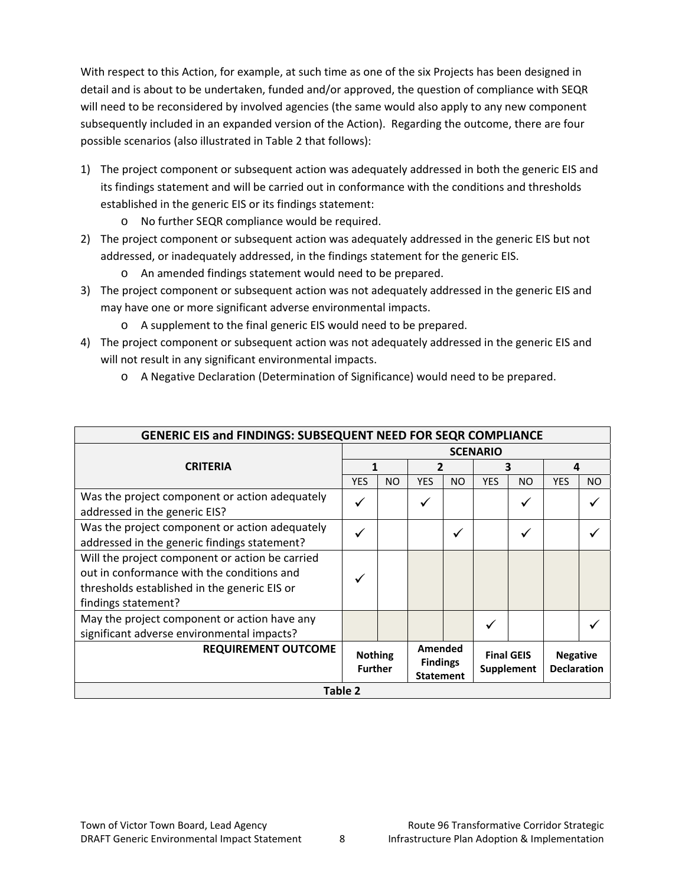With respect to this Action, for example, at such time as one of the six Projects has been designed in detail and is about to be undertaken, funded and/or approved, the question of compliance with SEQR will need to be reconsidered by involved agencies (the same would also apply to any new component subsequently included in an expanded version of the Action). Regarding the outcome, there are four possible scenarios (also illustrated in Table 2 that follows):

1) The project component or subsequent action was adequately addressed in both the generic EIS and its findings statement and will be carried out in conformance with the conditions and thresholds established in the generic EIS or its findings statement:
   - No further SEQR compliance would be required.
2) The project component or subsequent action was adequately addressed in the generic EIS but not addressed, or inadequately addressed, in the findings statement for the generic EIS.
   - An amended findings statement would need to be prepared.
3) The project component or subsequent action was not adequately addressed in the generic EIS and may have one or more significant adverse environmental impacts.
   - A supplement to the final generic EIS would need to be prepared.
4) The project component or subsequent action was not adequately addressed in the generic EIS and will not result in any significant environmental impacts.
   - A Negative Declaration (Determination of Significance) would need to be prepared.

| **GENERIC EIS and FINDINGS: SUBSEQUENT NEED FOR SEQR COMPLIANCE** | | | | | | | | |
|---|---|---|---|---|---|---|---|---|
| **CRITERIA** | **SCENARIO** | | | | | | | |
| | **1** | | **2** | | **3** | | **4** | |
| | YES | NO | YES | NO | YES | NO | YES | NO |
| Was the project component or action adequately addressed in the generic EIS? | ✓ | | ✓ | | | ✓ | | ✓ |
| Was the project component or action adequately addressed in the generic findings statement? | ✓ | | | ✓ | | ✓ | | ✓ |
| Will the project component or action be carried out in conformance with the conditions and thresholds established in the generic EIS or findings statement? | ✓ | | | | | | | |
| May the project component or action have any significant adverse environmental impacts? | | | | | ✓ | | | ✓ |
| **REQUIREMENT OUTCOME** | **Nothing Further** | | **Amended Findings Statement** | | **Final GEIS Supplement** | | **Negative Declaration** | |

**Table 2**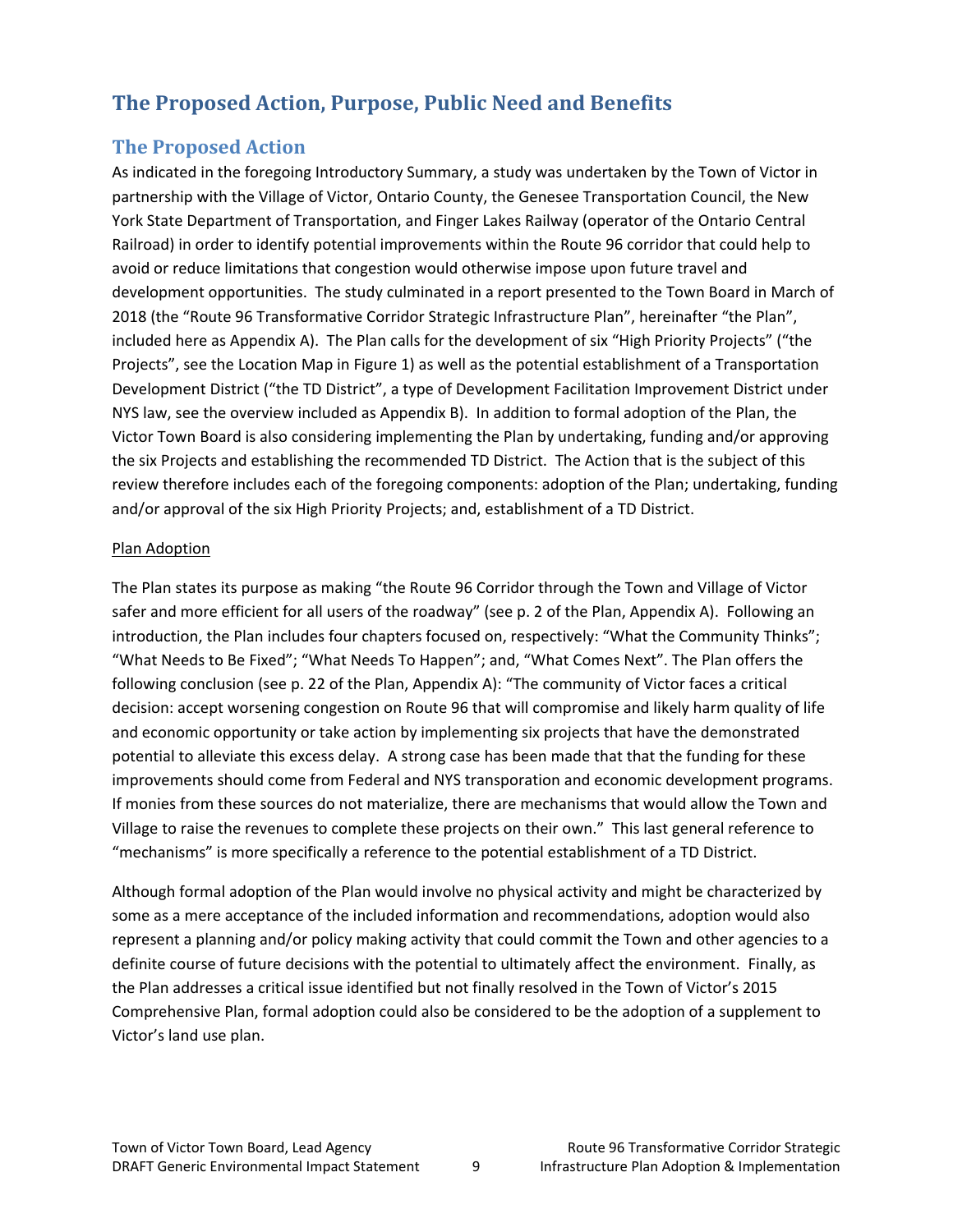# The Proposed Action, Purpose, Public Need and Benefits

## The Proposed Action

As indicated in the foregoing Introductory Summary, a study was undertaken by the Town of Victor in partnership with the Village of Victor, Ontario County, the Genesee Transportation Council, the New York State Department of Transportation, and Finger Lakes Railway (operator of the Ontario Central Railroad) in order to identify potential improvements within the Route 96 corridor that could help to avoid or reduce limitations that congestion would otherwise impose upon future travel and development opportunities. The study culminated in a report presented to the Town Board in March of 2018 (the "Route 96 Transformative Corridor Strategic Infrastructure Plan", hereinafter "the Plan", included here as Appendix A). The Plan calls for the development of six "High Priority Projects" ("the Projects", see the Location Map in Figure 1) as well as the potential establishment of a Transportation Development District ("the TD District", a type of Development Facilitation Improvement District under NYS law, see the overview included as Appendix B). In addition to formal adoption of the Plan, the Victor Town Board is also considering implementing the Plan by undertaking, funding and/or approving the six Projects and establishing the recommended TD District. The Action that is the subject of this review therefore includes each of the foregoing components: adoption of the Plan; undertaking, funding and/or approval of the six High Priority Projects; and, establishment of a TD District.

<u>Plan Adoption</u>

The Plan states its purpose as making "the Route 96 Corridor through the Town and Village of Victor safer and more efficient for all users of the roadway" (see p. 2 of the Plan, Appendix A). Following an introduction, the Plan includes four chapters focused on, respectively: "What the Community Thinks"; "What Needs to Be Fixed"; "What Needs To Happen"; and, "What Comes Next". The Plan offers the following conclusion (see p. 22 of the Plan, Appendix A): "The community of Victor faces a critical decision: accept worsening congestion on Route 96 that will compromise and likely harm quality of life and economic opportunity or take action by implementing six projects that have the demonstrated potential to alleviate this excess delay. A strong case has been made that that the funding for these improvements should come from Federal and NYS transporation and economic development programs. If monies from these sources do not materialize, there are mechanisms that would allow the Town and Village to raise the revenues to complete these projects on their own." This last general reference to "mechanisms" is more specifically a reference to the potential establishment of a TD District.

Although formal adoption of the Plan would involve no physical activity and might be characterized by some as a mere acceptance of the included information and recommendations, adoption would also represent a planning and/or policy making activity that could commit the Town and other agencies to a definite course of future decisions with the potential to ultimately affect the environment. Finally, as the Plan addresses a critical issue identified but not finally resolved in the Town of Victor's 2015 Comprehensive Plan, formal adoption could also be considered to be the adoption of a supplement to Victor's land use plan.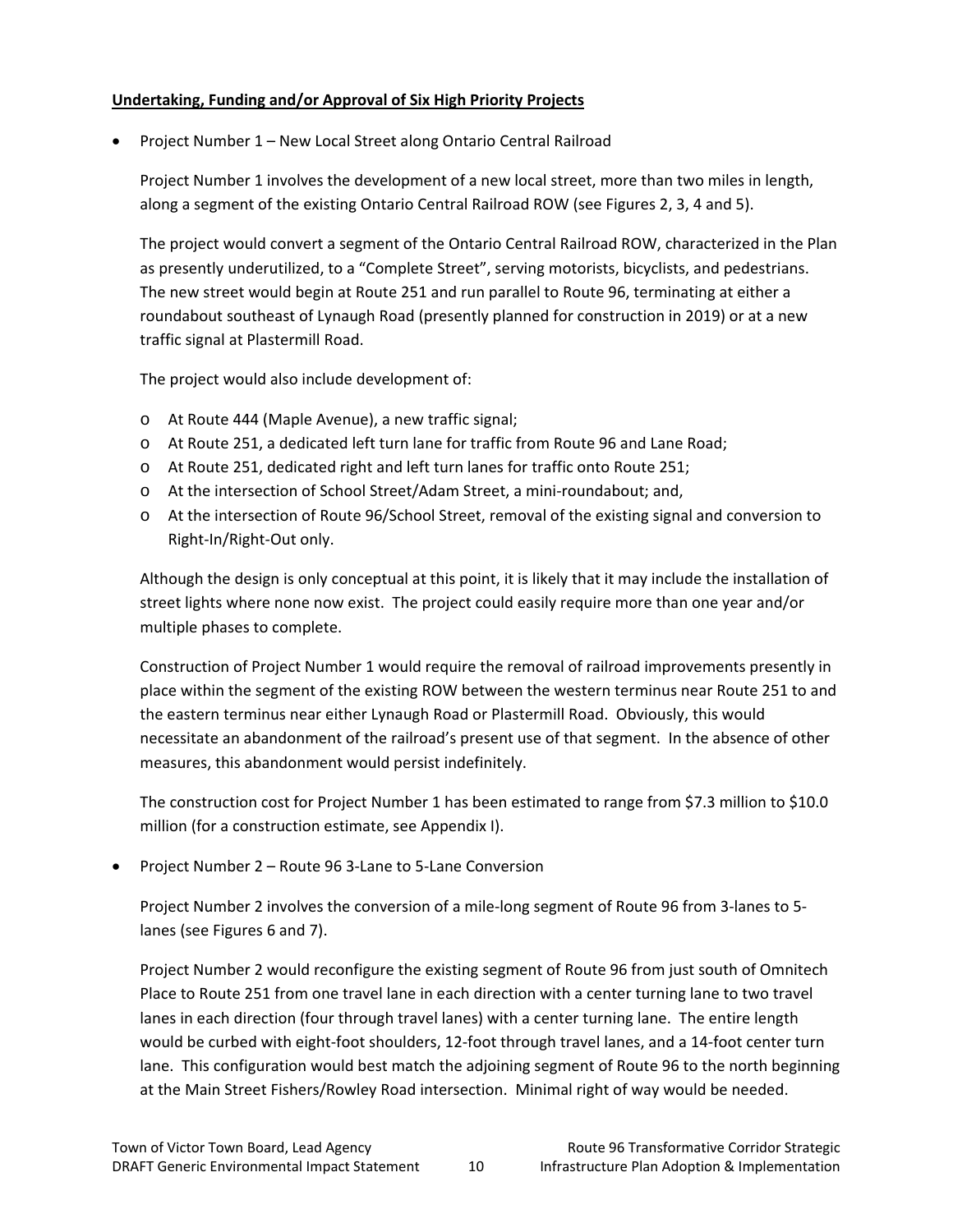**Undertaking, Funding and/or Approval of Six High Priority Projects**

- Project Number 1 – New Local Street along Ontario Central Railroad

  Project Number 1 involves the development of a new local street, more than two miles in length, along a segment of the existing Ontario Central Railroad ROW (see Figures 2, 3, 4 and 5).

  The project would convert a segment of the Ontario Central Railroad ROW, characterized in the Plan as presently underutilized, to a "Complete Street", serving motorists, bicyclists, and pedestrians. The new street would begin at Route 251 and run parallel to Route 96, terminating at either a roundabout southeast of Lynaugh Road (presently planned for construction in 2019) or at a new traffic signal at Plastermill Road.

  The project would also include development of:

  - At Route 444 (Maple Avenue), a new traffic signal;
  - At Route 251, a dedicated left turn lane for traffic from Route 96 and Lane Road;
  - At Route 251, dedicated right and left turn lanes for traffic onto Route 251;
  - At the intersection of School Street/Adam Street, a mini-roundabout; and,
  - At the intersection of Route 96/School Street, removal of the existing signal and conversion to Right-In/Right-Out only.

  Although the design is only conceptual at this point, it is likely that it may include the installation of street lights where none now exist. The project could easily require more than one year and/or multiple phases to complete.

  Construction of Project Number 1 would require the removal of railroad improvements presently in place within the segment of the existing ROW between the western terminus near Route 251 to and the eastern terminus near either Lynaugh Road or Plastermill Road. Obviously, this would necessitate an abandonment of the railroad's present use of that segment. In the absence of other measures, this abandonment would persist indefinitely.

  The construction cost for Project Number 1 has been estimated to range from $7.3 million to $10.0 million (for a construction estimate, see Appendix I).

- Project Number 2 – Route 96 3-Lane to 5-Lane Conversion

  Project Number 2 involves the conversion of a mile-long segment of Route 96 from 3-lanes to 5-lanes (see Figures 6 and 7).

  Project Number 2 would reconfigure the existing segment of Route 96 from just south of Omnitech Place to Route 251 from one travel lane in each direction with a center turning lane to two travel lanes in each direction (four through travel lanes) with a center turning lane. The entire length would be curbed with eight-foot shoulders, 12-foot through travel lanes, and a 14-foot center turn lane. This configuration would best match the adjoining segment of Route 96 to the north beginning at the Main Street Fishers/Rowley Road intersection. Minimal right of way would be needed.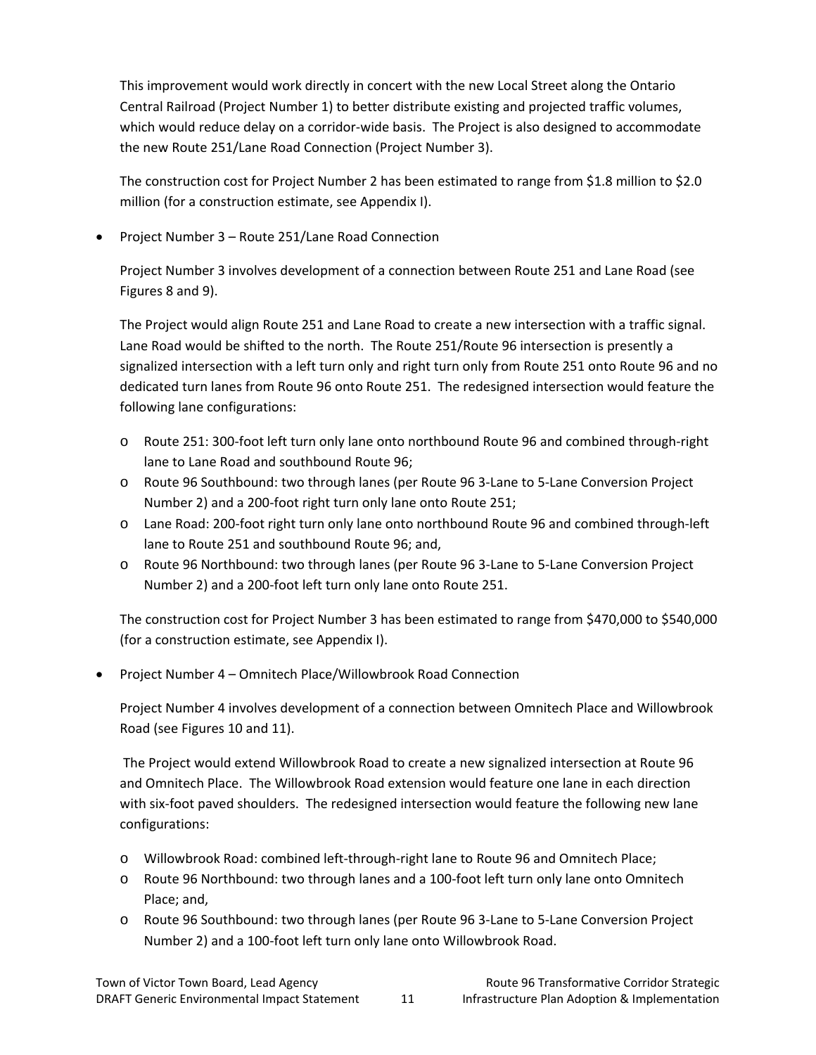This improvement would work directly in concert with the new Local Street along the Ontario Central Railroad (Project Number 1) to better distribute existing and projected traffic volumes, which would reduce delay on a corridor-wide basis. The Project is also designed to accommodate the new Route 251/Lane Road Connection (Project Number 3).

The construction cost for Project Number 2 has been estimated to range from $1.8 million to $2.0 million (for a construction estimate, see Appendix I).

- Project Number 3 – Route 251/Lane Road Connection

  Project Number 3 involves development of a connection between Route 251 and Lane Road (see Figures 8 and 9).

  The Project would align Route 251 and Lane Road to create a new intersection with a traffic signal. Lane Road would be shifted to the north. The Route 251/Route 96 intersection is presently a signalized intersection with a left turn only and right turn only from Route 251 onto Route 96 and no dedicated turn lanes from Route 96 onto Route 251. The redesigned intersection would feature the following lane configurations:

  - Route 251: 300-foot left turn only lane onto northbound Route 96 and combined through-right lane to Lane Road and southbound Route 96;
  - Route 96 Southbound: two through lanes (per Route 96 3-Lane to 5-Lane Conversion Project Number 2) and a 200-foot right turn only lane onto Route 251;
  - Lane Road: 200-foot right turn only lane onto northbound Route 96 and combined through-left lane to Route 251 and southbound Route 96; and,
  - Route 96 Northbound: two through lanes (per Route 96 3-Lane to 5-Lane Conversion Project Number 2) and a 200-foot left turn only lane onto Route 251.

  The construction cost for Project Number 3 has been estimated to range from $470,000 to $540,000 (for a construction estimate, see Appendix I).

- Project Number 4 – Omnitech Place/Willowbrook Road Connection

  Project Number 4 involves development of a connection between Omnitech Place and Willowbrook Road (see Figures 10 and 11).

  The Project would extend Willowbrook Road to create a new signalized intersection at Route 96 and Omnitech Place. The Willowbrook Road extension would feature one lane in each direction with six-foot paved shoulders. The redesigned intersection would feature the following new lane configurations:

  - Willowbrook Road: combined left-through-right lane to Route 96 and Omnitech Place;
  - Route 96 Northbound: two through lanes and a 100-foot left turn only lane onto Omnitech Place; and,
  - Route 96 Southbound: two through lanes (per Route 96 3-Lane to 5-Lane Conversion Project Number 2) and a 100-foot left turn only lane onto Willowbrook Road.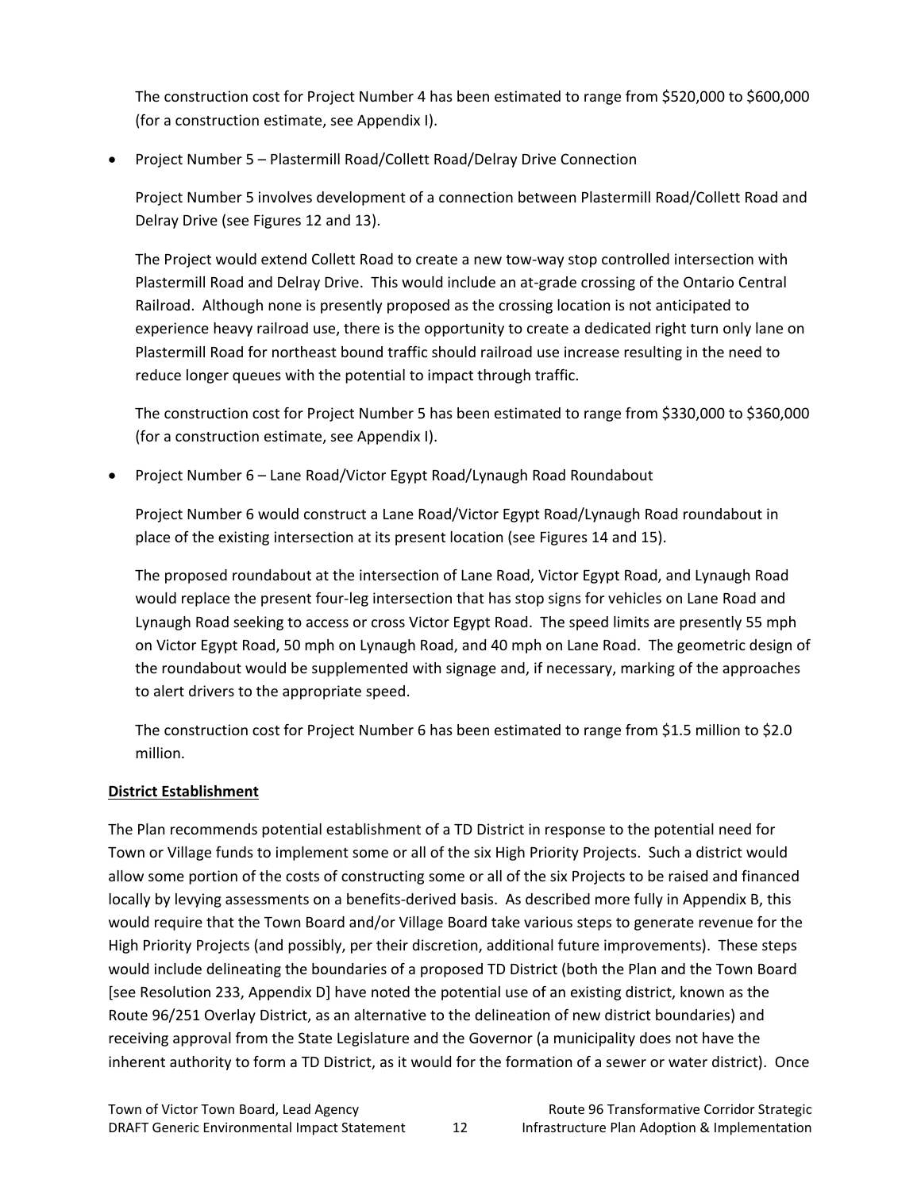The construction cost for Project Number 4 has been estimated to range from $520,000 to $600,000 (for a construction estimate, see Appendix I).

- Project Number 5 – Plastermill Road/Collett Road/Delray Drive Connection

  Project Number 5 involves development of a connection between Plastermill Road/Collett Road and Delray Drive (see Figures 12 and 13).

  The Project would extend Collett Road to create a new tow-way stop controlled intersection with Plastermill Road and Delray Drive. This would include an at-grade crossing of the Ontario Central Railroad. Although none is presently proposed as the crossing location is not anticipated to experience heavy railroad use, there is the opportunity to create a dedicated right turn only lane on Plastermill Road for northeast bound traffic should railroad use increase resulting in the need to reduce longer queues with the potential to impact through traffic.

  The construction cost for Project Number 5 has been estimated to range from $330,000 to $360,000 (for a construction estimate, see Appendix I).

- Project Number 6 – Lane Road/Victor Egypt Road/Lynaugh Road Roundabout

  Project Number 6 would construct a Lane Road/Victor Egypt Road/Lynaugh Road roundabout in place of the existing intersection at its present location (see Figures 14 and 15).

  The proposed roundabout at the intersection of Lane Road, Victor Egypt Road, and Lynaugh Road would replace the present four-leg intersection that has stop signs for vehicles on Lane Road and Lynaugh Road seeking to access or cross Victor Egypt Road. The speed limits are presently 55 mph on Victor Egypt Road, 50 mph on Lynaugh Road, and 40 mph on Lane Road. The geometric design of the roundabout would be supplemented with signage and, if necessary, marking of the approaches to alert drivers to the appropriate speed.

  The construction cost for Project Number 6 has been estimated to range from $1.5 million to $2.0 million.

**District Establishment**

The Plan recommends potential establishment of a TD District in response to the potential need for Town or Village funds to implement some or all of the six High Priority Projects. Such a district would allow some portion of the costs of constructing some or all of the six Projects to be raised and financed locally by levying assessments on a benefits-derived basis. As described more fully in Appendix B, this would require that the Town Board and/or Village Board take various steps to generate revenue for the High Priority Projects (and possibly, per their discretion, additional future improvements). These steps would include delineating the boundaries of a proposed TD District (both the Plan and the Town Board [see Resolution 233, Appendix D] have noted the potential use of an existing district, known as the Route 96/251 Overlay District, as an alternative to the delineation of new district boundaries) and receiving approval from the State Legislature and the Governor (a municipality does not have the inherent authority to form a TD District, as it would for the formation of a sewer or water district). Once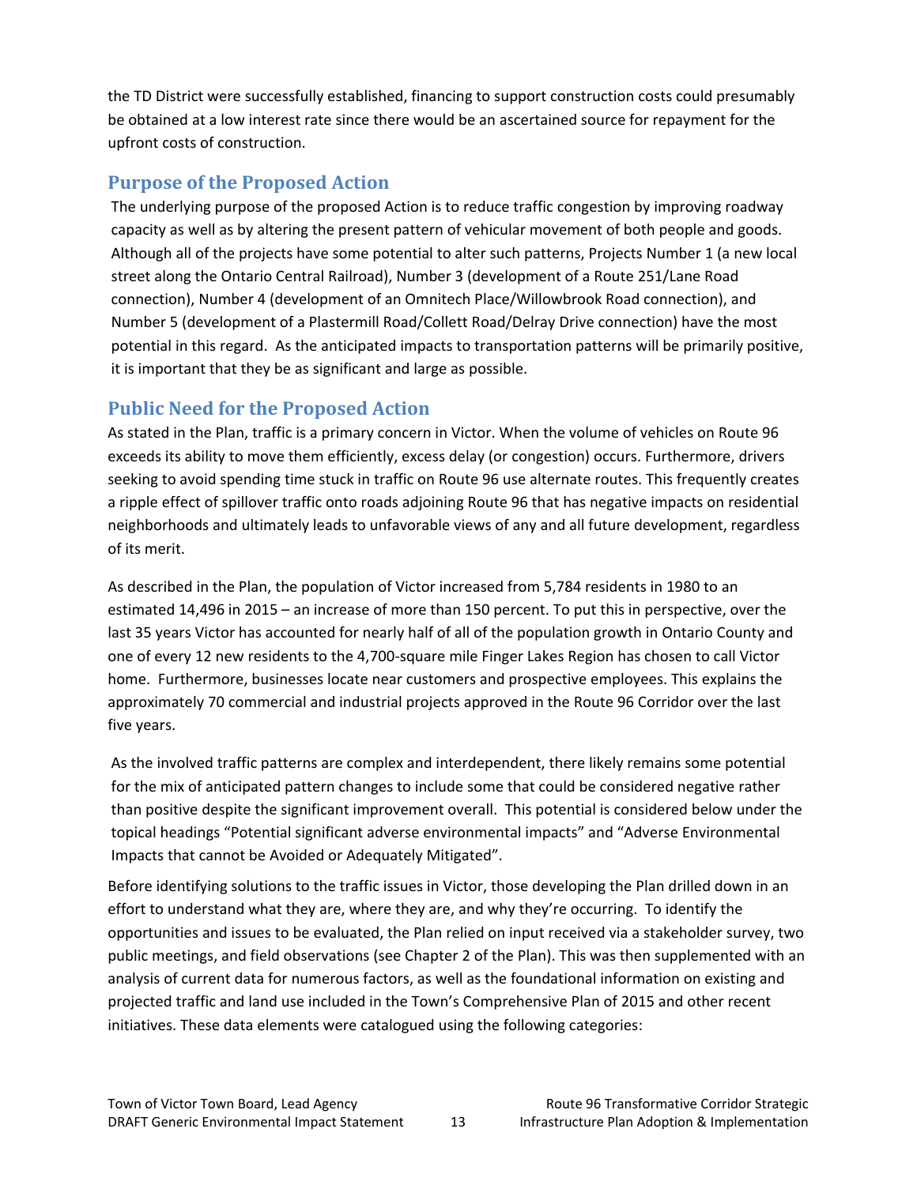the TD District were successfully established, financing to support construction costs could presumably be obtained at a low interest rate since there would be an ascertained source for repayment for the upfront costs of construction.

## Purpose of the Proposed Action

The underlying purpose of the proposed Action is to reduce traffic congestion by improving roadway capacity as well as by altering the present pattern of vehicular movement of both people and goods. Although all of the projects have some potential to alter such patterns, Projects Number 1 (a new local street along the Ontario Central Railroad), Number 3 (development of a Route 251/Lane Road connection), Number 4 (development of an Omnitech Place/Willowbrook Road connection), and Number 5 (development of a Plastermill Road/Collett Road/Delray Drive connection) have the most potential in this regard. As the anticipated impacts to transportation patterns will be primarily positive, it is important that they be as significant and large as possible.

## Public Need for the Proposed Action

As stated in the Plan, traffic is a primary concern in Victor. When the volume of vehicles on Route 96 exceeds its ability to move them efficiently, excess delay (or congestion) occurs. Furthermore, drivers seeking to avoid spending time stuck in traffic on Route 96 use alternate routes. This frequently creates a ripple effect of spillover traffic onto roads adjoining Route 96 that has negative impacts on residential neighborhoods and ultimately leads to unfavorable views of any and all future development, regardless of its merit.

As described in the Plan, the population of Victor increased from 5,784 residents in 1980 to an estimated 14,496 in 2015 – an increase of more than 150 percent. To put this in perspective, over the last 35 years Victor has accounted for nearly half of all of the population growth in Ontario County and one of every 12 new residents to the 4,700-square mile Finger Lakes Region has chosen to call Victor home. Furthermore, businesses locate near customers and prospective employees. This explains the approximately 70 commercial and industrial projects approved in the Route 96 Corridor over the last five years.

As the involved traffic patterns are complex and interdependent, there likely remains some potential for the mix of anticipated pattern changes to include some that could be considered negative rather than positive despite the significant improvement overall. This potential is considered below under the topical headings "Potential significant adverse environmental impacts" and "Adverse Environmental Impacts that cannot be Avoided or Adequately Mitigated".

Before identifying solutions to the traffic issues in Victor, those developing the Plan drilled down in an effort to understand what they are, where they are, and why they're occurring. To identify the opportunities and issues to be evaluated, the Plan relied on input received via a stakeholder survey, two public meetings, and field observations (see Chapter 2 of the Plan). This was then supplemented with an analysis of current data for numerous factors, as well as the foundational information on existing and projected traffic and land use included in the Town's Comprehensive Plan of 2015 and other recent initiatives. These data elements were catalogued using the following categories: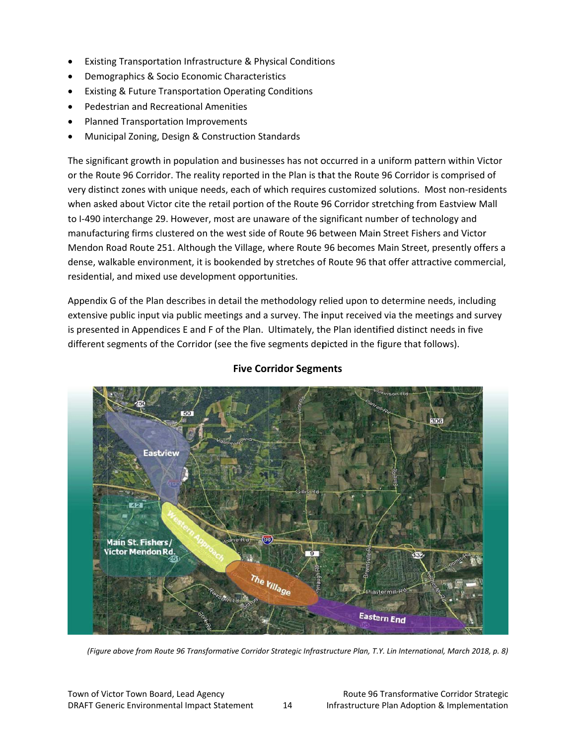- Existing Transportation Infrastructure & Physical Conditions
- Demographics & Socio Economic Characteristics
- Existing & Future Transportation Operating Conditions
- Pedestrian and Recreational Amenities
- Planned Transportation Improvements
- Municipal Zoning, Design & Construction Standards

The significant growth in population and businesses has not occurred in a uniform pattern within Victor or the Route 96 Corridor. The reality reported in the Plan is that the Route 96 Corridor is comprised of very distinct zones with unique needs, each of which requires customized solutions. Most non-residents when asked about Victor cite the retail portion of the Route 96 Corridor stretching from Eastview Mall to I-490 interchange 29. However, most are unaware of the significant number of technology and manufacturing firms clustered on the west side of Route 96 between Main Street Fishers and Victor Mendon Road Route 251. Although the Village, where Route 96 becomes Main Street, presently offers a dense, walkable environment, it is bookended by stretches of Route 96 that offer attractive commercial, residential, and mixed use development opportunities.

Appendix G of the Plan describes in detail the methodology relied upon to determine needs, including extensive public input via public meetings and a survey. The input received via the meetings and survey is presented in Appendices E and F of the Plan. Ultimately, the Plan identified distinct needs in five different segments of the Corridor (see the five segments depicted in the figure that follows).

**Five Corridor Segments**

*(Figure above from Route 96 Transformative Corridor Strategic Infrastructure Plan, T.Y. Lin International, March 2018, p. 8)*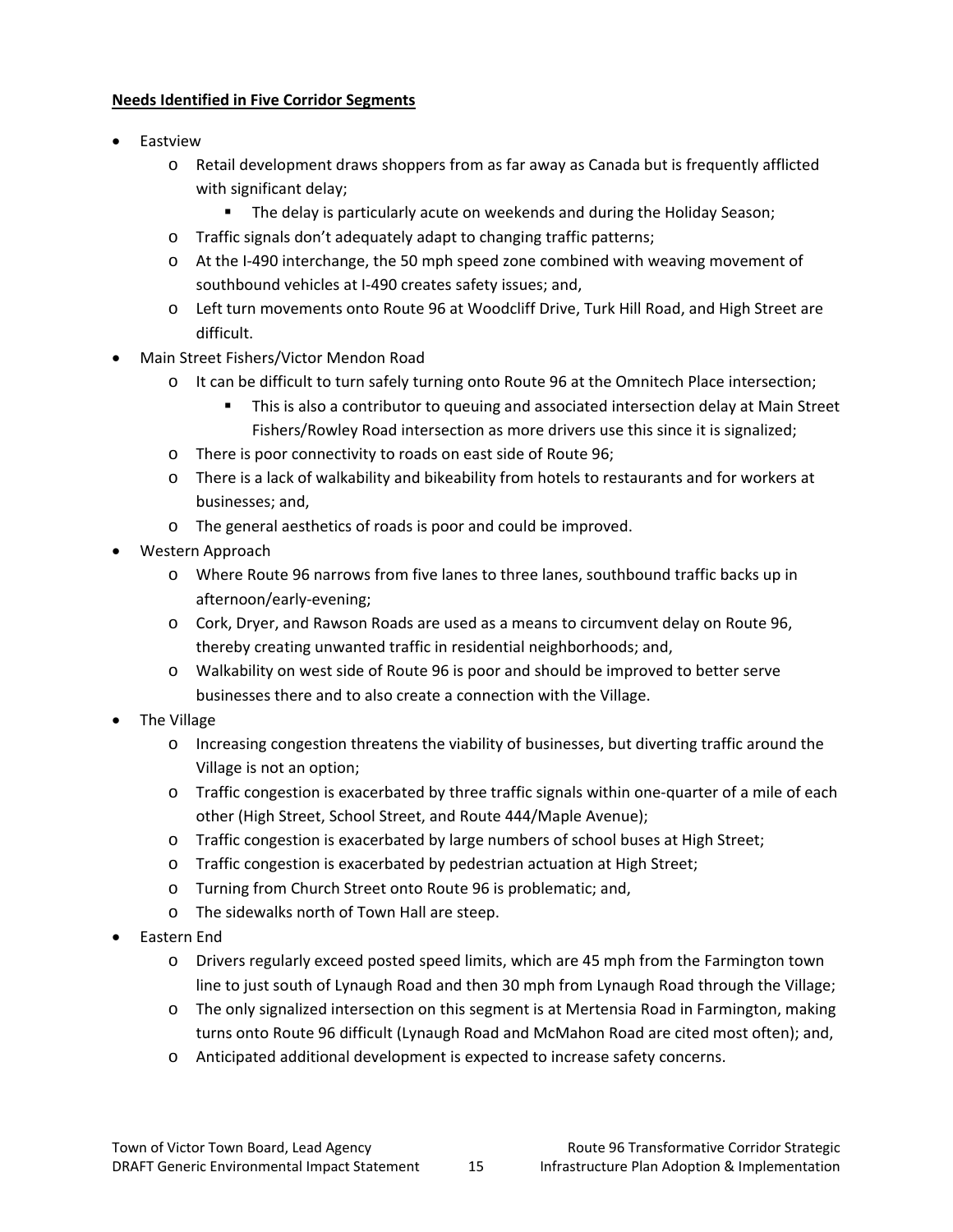**Needs Identified in Five Corridor Segments**

- Eastview
    - Retail development draws shoppers from as far away as Canada but is frequently afflicted with significant delay;
        - The delay is particularly acute on weekends and during the Holiday Season;
    - Traffic signals don't adequately adapt to changing traffic patterns;
    - At the I-490 interchange, the 50 mph speed zone combined with weaving movement of southbound vehicles at I-490 creates safety issues; and,
    - Left turn movements onto Route 96 at Woodcliff Drive, Turk Hill Road, and High Street are difficult.
- Main Street Fishers/Victor Mendon Road
    - It can be difficult to turn safely turning onto Route 96 at the Omnitech Place intersection;
        - This is also a contributor to queuing and associated intersection delay at Main Street Fishers/Rowley Road intersection as more drivers use this since it is signalized;
    - There is poor connectivity to roads on east side of Route 96;
    - There is a lack of walkability and bikeability from hotels to restaurants and for workers at businesses; and,
    - The general aesthetics of roads is poor and could be improved.
- Western Approach
    - Where Route 96 narrows from five lanes to three lanes, southbound traffic backs up in afternoon/early-evening;
    - Cork, Dryer, and Rawson Roads are used as a means to circumvent delay on Route 96, thereby creating unwanted traffic in residential neighborhoods; and,
    - Walkability on west side of Route 96 is poor and should be improved to better serve businesses there and to also create a connection with the Village.
- The Village
    - Increasing congestion threatens the viability of businesses, but diverting traffic around the Village is not an option;
    - Traffic congestion is exacerbated by three traffic signals within one-quarter of a mile of each other (High Street, School Street, and Route 444/Maple Avenue);
    - Traffic congestion is exacerbated by large numbers of school buses at High Street;
    - Traffic congestion is exacerbated by pedestrian actuation at High Street;
    - Turning from Church Street onto Route 96 is problematic; and,
    - The sidewalks north of Town Hall are steep.
- Eastern End
    - Drivers regularly exceed posted speed limits, which are 45 mph from the Farmington town line to just south of Lynaugh Road and then 30 mph from Lynaugh Road through the Village;
    - The only signalized intersection on this segment is at Mertensia Road in Farmington, making turns onto Route 96 difficult (Lynaugh Road and McMahon Road are cited most often); and,
    - Anticipated additional development is expected to increase safety concerns.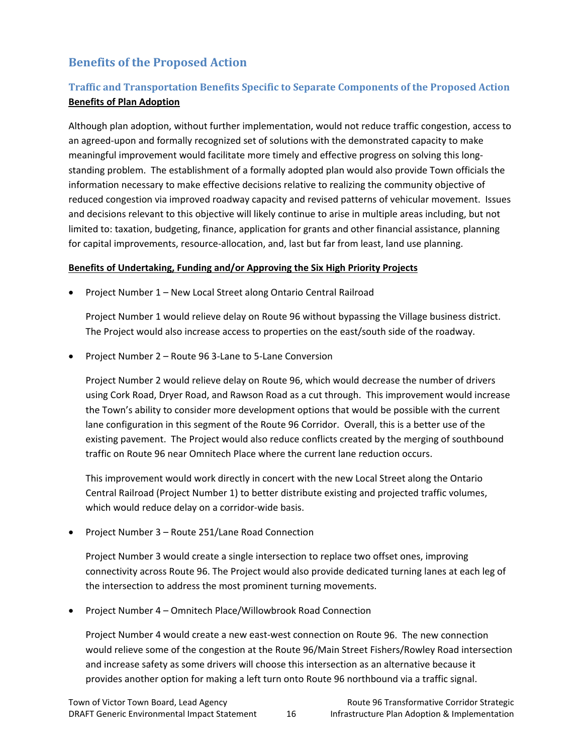## Benefits of the Proposed Action

### Traffic and Transportation Benefits Specific to Separate Components of the Proposed Action

**Benefits of Plan Adoption**

Although plan adoption, without further implementation, would not reduce traffic congestion, access to an agreed-upon and formally recognized set of solutions with the demonstrated capacity to make meaningful improvement would facilitate more timely and effective progress on solving this long-standing problem. The establishment of a formally adopted plan would also provide Town officials the information necessary to make effective decisions relative to realizing the community objective of reduced congestion via improved roadway capacity and revised patterns of vehicular movement. Issues and decisions relevant to this objective will likely continue to arise in multiple areas including, but not limited to: taxation, budgeting, finance, application for grants and other financial assistance, planning for capital improvements, resource-allocation, and, last but far from least, land use planning.

**Benefits of Undertaking, Funding and/or Approving the Six High Priority Projects**

- Project Number 1 – New Local Street along Ontario Central Railroad

  Project Number 1 would relieve delay on Route 96 without bypassing the Village business district. The Project would also increase access to properties on the east/south side of the roadway.

- Project Number 2 – Route 96 3-Lane to 5-Lane Conversion

  Project Number 2 would relieve delay on Route 96, which would decrease the number of drivers using Cork Road, Dryer Road, and Rawson Road as a cut through. This improvement would increase the Town's ability to consider more development options that would be possible with the current lane configuration in this segment of the Route 96 Corridor. Overall, this is a better use of the existing pavement. The Project would also reduce conflicts created by the merging of southbound traffic on Route 96 near Omnitech Place where the current lane reduction occurs.

  This improvement would work directly in concert with the new Local Street along the Ontario Central Railroad (Project Number 1) to better distribute existing and projected traffic volumes, which would reduce delay on a corridor-wide basis.

- Project Number 3 – Route 251/Lane Road Connection

  Project Number 3 would create a single intersection to replace two offset ones, improving connectivity across Route 96. The Project would also provide dedicated turning lanes at each leg of the intersection to address the most prominent turning movements.

- Project Number 4 – Omnitech Place/Willowbrook Road Connection

  Project Number 4 would create a new east-west connection on Route 96. The new connection would relieve some of the congestion at the Route 96/Main Street Fishers/Rowley Road intersection and increase safety as some drivers will choose this intersection as an alternative because it provides another option for making a left turn onto Route 96 northbound via a traffic signal.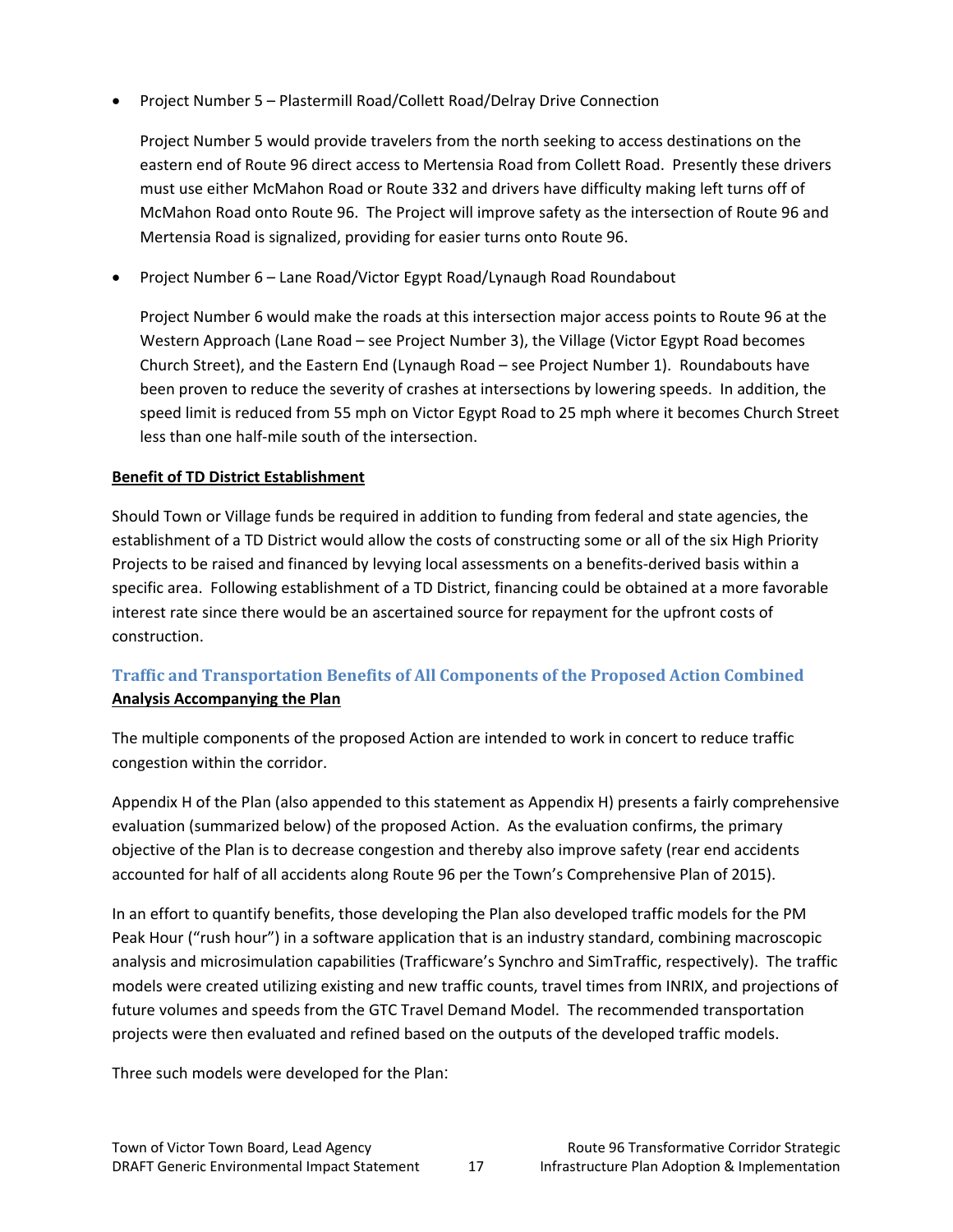- Project Number 5 – Plastermill Road/Collett Road/Delray Drive Connection

  Project Number 5 would provide travelers from the north seeking to access destinations on the eastern end of Route 96 direct access to Mertensia Road from Collett Road. Presently these drivers must use either McMahon Road or Route 332 and drivers have difficulty making left turns off of McMahon Road onto Route 96. The Project will improve safety as the intersection of Route 96 and Mertensia Road is signalized, providing for easier turns onto Route 96.

- Project Number 6 – Lane Road/Victor Egypt Road/Lynaugh Road Roundabout

  Project Number 6 would make the roads at this intersection major access points to Route 96 at the Western Approach (Lane Road – see Project Number 3), the Village (Victor Egypt Road becomes Church Street), and the Eastern End (Lynaugh Road – see Project Number 1). Roundabouts have been proven to reduce the severity of crashes at intersections by lowering speeds. In addition, the speed limit is reduced from 55 mph on Victor Egypt Road to 25 mph where it becomes Church Street less than one half-mile south of the intersection.

**Benefit of TD District Establishment**

Should Town or Village funds be required in addition to funding from federal and state agencies, the establishment of a TD District would allow the costs of constructing some or all of the six High Priority Projects to be raised and financed by levying local assessments on a benefits-derived basis within a specific area. Following establishment of a TD District, financing could be obtained at a more favorable interest rate since there would be an ascertained source for repayment for the upfront costs of construction.

### Traffic and Transportation Benefits of All Components of the Proposed Action Combined

**Analysis Accompanying the Plan**

The multiple components of the proposed Action are intended to work in concert to reduce traffic congestion within the corridor.

Appendix H of the Plan (also appended to this statement as Appendix H) presents a fairly comprehensive evaluation (summarized below) of the proposed Action. As the evaluation confirms, the primary objective of the Plan is to decrease congestion and thereby also improve safety (rear end accidents accounted for half of all accidents along Route 96 per the Town's Comprehensive Plan of 2015).

In an effort to quantify benefits, those developing the Plan also developed traffic models for the PM Peak Hour ("rush hour") in a software application that is an industry standard, combining macroscopic analysis and microsimulation capabilities (Trafficware's Synchro and SimTraffic, respectively). The traffic models were created utilizing existing and new traffic counts, travel times from INRIX, and projections of future volumes and speeds from the GTC Travel Demand Model. The recommended transportation projects were then evaluated and refined based on the outputs of the developed traffic models.

Three such models were developed for the Plan: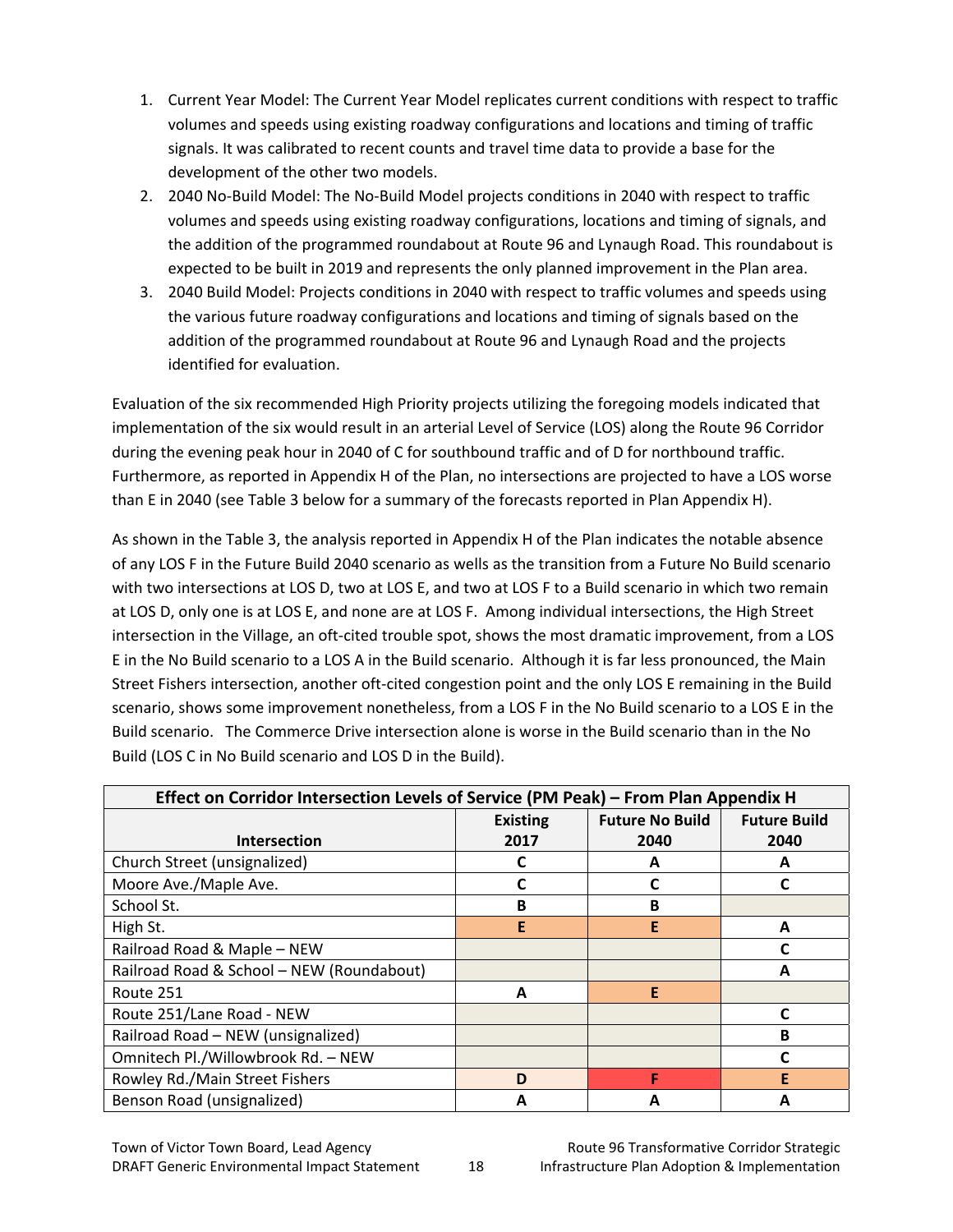1. Current Year Model: The Current Year Model replicates current conditions with respect to traffic volumes and speeds using existing roadway configurations and locations and timing of traffic signals. It was calibrated to recent counts and travel time data to provide a base for the development of the other two models.
2. 2040 No-Build Model: The No-Build Model projects conditions in 2040 with respect to traffic volumes and speeds using existing roadway configurations, locations and timing of signals, and the addition of the programmed roundabout at Route 96 and Lynaugh Road. This roundabout is expected to be built in 2019 and represents the only planned improvement in the Plan area.
3. 2040 Build Model: Projects conditions in 2040 with respect to traffic volumes and speeds using the various future roadway configurations and locations and timing of signals based on the addition of the programmed roundabout at Route 96 and Lynaugh Road and the projects identified for evaluation.

Evaluation of the six recommended High Priority projects utilizing the foregoing models indicated that implementation of the six would result in an arterial Level of Service (LOS) along the Route 96 Corridor during the evening peak hour in 2040 of C for southbound traffic and of D for northbound traffic. Furthermore, as reported in Appendix H of the Plan, no intersections are projected to have a LOS worse than E in 2040 (see Table 3 below for a summary of the forecasts reported in Plan Appendix H).

As shown in the Table 3, the analysis reported in Appendix H of the Plan indicates the notable absence of any LOS F in the Future Build 2040 scenario as wells as the transition from a Future No Build scenario with two intersections at LOS D, two at LOS E, and two at LOS F to a Build scenario in which two remain at LOS D, only one is at LOS E, and none are at LOS F. Among individual intersections, the High Street intersection in the Village, an oft-cited trouble spot, shows the most dramatic improvement, from a LOS E in the No Build scenario to a LOS A in the Build scenario. Although it is far less pronounced, the Main Street Fishers intersection, another oft-cited congestion point and the only LOS E remaining in the Build scenario, shows some improvement nonetheless, from a LOS F in the No Build scenario to a LOS E in the Build scenario. The Commerce Drive intersection alone is worse in the Build scenario than in the No Build (LOS C in No Build scenario and LOS D in the Build).

**Effect on Corridor Intersection Levels of Service (PM Peak) – From Plan Appendix H**

| Intersection | Existing 2017 | Future No Build 2040 | Future Build 2040 |
|---|---|---|---|
| Church Street (unsignalized) | C | A | A |
| Moore Ave./Maple Ave. | C | C | C |
| School St. | B | B | |
| High St. | E | E | A |
| Railroad Road & Maple – NEW | | | C |
| Railroad Road & School – NEW (Roundabout) | | | A |
| Route 251 | A | E | |
| Route 251/Lane Road - NEW | | | C |
| Railroad Road – NEW (unsignalized) | | | B |
| Omnitech Pl./Willowbrook Rd. – NEW | | | C |
| Rowley Rd./Main Street Fishers | D | F | E |
| Benson Road (unsignalized) | A | A | A |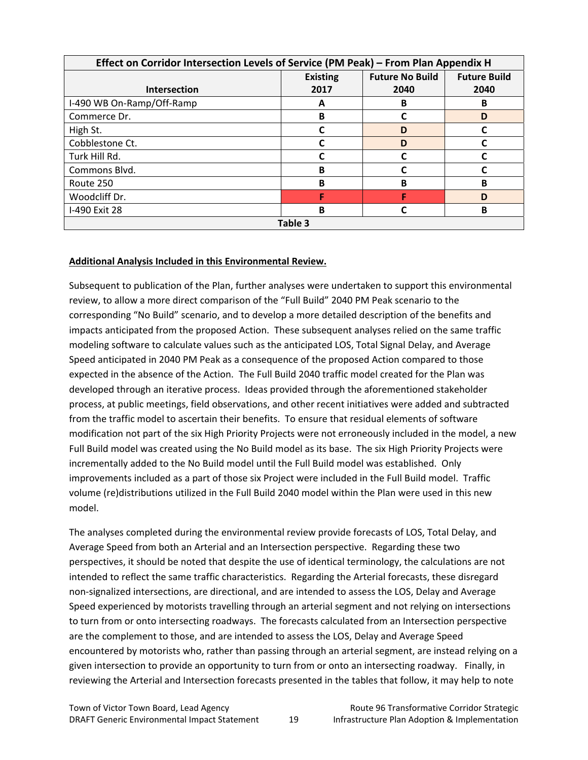| Effect on Corridor Intersection Levels of Service (PM Peak) – From Plan Appendix H | | | |
|---|---|---|---|
| **Intersection** | **Existing 2017** | **Future No Build 2040** | **Future Build 2040** |
| I-490 WB On-Ramp/Off-Ramp | A | B | B |
| Commerce Dr. | B | C | D |
| High St. | C | D | C |
| Cobblestone Ct. | C | D | C |
| Turk Hill Rd. | C | C | C |
| Commons Blvd. | B | C | C |
| Route 250 | B | B | B |
| Woodcliff Dr. | F | F | D |
| I-490 Exit 28 | B | C | B |

Table 3

**Additional Analysis Included in this Environmental Review.**

Subsequent to publication of the Plan, further analyses were undertaken to support this environmental review, to allow a more direct comparison of the "Full Build" 2040 PM Peak scenario to the corresponding "No Build" scenario, and to develop a more detailed description of the benefits and impacts anticipated from the proposed Action. These subsequent analyses relied on the same traffic modeling software to calculate values such as the anticipated LOS, Total Signal Delay, and Average Speed anticipated in 2040 PM Peak as a consequence of the proposed Action compared to those expected in the absence of the Action. The Full Build 2040 traffic model created for the Plan was developed through an iterative process. Ideas provided through the aforementioned stakeholder process, at public meetings, field observations, and other recent initiatives were added and subtracted from the traffic model to ascertain their benefits. To ensure that residual elements of software modification not part of the six High Priority Projects were not erroneously included in the model, a new Full Build model was created using the No Build model as its base. The six High Priority Projects were incrementally added to the No Build model until the Full Build model was established. Only improvements included as a part of those six Project were included in the Full Build model. Traffic volume (re)distributions utilized in the Full Build 2040 model within the Plan were used in this new model.

The analyses completed during the environmental review provide forecasts of LOS, Total Delay, and Average Speed from both an Arterial and an Intersection perspective. Regarding these two perspectives, it should be noted that despite the use of identical terminology, the calculations are not intended to reflect the same traffic characteristics. Regarding the Arterial forecasts, these disregard non-signalized intersections, are directional, and are intended to assess the LOS, Delay and Average Speed experienced by motorists travelling through an arterial segment and not relying on intersections to turn from or onto intersecting roadways. The forecasts calculated from an Intersection perspective are the complement to those, and are intended to assess the LOS, Delay and Average Speed encountered by motorists who, rather than passing through an arterial segment, are instead relying on a given intersection to provide an opportunity to turn from or onto an intersecting roadway. Finally, in reviewing the Arterial and Intersection forecasts presented in the tables that follow, it may help to note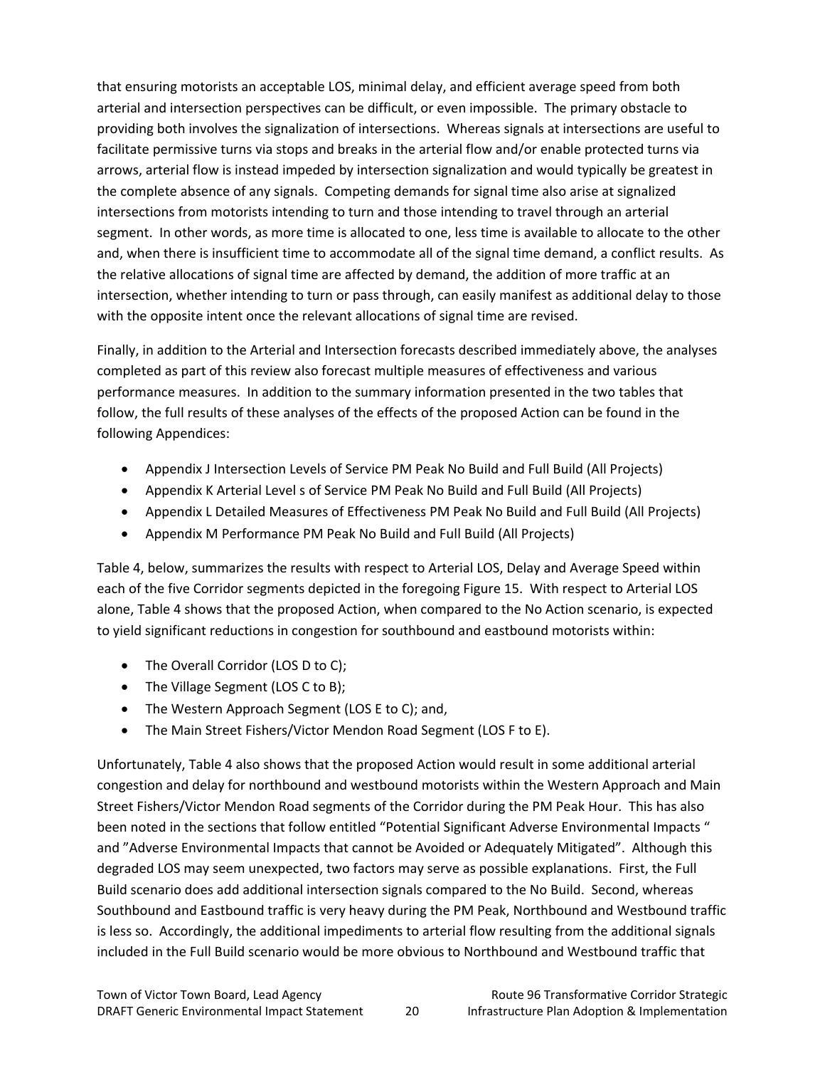that ensuring motorists an acceptable LOS, minimal delay, and efficient average speed from both arterial and intersection perspectives can be difficult, or even impossible. The primary obstacle to providing both involves the signalization of intersections. Whereas signals at intersections are useful to facilitate permissive turns via stops and breaks in the arterial flow and/or enable protected turns via arrows, arterial flow is instead impeded by intersection signalization and would typically be greatest in the complete absence of any signals. Competing demands for signal time also arise at signalized intersections from motorists intending to turn and those intending to travel through an arterial segment. In other words, as more time is allocated to one, less time is available to allocate to the other and, when there is insufficient time to accommodate all of the signal time demand, a conflict results. As the relative allocations of signal time are affected by demand, the addition of more traffic at an intersection, whether intending to turn or pass through, can easily manifest as additional delay to those with the opposite intent once the relevant allocations of signal time are revised.

Finally, in addition to the Arterial and Intersection forecasts described immediately above, the analyses completed as part of this review also forecast multiple measures of effectiveness and various performance measures. In addition to the summary information presented in the two tables that follow, the full results of these analyses of the effects of the proposed Action can be found in the following Appendices:

- Appendix J Intersection Levels of Service PM Peak No Build and Full Build (All Projects)
- Appendix K Arterial Level s of Service PM Peak No Build and Full Build (All Projects)
- Appendix L Detailed Measures of Effectiveness PM Peak No Build and Full Build (All Projects)
- Appendix M Performance PM Peak No Build and Full Build (All Projects)

Table 4, below, summarizes the results with respect to Arterial LOS, Delay and Average Speed within each of the five Corridor segments depicted in the foregoing Figure 15. With respect to Arterial LOS alone, Table 4 shows that the proposed Action, when compared to the No Action scenario, is expected to yield significant reductions in congestion for southbound and eastbound motorists within:

- The Overall Corridor (LOS D to C);
- The Village Segment (LOS C to B);
- The Western Approach Segment (LOS E to C); and,
- The Main Street Fishers/Victor Mendon Road Segment (LOS F to E).

Unfortunately, Table 4 also shows that the proposed Action would result in some additional arterial congestion and delay for northbound and westbound motorists within the Western Approach and Main Street Fishers/Victor Mendon Road segments of the Corridor during the PM Peak Hour. This has also been noted in the sections that follow entitled "Potential Significant Adverse Environmental Impacts " and "Adverse Environmental Impacts that cannot be Avoided or Adequately Mitigated". Although this degraded LOS may seem unexpected, two factors may serve as possible explanations. First, the Full Build scenario does add additional intersection signals compared to the No Build. Second, whereas Southbound and Eastbound traffic is very heavy during the PM Peak, Northbound and Westbound traffic is less so. Accordingly, the additional impediments to arterial flow resulting from the additional signals included in the Full Build scenario would be more obvious to Northbound and Westbound traffic that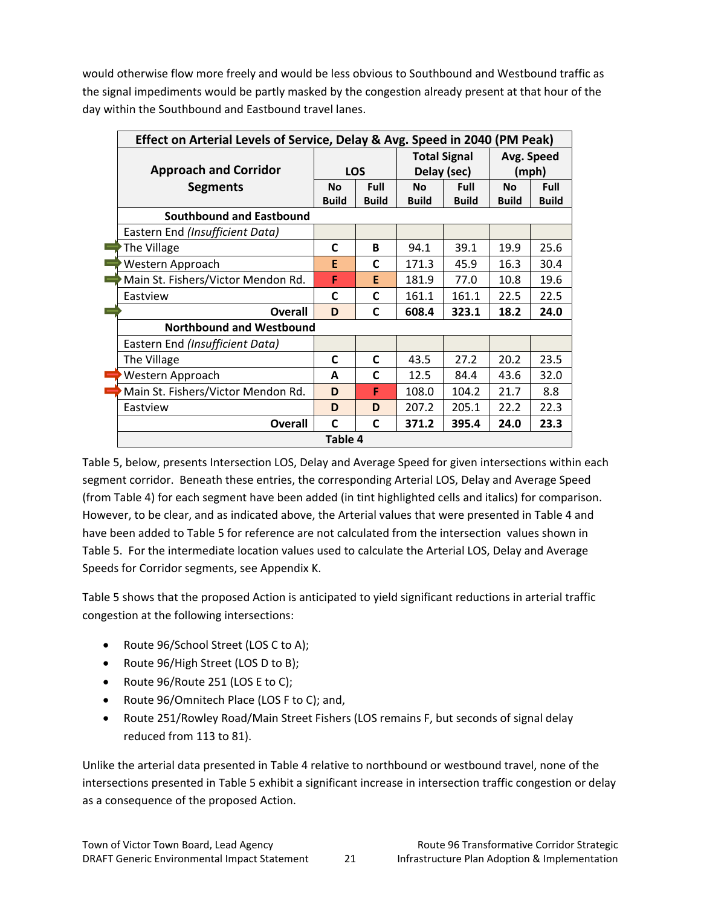would otherwise flow more freely and would be less obvious to Southbound and Westbound traffic as the signal impediments would be partly masked by the congestion already present at that hour of the day within the Southbound and Eastbound travel lanes.

| Effect on Arterial Levels of Service, Delay & Avg. Speed in 2040 (PM Peak) | | | | | | |
|---|---|---|---|---|---|---|
| Approach and Corridor Segments | LOS | | Total Signal Delay (sec) | | Avg. Speed (mph) | |
| | No Build | Full Build | No Build | Full Build | No Build | Full Build |
| **Southbound and Eastbound** | | | | | | |
| Eastern End *(Insufficient Data)* | | | | | | |
| The Village | C | B | 94.1 | 39.1 | 19.9 | 25.6 |
| Western Approach | E | C | 171.3 | 45.9 | 16.3 | 30.4 |
| Main St. Fishers/Victor Mendon Rd. | F | E | 181.9 | 77.0 | 10.8 | 19.6 |
| Eastview | C | C | 161.1 | 161.1 | 22.5 | 22.5 |
| **Overall** | **D** | **C** | **608.4** | **323.1** | **18.2** | **24.0** |
| **Northbound and Westbound** | | | | | | |
| Eastern End *(Insufficient Data)* | | | | | | |
| The Village | C | C | 43.5 | 27.2 | 20.2 | 23.5 |
| Western Approach | A | C | 12.5 | 84.4 | 43.6 | 32.0 |
| Main St. Fishers/Victor Mendon Rd. | D | F | 108.0 | 104.2 | 21.7 | 8.8 |
| Eastview | D | D | 207.2 | 205.1 | 22.2 | 22.3 |
| **Overall** | **C** | **C** | **371.2** | **395.4** | **24.0** | **23.3** |

**Table 4**

Table 5, below, presents Intersection LOS, Delay and Average Speed for given intersections within each segment corridor. Beneath these entries, the corresponding Arterial LOS, Delay and Average Speed (from Table 4) for each segment have been added (in tint highlighted cells and italics) for comparison. However, to be clear, and as indicated above, the Arterial values that were presented in Table 4 and have been added to Table 5 for reference are not calculated from the intersection values shown in Table 5. For the intermediate location values used to calculate the Arterial LOS, Delay and Average Speeds for Corridor segments, see Appendix K.

Table 5 shows that the proposed Action is anticipated to yield significant reductions in arterial traffic congestion at the following intersections:

- Route 96/School Street (LOS C to A);
- Route 96/High Street (LOS D to B);
- Route 96/Route 251 (LOS E to C);
- Route 96/Omnitech Place (LOS F to C); and,
- Route 251/Rowley Road/Main Street Fishers (LOS remains F, but seconds of signal delay reduced from 113 to 81).

Unlike the arterial data presented in Table 4 relative to northbound or westbound travel, none of the intersections presented in Table 5 exhibit a significant increase in intersection traffic congestion or delay as a consequence of the proposed Action.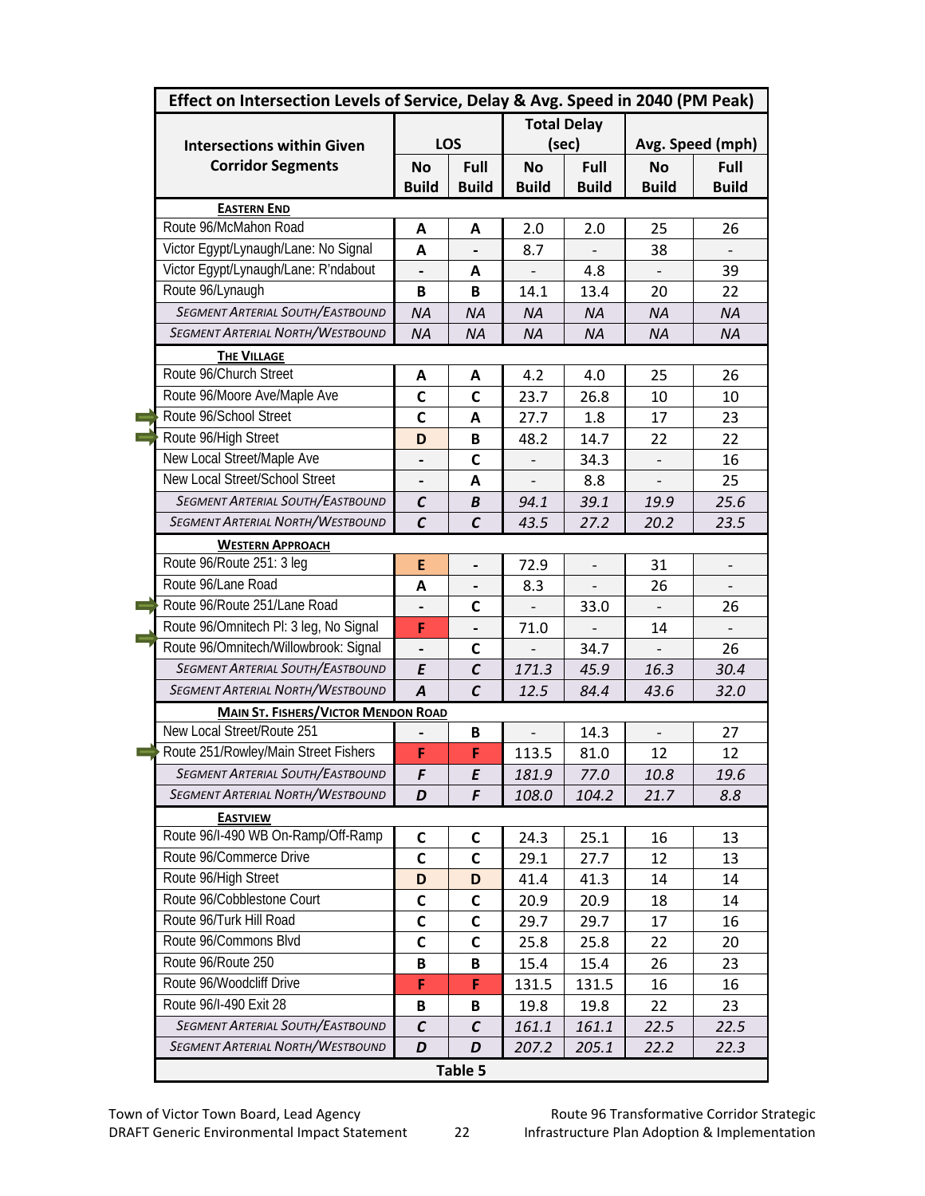| Effect on Intersection Levels of Service, Delay & Avg. Speed in 2040 (PM Peak) | | | | | | |
|---|---|---|---|---|---|---|
| Intersections within Given Corridor Segments | LOS | | Total Delay (sec) | | Avg. Speed (mph) | |
| | No Build | Full Build | No Build | Full Build | No Build | Full Build |
| **EASTERN END** | | | | | | |
| Route 96/McMahon Road | A | A | 2.0 | 2.0 | 25 | 26 |
| Victor Egypt/Lynaugh/Lane: No Signal | A | - | 8.7 | - | 38 | - |
| Victor Egypt/Lynaugh/Lane: R'ndabout | - | A | - | 4.8 | - | 39 |
| Route 96/Lynaugh | B | B | 14.1 | 13.4 | 20 | 22 |
| *SEGMENT ARTERIAL SOUTH/EASTBOUND* | *NA* | *NA* | *NA* | *NA* | *NA* | *NA* |
| *SEGMENT ARTERIAL NORTH/WESTBOUND* | *NA* | *NA* | *NA* | *NA* | *NA* | *NA* |
| **THE VILLAGE** | | | | | | |
| Route 96/Church Street | A | A | 4.2 | 4.0 | 25 | 26 |
| Route 96/Moore Ave/Maple Ave | C | C | 23.7 | 26.8 | 10 | 10 |
| Route 96/School Street | C | A | 27.7 | 1.8 | 17 | 23 |
| Route 96/High Street | D | B | 48.2 | 14.7 | 22 | 22 |
| New Local Street/Maple Ave | - | C | - | 34.3 | - | 16 |
| New Local Street/School Street | - | A | - | 8.8 | - | 25 |
| *SEGMENT ARTERIAL SOUTH/EASTBOUND* | *C* | *B* | *94.1* | *39.1* | *19.9* | *25.6* |
| *SEGMENT ARTERIAL NORTH/WESTBOUND* | *C* | *C* | *43.5* | *27.2* | *20.2* | *23.5* |
| **WESTERN APPROACH** | | | | | | |
| Route 96/Route 251: 3 leg | E | - | 72.9 | - | 31 | - |
| Route 96/Lane Road | A | - | 8.3 | - | 26 | - |
| Route 96/Route 251/Lane Road | - | C | - | 33.0 | - | 26 |
| Route 96/Omnitech Pl: 3 leg, No Signal | F | - | 71.0 | - | 14 | - |
| Route 96/Omnitech/Willowbrook: Signal | - | C | - | 34.7 | - | 26 |
| *SEGMENT ARTERIAL SOUTH/EASTBOUND* | *E* | *C* | *171.3* | *45.9* | *16.3* | *30.4* |
| *SEGMENT ARTERIAL NORTH/WESTBOUND* | *A* | *C* | *12.5* | *84.4* | *43.6* | *32.0* |
| **MAIN ST. FISHERS/VICTOR MENDON ROAD** | | | | | | |
| New Local Street/Route 251 | - | B | - | 14.3 | - | 27 |
| Route 251/Rowley/Main Street Fishers | F | F | 113.5 | 81.0 | 12 | 12 |
| *SEGMENT ARTERIAL SOUTH/EASTBOUND* | *F* | *E* | *181.9* | *77.0* | *10.8* | *19.6* |
| *SEGMENT ARTERIAL NORTH/WESTBOUND* | *D* | *F* | *108.0* | *104.2* | *21.7* | *8.8* |
| **EASTVIEW** | | | | | | |
| Route 96/I-490 WB On-Ramp/Off-Ramp | C | C | 24.3 | 25.1 | 16 | 13 |
| Route 96/Commerce Drive | C | C | 29.1 | 27.7 | 12 | 13 |
| Route 96/High Street | D | D | 41.4 | 41.3 | 14 | 14 |
| Route 96/Cobblestone Court | C | C | 20.9 | 20.9 | 18 | 14 |
| Route 96/Turk Hill Road | C | C | 29.7 | 29.7 | 17 | 16 |
| Route 96/Commons Blvd | C | C | 25.8 | 25.8 | 22 | 20 |
| Route 96/Route 250 | B | B | 15.4 | 15.4 | 26 | 23 |
| Route 96/Woodcliff Drive | F | F | 131.5 | 131.5 | 16 | 16 |
| Route 96/I-490 Exit 28 | B | B | 19.8 | 19.8 | 22 | 23 |
| *SEGMENT ARTERIAL SOUTH/EASTBOUND* | *C* | *C* | *161.1* | *161.1* | *22.5* | *22.5* |
| *SEGMENT ARTERIAL NORTH/WESTBOUND* | *D* | *D* | *207.2* | *205.1* | *22.2* | *22.3* |

Table 5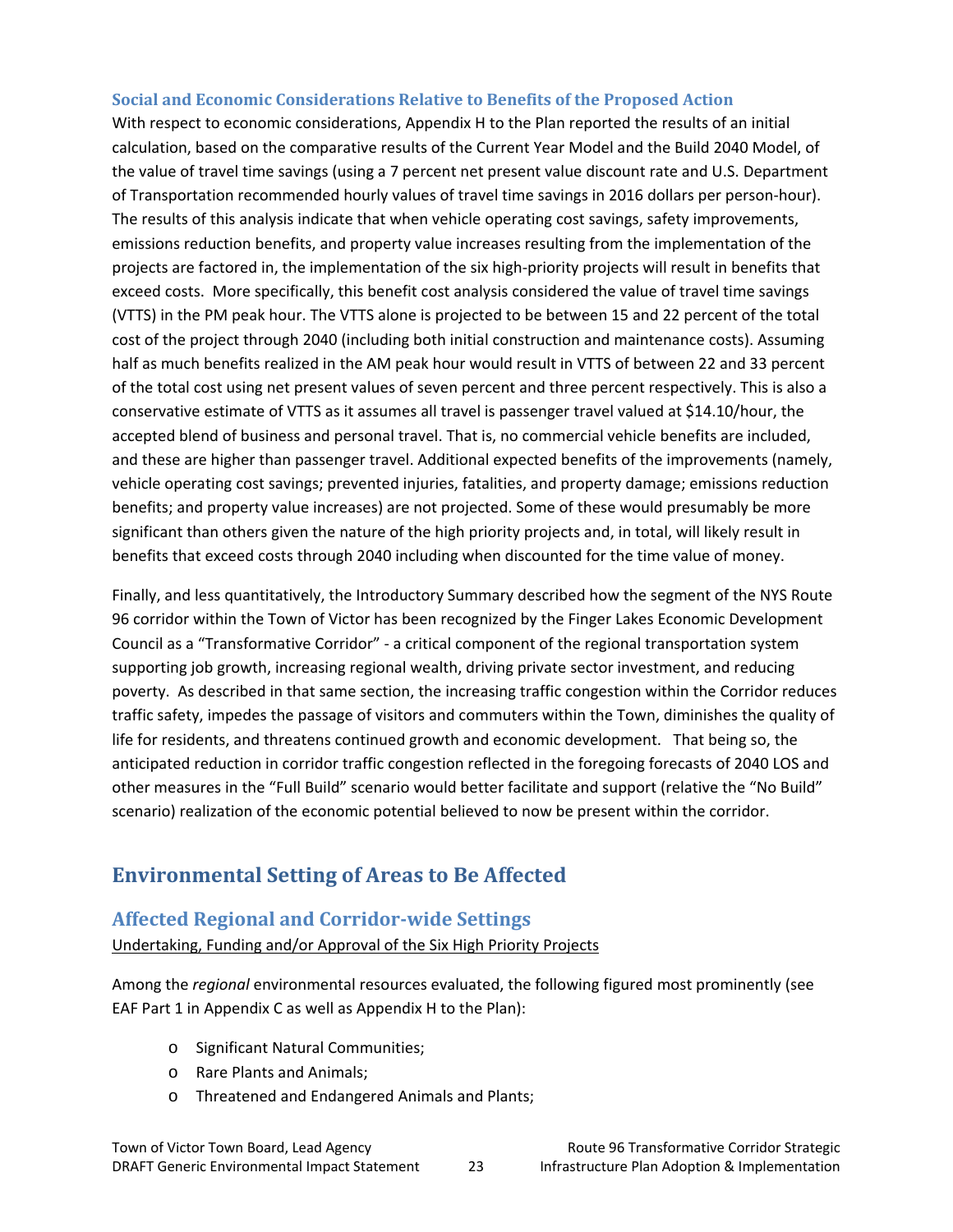### Social and Economic Considerations Relative to Benefits of the Proposed Action

With respect to economic considerations, Appendix H to the Plan reported the results of an initial calculation, based on the comparative results of the Current Year Model and the Build 2040 Model, of the value of travel time savings (using a 7 percent net present value discount rate and U.S. Department of Transportation recommended hourly values of travel time savings in 2016 dollars per person-hour). The results of this analysis indicate that when vehicle operating cost savings, safety improvements, emissions reduction benefits, and property value increases resulting from the implementation of the projects are factored in, the implementation of the six high-priority projects will result in benefits that exceed costs. More specifically, this benefit cost analysis considered the value of travel time savings (VTTS) in the PM peak hour. The VTTS alone is projected to be between 15 and 22 percent of the total cost of the project through 2040 (including both initial construction and maintenance costs). Assuming half as much benefits realized in the AM peak hour would result in VTTS of between 22 and 33 percent of the total cost using net present values of seven percent and three percent respectively. This is also a conservative estimate of VTTS as it assumes all travel is passenger travel valued at $14.10/hour, the accepted blend of business and personal travel. That is, no commercial vehicle benefits are included, and these are higher than passenger travel. Additional expected benefits of the improvements (namely, vehicle operating cost savings; prevented injuries, fatalities, and property damage; emissions reduction benefits; and property value increases) are not projected. Some of these would presumably be more significant than others given the nature of the high priority projects and, in total, will likely result in benefits that exceed costs through 2040 including when discounted for the time value of money.

Finally, and less quantitatively, the Introductory Summary described how the segment of the NYS Route 96 corridor within the Town of Victor has been recognized by the Finger Lakes Economic Development Council as a "Transformative Corridor" - a critical component of the regional transportation system supporting job growth, increasing regional wealth, driving private sector investment, and reducing poverty. As described in that same section, the increasing traffic congestion within the Corridor reduces traffic safety, impedes the passage of visitors and commuters within the Town, diminishes the quality of life for residents, and threatens continued growth and economic development. That being so, the anticipated reduction in corridor traffic congestion reflected in the foregoing forecasts of 2040 LOS and other measures in the "Full Build" scenario would better facilitate and support (relative the "No Build" scenario) realization of the economic potential believed to now be present within the corridor.

## Environmental Setting of Areas to Be Affected

### Affected Regional and Corridor-wide Settings

Undertaking, Funding and/or Approval of the Six High Priority Projects

Among the *regional* environmental resources evaluated, the following figured most prominently (see EAF Part 1 in Appendix C as well as Appendix H to the Plan):

- Significant Natural Communities;
- Rare Plants and Animals;
- Threatened and Endangered Animals and Plants;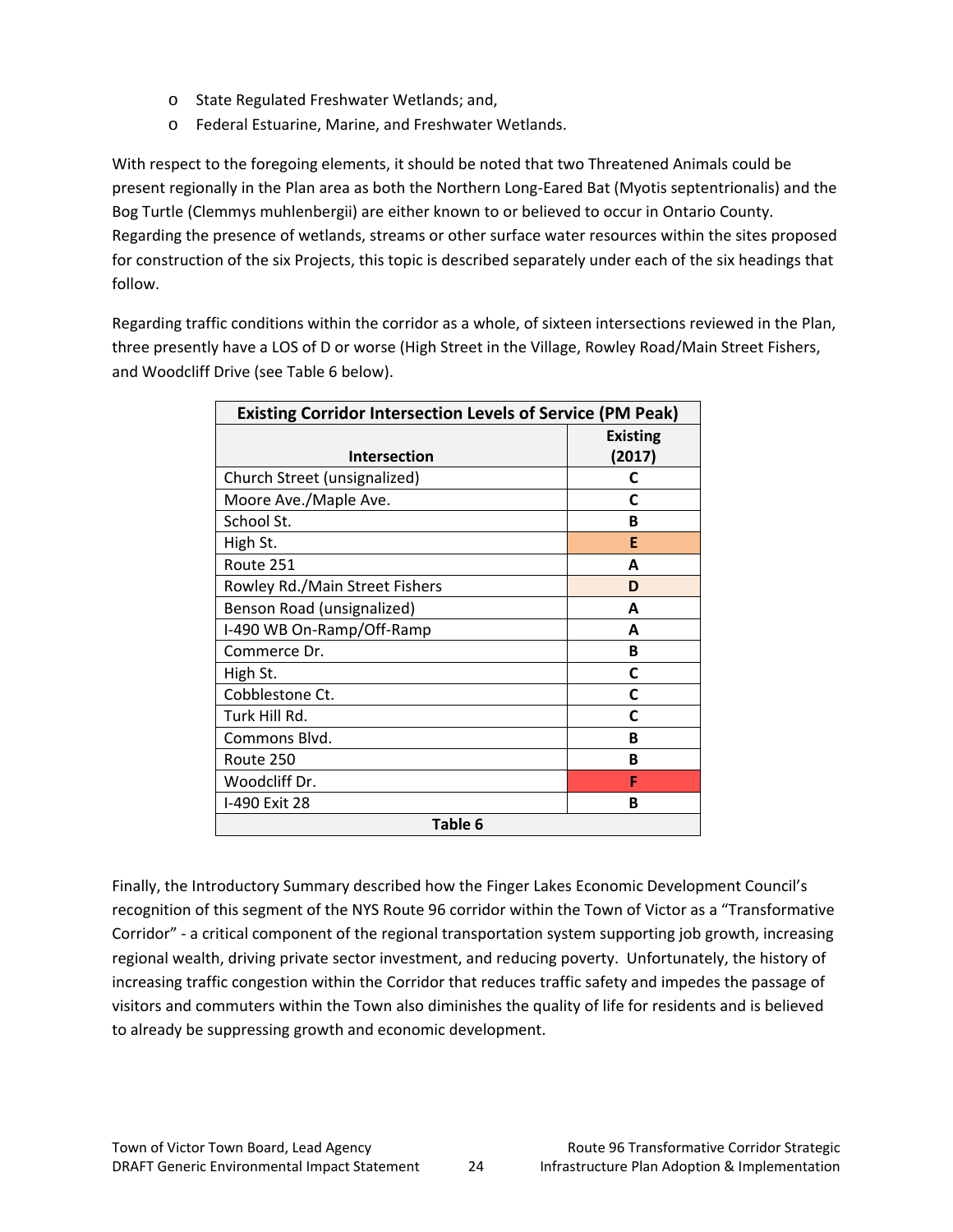- State Regulated Freshwater Wetlands; and,
- Federal Estuarine, Marine, and Freshwater Wetlands.

With respect to the foregoing elements, it should be noted that two Threatened Animals could be present regionally in the Plan area as both the Northern Long-Eared Bat (Myotis septentrionalis) and the Bog Turtle (Clemmys muhlenbergii) are either known to or believed to occur in Ontario County. Regarding the presence of wetlands, streams or other surface water resources within the sites proposed for construction of the six Projects, this topic is described separately under each of the six headings that follow.

Regarding traffic conditions within the corridor as a whole, of sixteen intersections reviewed in the Plan, three presently have a LOS of D or worse (High Street in the Village, Rowley Road/Main Street Fishers, and Woodcliff Drive (see Table 6 below).

| **Existing Corridor Intersection Levels of Service (PM Peak)** | |
|---|---|
| **Intersection** | **Existing (2017)** |
| Church Street (unsignalized) | **C** |
| Moore Ave./Maple Ave. | **C** |
| School St. | **B** |
| High St. | **E** |
| Route 251 | **A** |
| Rowley Rd./Main Street Fishers | **D** |
| Benson Road (unsignalized) | **A** |
| I-490 WB On-Ramp/Off-Ramp | **A** |
| Commerce Dr. | **B** |
| High St. | **C** |
| Cobblestone Ct. | **C** |
| Turk Hill Rd. | **C** |
| Commons Blvd. | **B** |
| Route 250 | **B** |
| Woodcliff Dr. | **F** |
| I-490 Exit 28 | **B** |

**Table 6**

Finally, the Introductory Summary described how the Finger Lakes Economic Development Council's recognition of this segment of the NYS Route 96 corridor within the Town of Victor as a "Transformative Corridor" - a critical component of the regional transportation system supporting job growth, increasing regional wealth, driving private sector investment, and reducing poverty. Unfortunately, the history of increasing traffic congestion within the Corridor that reduces traffic safety and impedes the passage of visitors and commuters within the Town also diminishes the quality of life for residents and is believed to already be suppressing growth and economic development.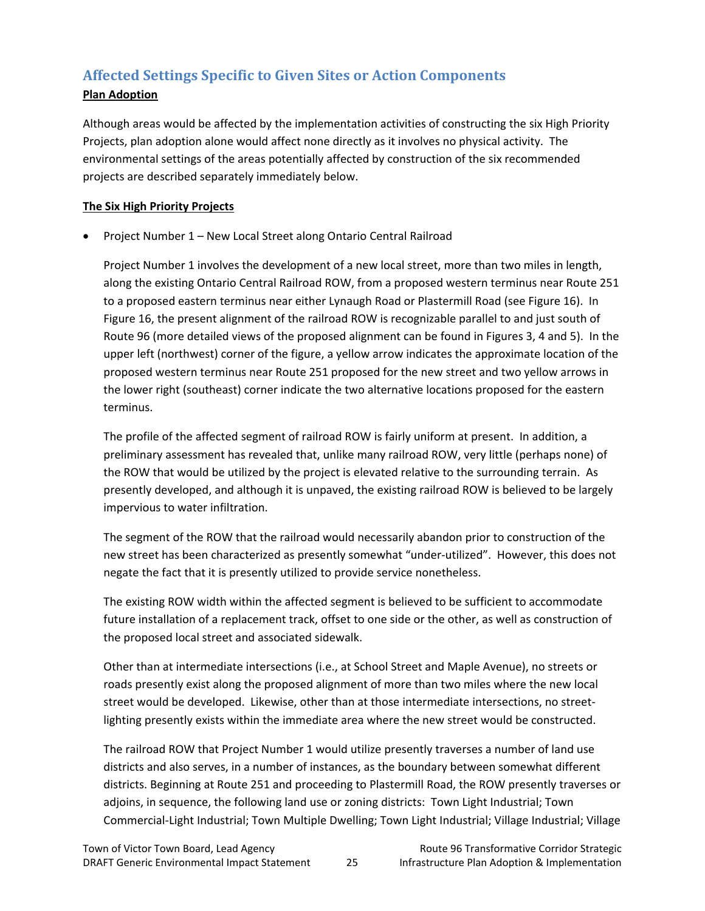## Affected Settings Specific to Given Sites or Action Components

**Plan Adoption**

Although areas would be affected by the implementation activities of constructing the six High Priority Projects, plan adoption alone would affect none directly as it involves no physical activity. The environmental settings of the areas potentially affected by construction of the six recommended projects are described separately immediately below.

**The Six High Priority Projects**

- Project Number 1 – New Local Street along Ontario Central Railroad

  Project Number 1 involves the development of a new local street, more than two miles in length, along the existing Ontario Central Railroad ROW, from a proposed western terminus near Route 251 to a proposed eastern terminus near either Lynaugh Road or Plastermill Road (see Figure 16). In Figure 16, the present alignment of the railroad ROW is recognizable parallel to and just south of Route 96 (more detailed views of the proposed alignment can be found in Figures 3, 4 and 5). In the upper left (northwest) corner of the figure, a yellow arrow indicates the approximate location of the proposed western terminus near Route 251 proposed for the new street and two yellow arrows in the lower right (southeast) corner indicate the two alternative locations proposed for the eastern terminus.

  The profile of the affected segment of railroad ROW is fairly uniform at present. In addition, a preliminary assessment has revealed that, unlike many railroad ROW, very little (perhaps none) of the ROW that would be utilized by the project is elevated relative to the surrounding terrain. As presently developed, and although it is unpaved, the existing railroad ROW is believed to be largely impervious to water infiltration.

  The segment of the ROW that the railroad would necessarily abandon prior to construction of the new street has been characterized as presently somewhat "under-utilized". However, this does not negate the fact that it is presently utilized to provide service nonetheless.

  The existing ROW width within the affected segment is believed to be sufficient to accommodate future installation of a replacement track, offset to one side or the other, as well as construction of the proposed local street and associated sidewalk.

  Other than at intermediate intersections (i.e., at School Street and Maple Avenue), no streets or roads presently exist along the proposed alignment of more than two miles where the new local street would be developed. Likewise, other than at those intermediate intersections, no street-lighting presently exists within the immediate area where the new street would be constructed.

  The railroad ROW that Project Number 1 would utilize presently traverses a number of land use districts and also serves, in a number of instances, as the boundary between somewhat different districts. Beginning at Route 251 and proceeding to Plastermill Road, the ROW presently traverses or adjoins, in sequence, the following land use or zoning districts: Town Light Industrial; Town Commercial-Light Industrial; Town Multiple Dwelling; Town Light Industrial; Village Industrial; Village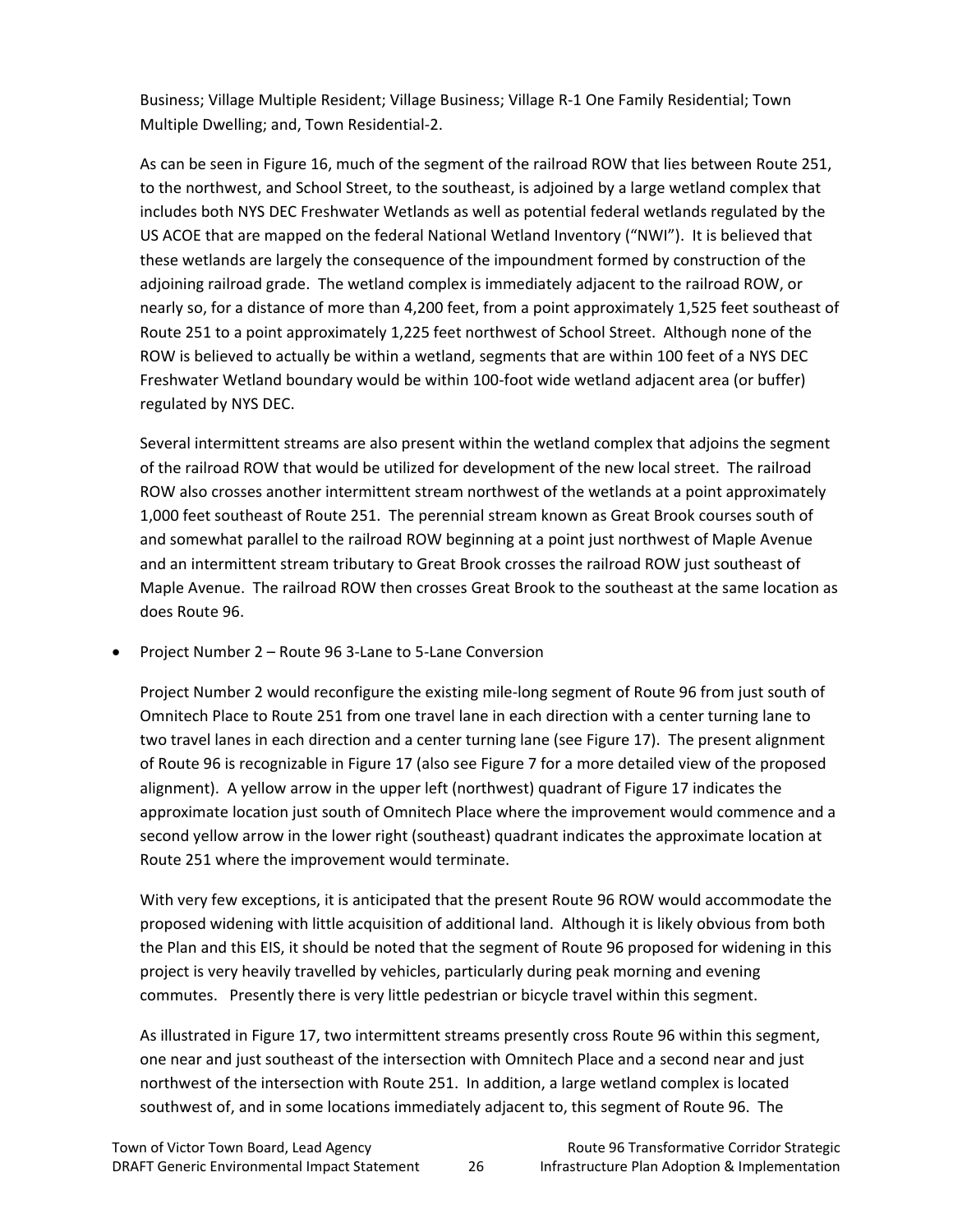Business; Village Multiple Resident; Village Business; Village R-1 One Family Residential; Town Multiple Dwelling; and, Town Residential-2.

As can be seen in Figure 16, much of the segment of the railroad ROW that lies between Route 251, to the northwest, and School Street, to the southeast, is adjoined by a large wetland complex that includes both NYS DEC Freshwater Wetlands as well as potential federal wetlands regulated by the US ACOE that are mapped on the federal National Wetland Inventory ("NWI"). It is believed that these wetlands are largely the consequence of the impoundment formed by construction of the adjoining railroad grade. The wetland complex is immediately adjacent to the railroad ROW, or nearly so, for a distance of more than 4,200 feet, from a point approximately 1,525 feet southeast of Route 251 to a point approximately 1,225 feet northwest of School Street. Although none of the ROW is believed to actually be within a wetland, segments that are within 100 feet of a NYS DEC Freshwater Wetland boundary would be within 100-foot wide wetland adjacent area (or buffer) regulated by NYS DEC.

Several intermittent streams are also present within the wetland complex that adjoins the segment of the railroad ROW that would be utilized for development of the new local street. The railroad ROW also crosses another intermittent stream northwest of the wetlands at a point approximately 1,000 feet southeast of Route 251. The perennial stream known as Great Brook courses south of and somewhat parallel to the railroad ROW beginning at a point just northwest of Maple Avenue and an intermittent stream tributary to Great Brook crosses the railroad ROW just southeast of Maple Avenue. The railroad ROW then crosses Great Brook to the southeast at the same location as does Route 96.

- Project Number 2 – Route 96 3-Lane to 5-Lane Conversion

  Project Number 2 would reconfigure the existing mile-long segment of Route 96 from just south of Omnitech Place to Route 251 from one travel lane in each direction with a center turning lane to two travel lanes in each direction and a center turning lane (see Figure 17). The present alignment of Route 96 is recognizable in Figure 17 (also see Figure 7 for a more detailed view of the proposed alignment). A yellow arrow in the upper left (northwest) quadrant of Figure 17 indicates the approximate location just south of Omnitech Place where the improvement would commence and a second yellow arrow in the lower right (southeast) quadrant indicates the approximate location at Route 251 where the improvement would terminate.

  With very few exceptions, it is anticipated that the present Route 96 ROW would accommodate the proposed widening with little acquisition of additional land. Although it is likely obvious from both the Plan and this EIS, it should be noted that the segment of Route 96 proposed for widening in this project is very heavily travelled by vehicles, particularly during peak morning and evening commutes. Presently there is very little pedestrian or bicycle travel within this segment.

  As illustrated in Figure 17, two intermittent streams presently cross Route 96 within this segment, one near and just southeast of the intersection with Omnitech Place and a second near and just northwest of the intersection with Route 251. In addition, a large wetland complex is located southwest of, and in some locations immediately adjacent to, this segment of Route 96. The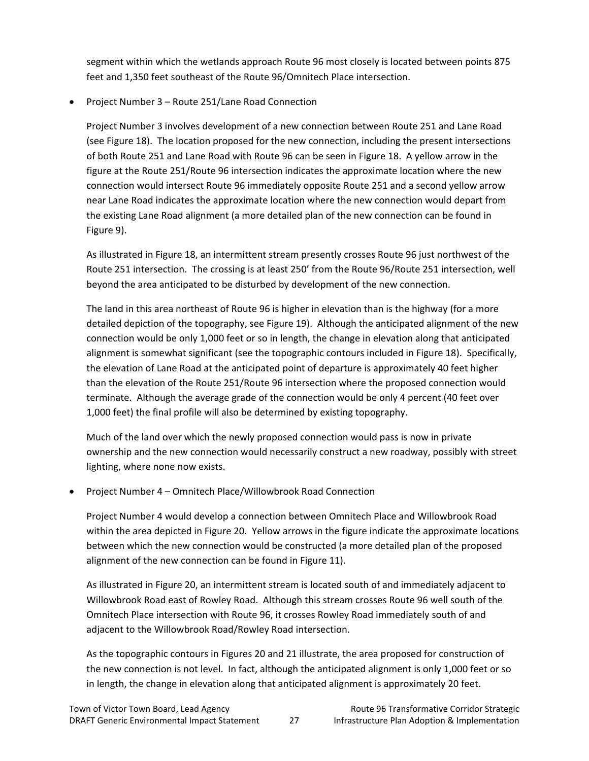segment within which the wetlands approach Route 96 most closely is located between points 875 feet and 1,350 feet southeast of the Route 96/Omnitech Place intersection.

- Project Number 3 – Route 251/Lane Road Connection

  Project Number 3 involves development of a new connection between Route 251 and Lane Road (see Figure 18). The location proposed for the new connection, including the present intersections of both Route 251 and Lane Road with Route 96 can be seen in Figure 18. A yellow arrow in the figure at the Route 251/Route 96 intersection indicates the approximate location where the new connection would intersect Route 96 immediately opposite Route 251 and a second yellow arrow near Lane Road indicates the approximate location where the new connection would depart from the existing Lane Road alignment (a more detailed plan of the new connection can be found in Figure 9).

  As illustrated in Figure 18, an intermittent stream presently crosses Route 96 just northwest of the Route 251 intersection. The crossing is at least 250' from the Route 96/Route 251 intersection, well beyond the area anticipated to be disturbed by development of the new connection.

  The land in this area northeast of Route 96 is higher in elevation than is the highway (for a more detailed depiction of the topography, see Figure 19). Although the anticipated alignment of the new connection would be only 1,000 feet or so in length, the change in elevation along that anticipated alignment is somewhat significant (see the topographic contours included in Figure 18). Specifically, the elevation of Lane Road at the anticipated point of departure is approximately 40 feet higher than the elevation of the Route 251/Route 96 intersection where the proposed connection would terminate. Although the average grade of the connection would be only 4 percent (40 feet over 1,000 feet) the final profile will also be determined by existing topography.

  Much of the land over which the newly proposed connection would pass is now in private ownership and the new connection would necessarily construct a new roadway, possibly with street lighting, where none now exists.

- Project Number 4 – Omnitech Place/Willowbrook Road Connection

  Project Number 4 would develop a connection between Omnitech Place and Willowbrook Road within the area depicted in Figure 20. Yellow arrows in the figure indicate the approximate locations between which the new connection would be constructed (a more detailed plan of the proposed alignment of the new connection can be found in Figure 11).

  As illustrated in Figure 20, an intermittent stream is located south of and immediately adjacent to Willowbrook Road east of Rowley Road. Although this stream crosses Route 96 well south of the Omnitech Place intersection with Route 96, it crosses Rowley Road immediately south of and adjacent to the Willowbrook Road/Rowley Road intersection.

  As the topographic contours in Figures 20 and 21 illustrate, the area proposed for construction of the new connection is not level. In fact, although the anticipated alignment is only 1,000 feet or so in length, the change in elevation along that anticipated alignment is approximately 20 feet.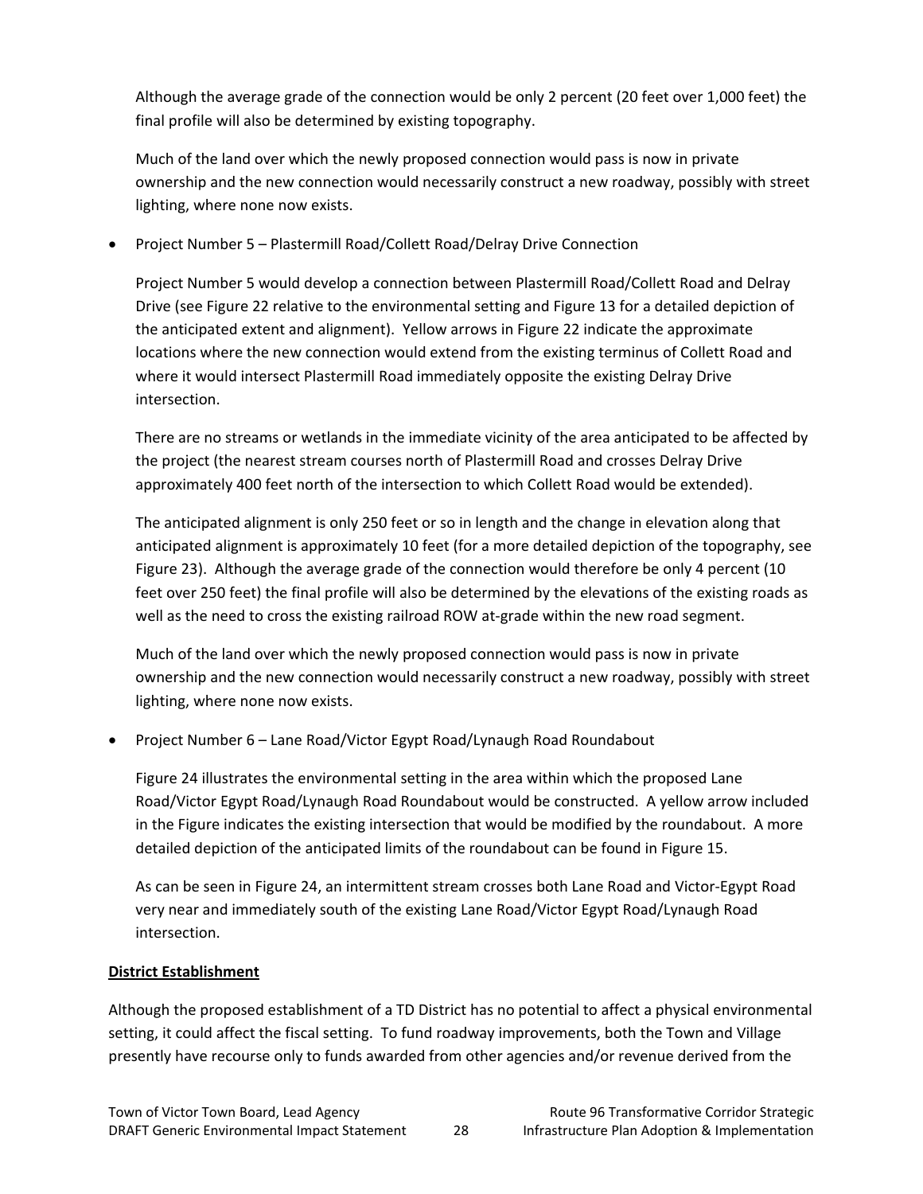Although the average grade of the connection would be only 2 percent (20 feet over 1,000 feet) the final profile will also be determined by existing topography.

Much of the land over which the newly proposed connection would pass is now in private ownership and the new connection would necessarily construct a new roadway, possibly with street lighting, where none now exists.

- Project Number 5 – Plastermill Road/Collett Road/Delray Drive Connection

  Project Number 5 would develop a connection between Plastermill Road/Collett Road and Delray Drive (see Figure 22 relative to the environmental setting and Figure 13 for a detailed depiction of the anticipated extent and alignment). Yellow arrows in Figure 22 indicate the approximate locations where the new connection would extend from the existing terminus of Collett Road and where it would intersect Plastermill Road immediately opposite the existing Delray Drive intersection.

  There are no streams or wetlands in the immediate vicinity of the area anticipated to be affected by the project (the nearest stream courses north of Plastermill Road and crosses Delray Drive approximately 400 feet north of the intersection to which Collett Road would be extended).

  The anticipated alignment is only 250 feet or so in length and the change in elevation along that anticipated alignment is approximately 10 feet (for a more detailed depiction of the topography, see Figure 23). Although the average grade of the connection would therefore be only 4 percent (10 feet over 250 feet) the final profile will also be determined by the elevations of the existing roads as well as the need to cross the existing railroad ROW at-grade within the new road segment.

  Much of the land over which the newly proposed connection would pass is now in private ownership and the new connection would necessarily construct a new roadway, possibly with street lighting, where none now exists.

- Project Number 6 – Lane Road/Victor Egypt Road/Lynaugh Road Roundabout

  Figure 24 illustrates the environmental setting in the area within which the proposed Lane Road/Victor Egypt Road/Lynaugh Road Roundabout would be constructed. A yellow arrow included in the Figure indicates the existing intersection that would be modified by the roundabout. A more detailed depiction of the anticipated limits of the roundabout can be found in Figure 15.

  As can be seen in Figure 24, an intermittent stream crosses both Lane Road and Victor-Egypt Road very near and immediately south of the existing Lane Road/Victor Egypt Road/Lynaugh Road intersection.

**District Establishment**

Although the proposed establishment of a TD District has no potential to affect a physical environmental setting, it could affect the fiscal setting. To fund roadway improvements, both the Town and Village presently have recourse only to funds awarded from other agencies and/or revenue derived from the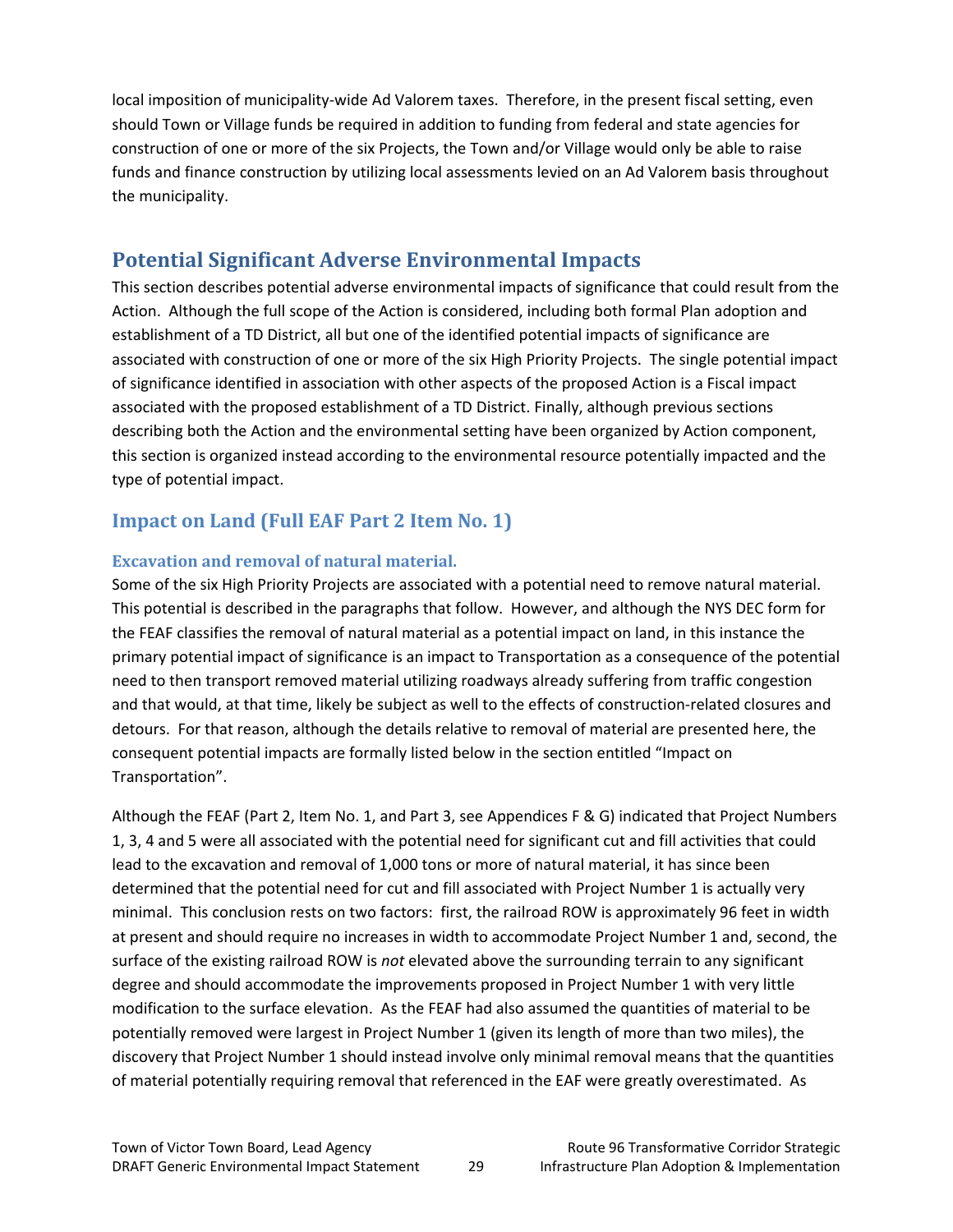local imposition of municipality-wide Ad Valorem taxes. Therefore, in the present fiscal setting, even should Town or Village funds be required in addition to funding from federal and state agencies for construction of one or more of the six Projects, the Town and/or Village would only be able to raise funds and finance construction by utilizing local assessments levied on an Ad Valorem basis throughout the municipality.

## Potential Significant Adverse Environmental Impacts

This section describes potential adverse environmental impacts of significance that could result from the Action. Although the full scope of the Action is considered, including both formal Plan adoption and establishment of a TD District, all but one of the identified potential impacts of significance are associated with construction of one or more of the six High Priority Projects. The single potential impact of significance identified in association with other aspects of the proposed Action is a Fiscal impact associated with the proposed establishment of a TD District. Finally, although previous sections describing both the Action and the environmental setting have been organized by Action component, this section is organized instead according to the environmental resource potentially impacted and the type of potential impact.

### Impact on Land (Full EAF Part 2 Item No. 1)

#### Excavation and removal of natural material.

Some of the six High Priority Projects are associated with a potential need to remove natural material. This potential is described in the paragraphs that follow. However, and although the NYS DEC form for the FEAF classifies the removal of natural material as a potential impact on land, in this instance the primary potential impact of significance is an impact to Transportation as a consequence of the potential need to then transport removed material utilizing roadways already suffering from traffic congestion and that would, at that time, likely be subject as well to the effects of construction-related closures and detours. For that reason, although the details relative to removal of material are presented here, the consequent potential impacts are formally listed below in the section entitled "Impact on Transportation".

Although the FEAF (Part 2, Item No. 1, and Part 3, see Appendices F & G) indicated that Project Numbers 1, 3, 4 and 5 were all associated with the potential need for significant cut and fill activities that could lead to the excavation and removal of 1,000 tons or more of natural material, it has since been determined that the potential need for cut and fill associated with Project Number 1 is actually very minimal. This conclusion rests on two factors: first, the railroad ROW is approximately 96 feet in width at present and should require no increases in width to accommodate Project Number 1 and, second, the surface of the existing railroad ROW is *not* elevated above the surrounding terrain to any significant degree and should accommodate the improvements proposed in Project Number 1 with very little modification to the surface elevation. As the FEAF had also assumed the quantities of material to be potentially removed were largest in Project Number 1 (given its length of more than two miles), the discovery that Project Number 1 should instead involve only minimal removal means that the quantities of material potentially requiring removal that referenced in the EAF were greatly overestimated. As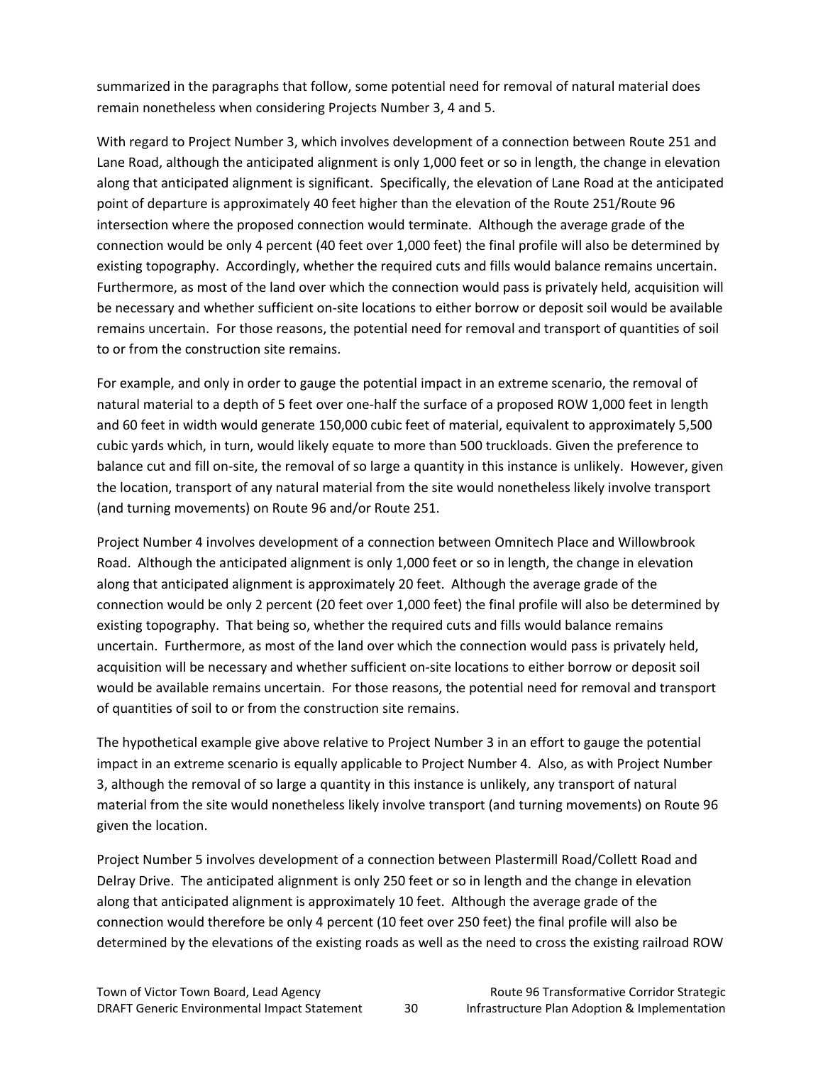summarized in the paragraphs that follow, some potential need for removal of natural material does remain nonetheless when considering Projects Number 3, 4 and 5.

With regard to Project Number 3, which involves development of a connection between Route 251 and Lane Road, although the anticipated alignment is only 1,000 feet or so in length, the change in elevation along that anticipated alignment is significant. Specifically, the elevation of Lane Road at the anticipated point of departure is approximately 40 feet higher than the elevation of the Route 251/Route 96 intersection where the proposed connection would terminate. Although the average grade of the connection would be only 4 percent (40 feet over 1,000 feet) the final profile will also be determined by existing topography. Accordingly, whether the required cuts and fills would balance remains uncertain. Furthermore, as most of the land over which the connection would pass is privately held, acquisition will be necessary and whether sufficient on-site locations to either borrow or deposit soil would be available remains uncertain. For those reasons, the potential need for removal and transport of quantities of soil to or from the construction site remains.

For example, and only in order to gauge the potential impact in an extreme scenario, the removal of natural material to a depth of 5 feet over one-half the surface of a proposed ROW 1,000 feet in length and 60 feet in width would generate 150,000 cubic feet of material, equivalent to approximately 5,500 cubic yards which, in turn, would likely equate to more than 500 truckloads. Given the preference to balance cut and fill on-site, the removal of so large a quantity in this instance is unlikely. However, given the location, transport of any natural material from the site would nonetheless likely involve transport (and turning movements) on Route 96 and/or Route 251.

Project Number 4 involves development of a connection between Omnitech Place and Willowbrook Road. Although the anticipated alignment is only 1,000 feet or so in length, the change in elevation along that anticipated alignment is approximately 20 feet. Although the average grade of the connection would be only 2 percent (20 feet over 1,000 feet) the final profile will also be determined by existing topography. That being so, whether the required cuts and fills would balance remains uncertain. Furthermore, as most of the land over which the connection would pass is privately held, acquisition will be necessary and whether sufficient on-site locations to either borrow or deposit soil would be available remains uncertain. For those reasons, the potential need for removal and transport of quantities of soil to or from the construction site remains.

The hypothetical example give above relative to Project Number 3 in an effort to gauge the potential impact in an extreme scenario is equally applicable to Project Number 4. Also, as with Project Number 3, although the removal of so large a quantity in this instance is unlikely, any transport of natural material from the site would nonetheless likely involve transport (and turning movements) on Route 96 given the location.

Project Number 5 involves development of a connection between Plastermill Road/Collett Road and Delray Drive. The anticipated alignment is only 250 feet or so in length and the change in elevation along that anticipated alignment is approximately 10 feet. Although the average grade of the connection would therefore be only 4 percent (10 feet over 250 feet) the final profile will also be determined by the elevations of the existing roads as well as the need to cross the existing railroad ROW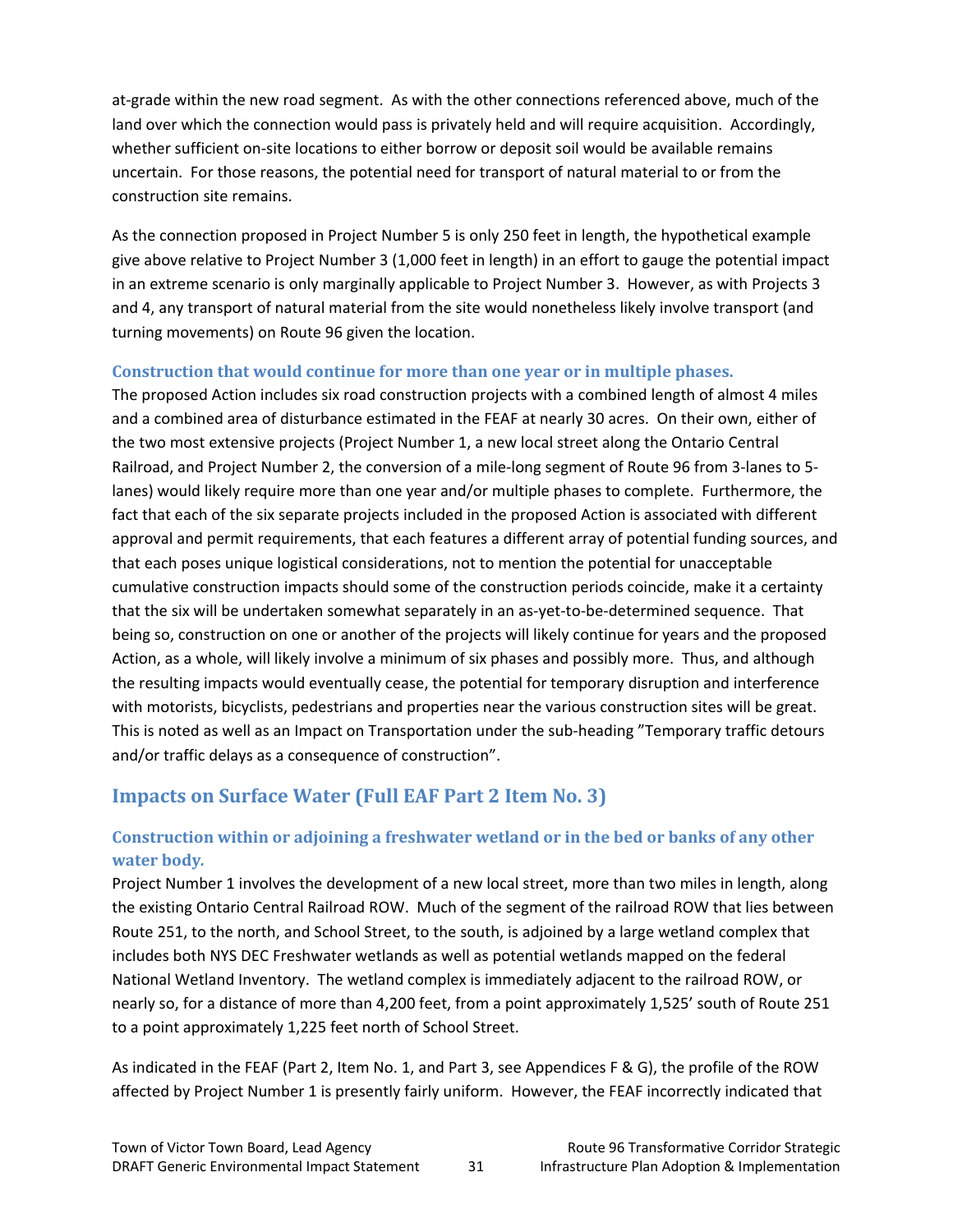at-grade within the new road segment. As with the other connections referenced above, much of the land over which the connection would pass is privately held and will require acquisition. Accordingly, whether sufficient on-site locations to either borrow or deposit soil would be available remains uncertain. For those reasons, the potential need for transport of natural material to or from the construction site remains.

As the connection proposed in Project Number 5 is only 250 feet in length, the hypothetical example give above relative to Project Number 3 (1,000 feet in length) in an effort to gauge the potential impact in an extreme scenario is only marginally applicable to Project Number 3. However, as with Projects 3 and 4, any transport of natural material from the site would nonetheless likely involve transport (and turning movements) on Route 96 given the location.

### Construction that would continue for more than one year or in multiple phases.

The proposed Action includes six road construction projects with a combined length of almost 4 miles and a combined area of disturbance estimated in the FEAF at nearly 30 acres. On their own, either of the two most extensive projects (Project Number 1, a new local street along the Ontario Central Railroad, and Project Number 2, the conversion of a mile-long segment of Route 96 from 3-lanes to 5-lanes) would likely require more than one year and/or multiple phases to complete. Furthermore, the fact that each of the six separate projects included in the proposed Action is associated with different approval and permit requirements, that each features a different array of potential funding sources, and that each poses unique logistical considerations, not to mention the potential for unacceptable cumulative construction impacts should some of the construction periods coincide, make it a certainty that the six will be undertaken somewhat separately in an as-yet-to-be-determined sequence. That being so, construction on one or another of the projects will likely continue for years and the proposed Action, as a whole, will likely involve a minimum of six phases and possibly more. Thus, and although the resulting impacts would eventually cease, the potential for temporary disruption and interference with motorists, bicyclists, pedestrians and properties near the various construction sites will be great. This is noted as well as an Impact on Transportation under the sub-heading "Temporary traffic detours and/or traffic delays as a consequence of construction".

## Impacts on Surface Water (Full EAF Part 2 Item No. 3)

### Construction within or adjoining a freshwater wetland or in the bed or banks of any other water body.

Project Number 1 involves the development of a new local street, more than two miles in length, along the existing Ontario Central Railroad ROW. Much of the segment of the railroad ROW that lies between Route 251, to the north, and School Street, to the south, is adjoined by a large wetland complex that includes both NYS DEC Freshwater wetlands as well as potential wetlands mapped on the federal National Wetland Inventory. The wetland complex is immediately adjacent to the railroad ROW, or nearly so, for a distance of more than 4,200 feet, from a point approximately 1,525' south of Route 251 to a point approximately 1,225 feet north of School Street.

As indicated in the FEAF (Part 2, Item No. 1, and Part 3, see Appendices F & G), the profile of the ROW affected by Project Number 1 is presently fairly uniform. However, the FEAF incorrectly indicated that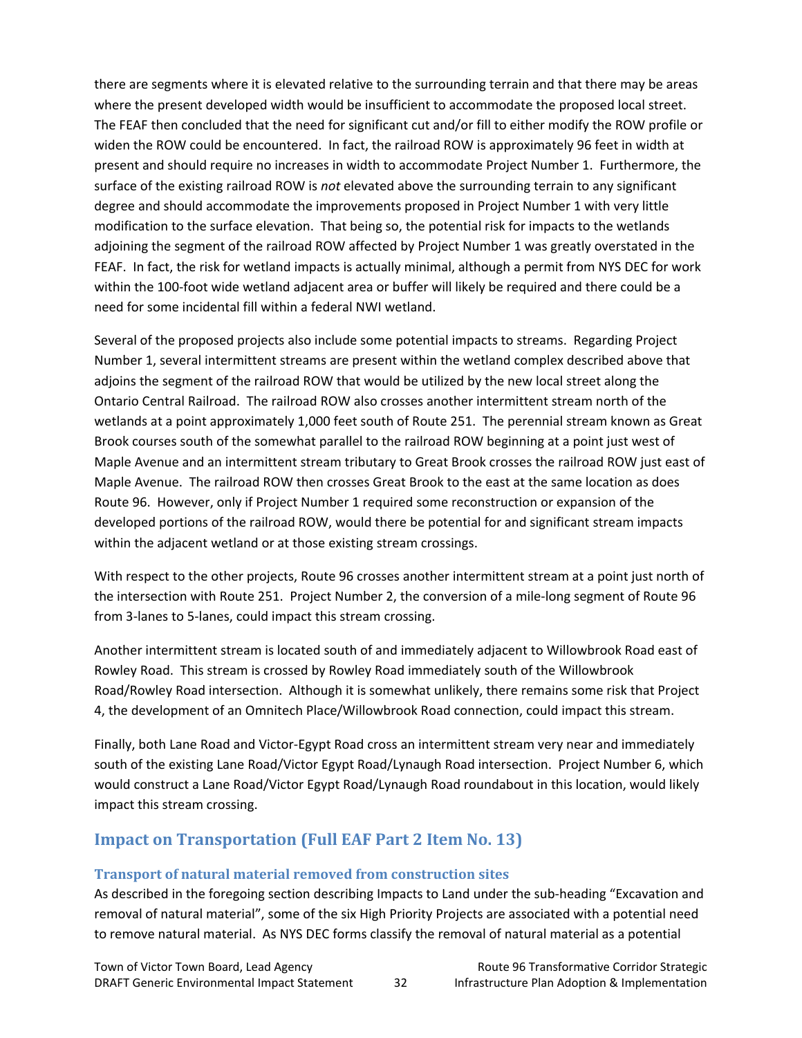there are segments where it is elevated relative to the surrounding terrain and that there may be areas where the present developed width would be insufficient to accommodate the proposed local street. The FEAF then concluded that the need for significant cut and/or fill to either modify the ROW profile or widen the ROW could be encountered. In fact, the railroad ROW is approximately 96 feet in width at present and should require no increases in width to accommodate Project Number 1. Furthermore, the surface of the existing railroad ROW is *not* elevated above the surrounding terrain to any significant degree and should accommodate the improvements proposed in Project Number 1 with very little modification to the surface elevation. That being so, the potential risk for impacts to the wetlands adjoining the segment of the railroad ROW affected by Project Number 1 was greatly overstated in the FEAF. In fact, the risk for wetland impacts is actually minimal, although a permit from NYS DEC for work within the 100-foot wide wetland adjacent area or buffer will likely be required and there could be a need for some incidental fill within a federal NWI wetland.

Several of the proposed projects also include some potential impacts to streams. Regarding Project Number 1, several intermittent streams are present within the wetland complex described above that adjoins the segment of the railroad ROW that would be utilized by the new local street along the Ontario Central Railroad. The railroad ROW also crosses another intermittent stream north of the wetlands at a point approximately 1,000 feet south of Route 251. The perennial stream known as Great Brook courses south of the somewhat parallel to the railroad ROW beginning at a point just west of Maple Avenue and an intermittent stream tributary to Great Brook crosses the railroad ROW just east of Maple Avenue. The railroad ROW then crosses Great Brook to the east at the same location as does Route 96. However, only if Project Number 1 required some reconstruction or expansion of the developed portions of the railroad ROW, would there be potential for and significant stream impacts within the adjacent wetland or at those existing stream crossings.

With respect to the other projects, Route 96 crosses another intermittent stream at a point just north of the intersection with Route 251. Project Number 2, the conversion of a mile-long segment of Route 96 from 3-lanes to 5-lanes, could impact this stream crossing.

Another intermittent stream is located south of and immediately adjacent to Willowbrook Road east of Rowley Road. This stream is crossed by Rowley Road immediately south of the Willowbrook Road/Rowley Road intersection. Although it is somewhat unlikely, there remains some risk that Project 4, the development of an Omnitech Place/Willowbrook Road connection, could impact this stream.

Finally, both Lane Road and Victor-Egypt Road cross an intermittent stream very near and immediately south of the existing Lane Road/Victor Egypt Road/Lynaugh Road intersection. Project Number 6, which would construct a Lane Road/Victor Egypt Road/Lynaugh Road roundabout in this location, would likely impact this stream crossing.

## Impact on Transportation (Full EAF Part 2 Item No. 13)

### Transport of natural material removed from construction sites

As described in the foregoing section describing Impacts to Land under the sub-heading "Excavation and removal of natural material", some of the six High Priority Projects are associated with a potential need to remove natural material. As NYS DEC forms classify the removal of natural material as a potential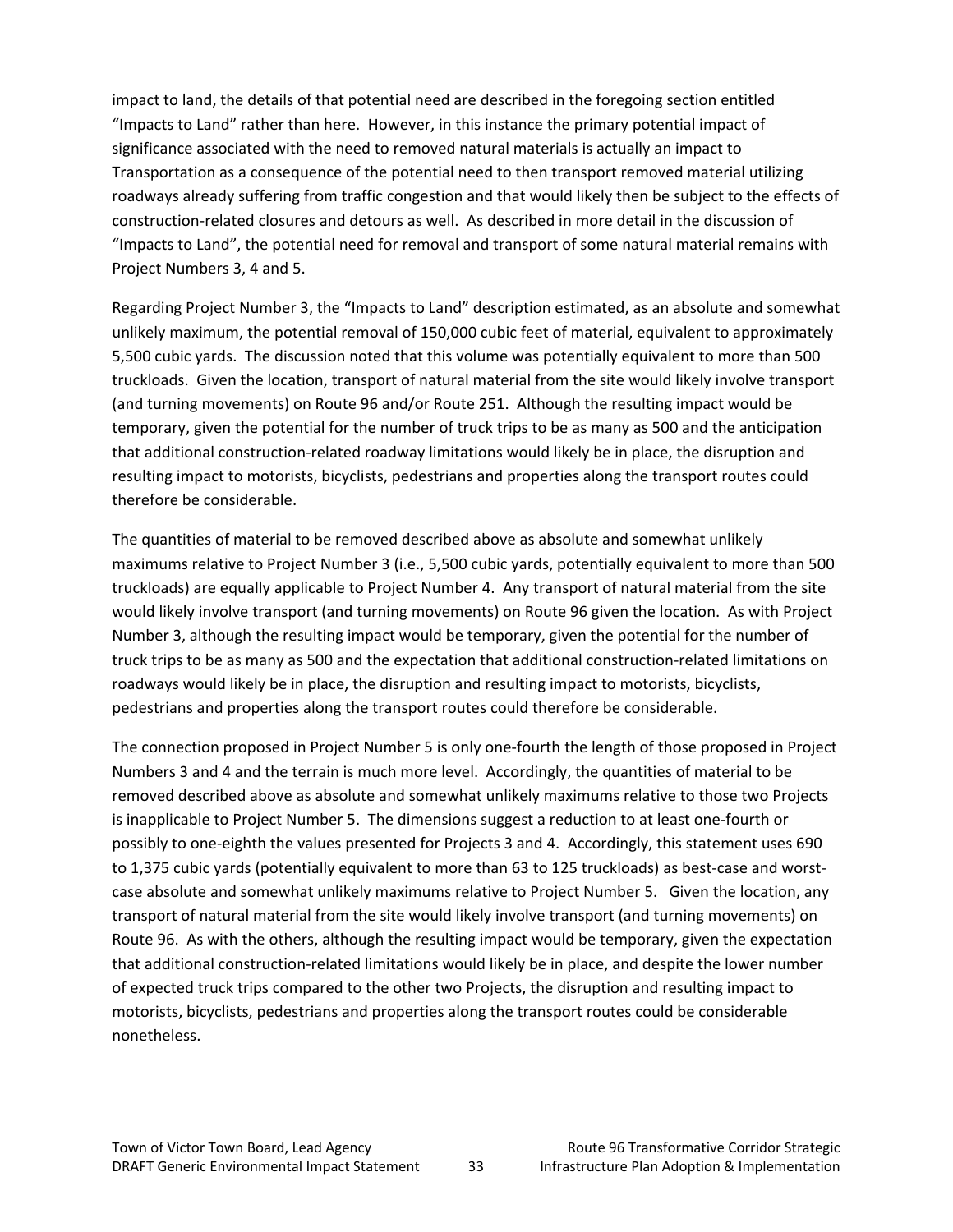impact to land, the details of that potential need are described in the foregoing section entitled "Impacts to Land" rather than here. However, in this instance the primary potential impact of significance associated with the need to removed natural materials is actually an impact to Transportation as a consequence of the potential need to then transport removed material utilizing roadways already suffering from traffic congestion and that would likely then be subject to the effects of construction-related closures and detours as well. As described in more detail in the discussion of "Impacts to Land", the potential need for removal and transport of some natural material remains with Project Numbers 3, 4 and 5.

Regarding Project Number 3, the "Impacts to Land" description estimated, as an absolute and somewhat unlikely maximum, the potential removal of 150,000 cubic feet of material, equivalent to approximately 5,500 cubic yards. The discussion noted that this volume was potentially equivalent to more than 500 truckloads. Given the location, transport of natural material from the site would likely involve transport (and turning movements) on Route 96 and/or Route 251. Although the resulting impact would be temporary, given the potential for the number of truck trips to be as many as 500 and the anticipation that additional construction-related roadway limitations would likely be in place, the disruption and resulting impact to motorists, bicyclists, pedestrians and properties along the transport routes could therefore be considerable.

The quantities of material to be removed described above as absolute and somewhat unlikely maximums relative to Project Number 3 (i.e., 5,500 cubic yards, potentially equivalent to more than 500 truckloads) are equally applicable to Project Number 4. Any transport of natural material from the site would likely involve transport (and turning movements) on Route 96 given the location. As with Project Number 3, although the resulting impact would be temporary, given the potential for the number of truck trips to be as many as 500 and the expectation that additional construction-related limitations on roadways would likely be in place, the disruption and resulting impact to motorists, bicyclists, pedestrians and properties along the transport routes could therefore be considerable.

The connection proposed in Project Number 5 is only one-fourth the length of those proposed in Project Numbers 3 and 4 and the terrain is much more level. Accordingly, the quantities of material to be removed described above as absolute and somewhat unlikely maximums relative to those two Projects is inapplicable to Project Number 5. The dimensions suggest a reduction to at least one-fourth or possibly to one-eighth the values presented for Projects 3 and 4. Accordingly, this statement uses 690 to 1,375 cubic yards (potentially equivalent to more than 63 to 125 truckloads) as best-case and worst-case absolute and somewhat unlikely maximums relative to Project Number 5. Given the location, any transport of natural material from the site would likely involve transport (and turning movements) on Route 96. As with the others, although the resulting impact would be temporary, given the expectation that additional construction-related limitations would likely be in place, and despite the lower number of expected truck trips compared to the other two Projects, the disruption and resulting impact to motorists, bicyclists, pedestrians and properties along the transport routes could be considerable nonetheless.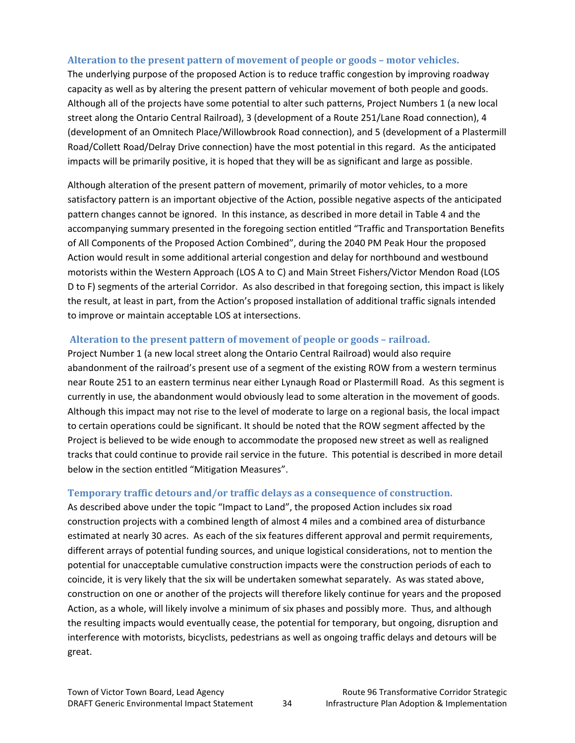### Alteration to the present pattern of movement of people or goods – motor vehicles.

The underlying purpose of the proposed Action is to reduce traffic congestion by improving roadway capacity as well as by altering the present pattern of vehicular movement of both people and goods. Although all of the projects have some potential to alter such patterns, Project Numbers 1 (a new local street along the Ontario Central Railroad), 3 (development of a Route 251/Lane Road connection), 4 (development of an Omnitech Place/Willowbrook Road connection), and 5 (development of a Plastermill Road/Collett Road/Delray Drive connection) have the most potential in this regard. As the anticipated impacts will be primarily positive, it is hoped that they will be as significant and large as possible.

Although alteration of the present pattern of movement, primarily of motor vehicles, to a more satisfactory pattern is an important objective of the Action, possible negative aspects of the anticipated pattern changes cannot be ignored. In this instance, as described in more detail in Table 4 and the accompanying summary presented in the foregoing section entitled "Traffic and Transportation Benefits of All Components of the Proposed Action Combined", during the 2040 PM Peak Hour the proposed Action would result in some additional arterial congestion and delay for northbound and westbound motorists within the Western Approach (LOS A to C) and Main Street Fishers/Victor Mendon Road (LOS D to F) segments of the arterial Corridor. As also described in that foregoing section, this impact is likely the result, at least in part, from the Action's proposed installation of additional traffic signals intended to improve or maintain acceptable LOS at intersections.

### Alteration to the present pattern of movement of people or goods – railroad.

Project Number 1 (a new local street along the Ontario Central Railroad) would also require abandonment of the railroad's present use of a segment of the existing ROW from a western terminus near Route 251 to an eastern terminus near either Lynaugh Road or Plastermill Road. As this segment is currently in use, the abandonment would obviously lead to some alteration in the movement of goods. Although this impact may not rise to the level of moderate to large on a regional basis, the local impact to certain operations could be significant. It should be noted that the ROW segment affected by the Project is believed to be wide enough to accommodate the proposed new street as well as realigned tracks that could continue to provide rail service in the future. This potential is described in more detail below in the section entitled "Mitigation Measures".

### Temporary traffic detours and/or traffic delays as a consequence of construction.

As described above under the topic "Impact to Land", the proposed Action includes six road construction projects with a combined length of almost 4 miles and a combined area of disturbance estimated at nearly 30 acres. As each of the six features different approval and permit requirements, different arrays of potential funding sources, and unique logistical considerations, not to mention the potential for unacceptable cumulative construction impacts were the construction periods of each to coincide, it is very likely that the six will be undertaken somewhat separately. As was stated above, construction on one or another of the projects will therefore likely continue for years and the proposed Action, as a whole, will likely involve a minimum of six phases and possibly more. Thus, and although the resulting impacts would eventually cease, the potential for temporary, but ongoing, disruption and interference with motorists, bicyclists, pedestrians as well as ongoing traffic delays and detours will be great.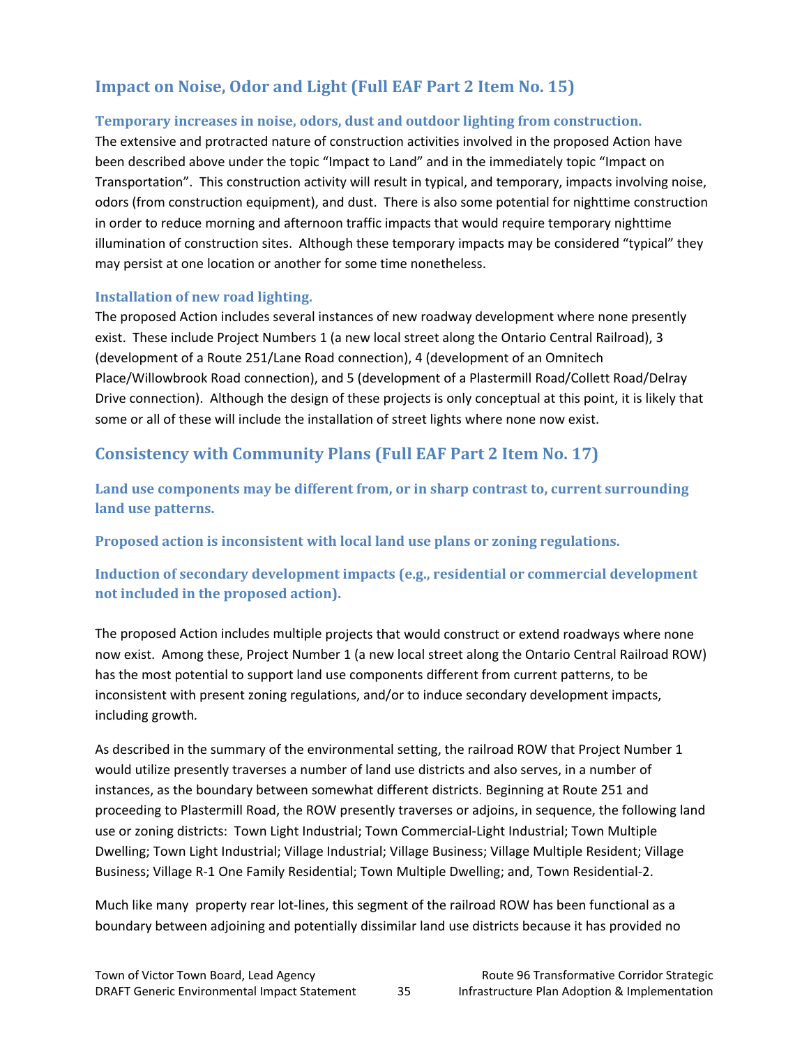## Impact on Noise, Odor and Light (Full EAF Part 2 Item No. 15)

### Temporary increases in noise, odors, dust and outdoor lighting from construction.

The extensive and protracted nature of construction activities involved in the proposed Action have been described above under the topic "Impact to Land" and in the immediately topic "Impact on Transportation". This construction activity will result in typical, and temporary, impacts involving noise, odors (from construction equipment), and dust. There is also some potential for nighttime construction in order to reduce morning and afternoon traffic impacts that would require temporary nighttime illumination of construction sites. Although these temporary impacts may be considered "typical" they may persist at one location or another for some time nonetheless.

### Installation of new road lighting.

The proposed Action includes several instances of new roadway development where none presently exist. These include Project Numbers 1 (a new local street along the Ontario Central Railroad), 3 (development of a Route 251/Lane Road connection), 4 (development of an Omnitech Place/Willowbrook Road connection), and 5 (development of a Plastermill Road/Collett Road/Delray Drive connection). Although the design of these projects is only conceptual at this point, it is likely that some or all of these will include the installation of street lights where none now exist.

## Consistency with Community Plans (Full EAF Part 2 Item No. 17)

### Land use components may be different from, or in sharp contrast to, current surrounding land use patterns.

### Proposed action is inconsistent with local land use plans or zoning regulations.

### Induction of secondary development impacts (e.g., residential or commercial development not included in the proposed action).

The proposed Action includes multiple projects that would construct or extend roadways where none now exist. Among these, Project Number 1 (a new local street along the Ontario Central Railroad ROW) has the most potential to support land use components different from current patterns, to be inconsistent with present zoning regulations, and/or to induce secondary development impacts, including growth.

As described in the summary of the environmental setting, the railroad ROW that Project Number 1 would utilize presently traverses a number of land use districts and also serves, in a number of instances, as the boundary between somewhat different districts. Beginning at Route 251 and proceeding to Plastermill Road, the ROW presently traverses or adjoins, in sequence, the following land use or zoning districts: Town Light Industrial; Town Commercial-Light Industrial; Town Multiple Dwelling; Town Light Industrial; Village Industrial; Village Business; Village Multiple Resident; Village Business; Village R-1 One Family Residential; Town Multiple Dwelling; and, Town Residential-2.

Much like many property rear lot-lines, this segment of the railroad ROW has been functional as a boundary between adjoining and potentially dissimilar land use districts because it has provided no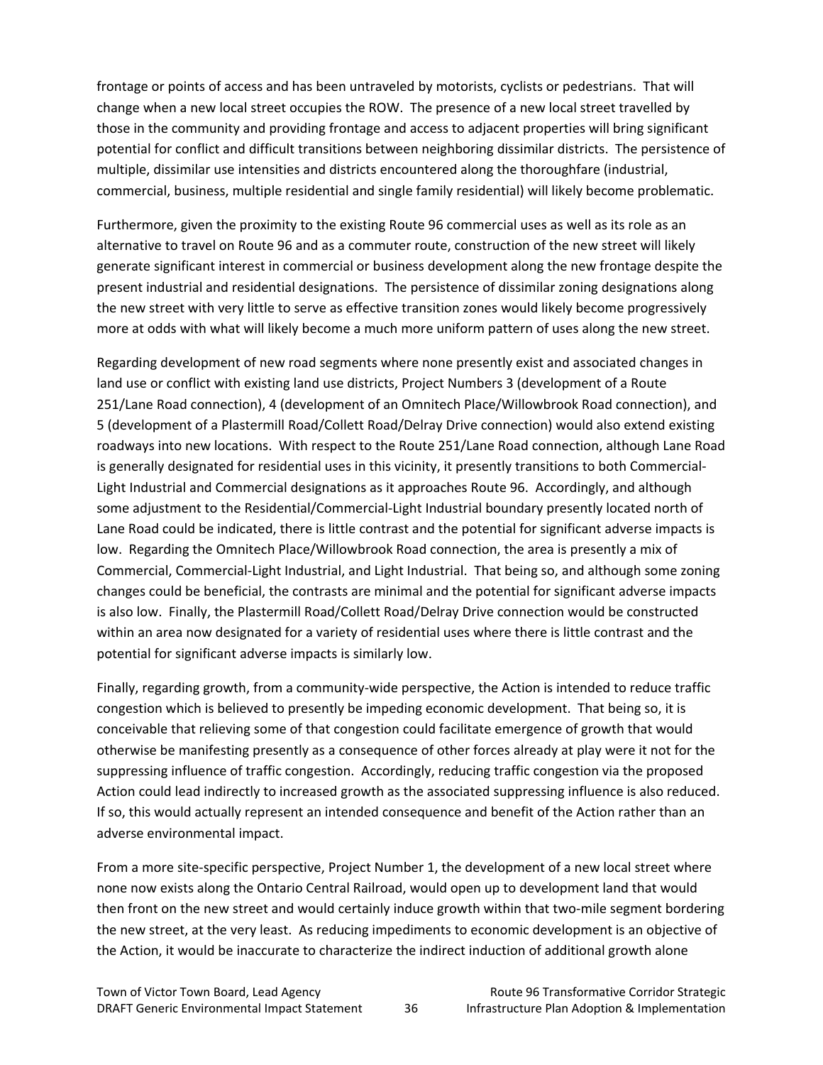frontage or points of access and has been untraveled by motorists, cyclists or pedestrians. That will change when a new local street occupies the ROW. The presence of a new local street travelled by those in the community and providing frontage and access to adjacent properties will bring significant potential for conflict and difficult transitions between neighboring dissimilar districts. The persistence of multiple, dissimilar use intensities and districts encountered along the thoroughfare (industrial, commercial, business, multiple residential and single family residential) will likely become problematic.

Furthermore, given the proximity to the existing Route 96 commercial uses as well as its role as an alternative to travel on Route 96 and as a commuter route, construction of the new street will likely generate significant interest in commercial or business development along the new frontage despite the present industrial and residential designations. The persistence of dissimilar zoning designations along the new street with very little to serve as effective transition zones would likely become progressively more at odds with what will likely become a much more uniform pattern of uses along the new street.

Regarding development of new road segments where none presently exist and associated changes in land use or conflict with existing land use districts, Project Numbers 3 (development of a Route 251/Lane Road connection), 4 (development of an Omnitech Place/Willowbrook Road connection), and 5 (development of a Plastermill Road/Collett Road/Delray Drive connection) would also extend existing roadways into new locations. With respect to the Route 251/Lane Road connection, although Lane Road is generally designated for residential uses in this vicinity, it presently transitions to both Commercial-Light Industrial and Commercial designations as it approaches Route 96. Accordingly, and although some adjustment to the Residential/Commercial-Light Industrial boundary presently located north of Lane Road could be indicated, there is little contrast and the potential for significant adverse impacts is low. Regarding the Omnitech Place/Willowbrook Road connection, the area is presently a mix of Commercial, Commercial-Light Industrial, and Light Industrial. That being so, and although some zoning changes could be beneficial, the contrasts are minimal and the potential for significant adverse impacts is also low. Finally, the Plastermill Road/Collett Road/Delray Drive connection would be constructed within an area now designated for a variety of residential uses where there is little contrast and the potential for significant adverse impacts is similarly low.

Finally, regarding growth, from a community-wide perspective, the Action is intended to reduce traffic congestion which is believed to presently be impeding economic development. That being so, it is conceivable that relieving some of that congestion could facilitate emergence of growth that would otherwise be manifesting presently as a consequence of other forces already at play were it not for the suppressing influence of traffic congestion. Accordingly, reducing traffic congestion via the proposed Action could lead indirectly to increased growth as the associated suppressing influence is also reduced. If so, this would actually represent an intended consequence and benefit of the Action rather than an adverse environmental impact.

From a more site-specific perspective, Project Number 1, the development of a new local street where none now exists along the Ontario Central Railroad, would open up to development land that would then front on the new street and would certainly induce growth within that two-mile segment bordering the new street, at the very least. As reducing impediments to economic development is an objective of the Action, it would be inaccurate to characterize the indirect induction of additional growth alone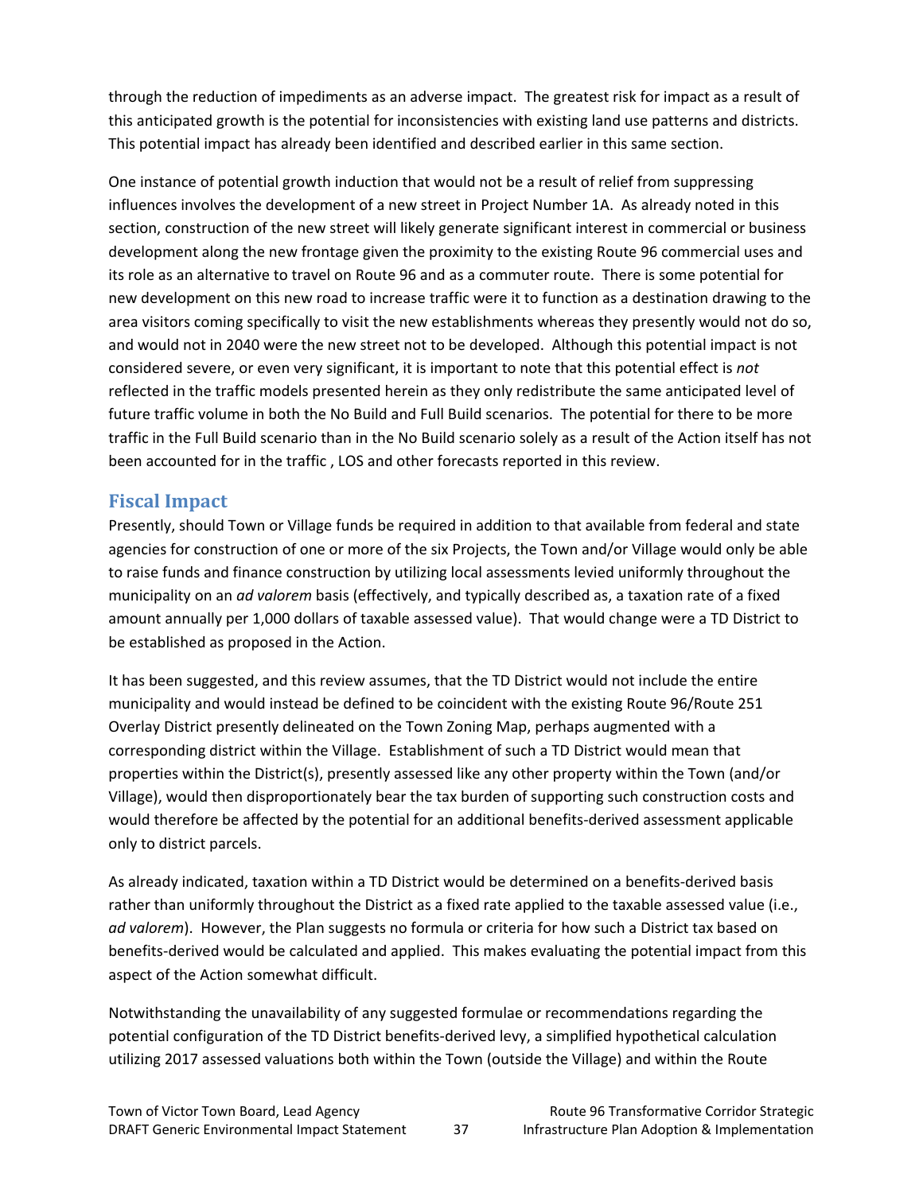through the reduction of impediments as an adverse impact. The greatest risk for impact as a result of this anticipated growth is the potential for inconsistencies with existing land use patterns and districts. This potential impact has already been identified and described earlier in this same section.

One instance of potential growth induction that would not be a result of relief from suppressing influences involves the development of a new street in Project Number 1A. As already noted in this section, construction of the new street will likely generate significant interest in commercial or business development along the new frontage given the proximity to the existing Route 96 commercial uses and its role as an alternative to travel on Route 96 and as a commuter route. There is some potential for new development on this new road to increase traffic were it to function as a destination drawing to the area visitors coming specifically to visit the new establishments whereas they presently would not do so, and would not in 2040 were the new street not to be developed. Although this potential impact is not considered severe, or even very significant, it is important to note that this potential effect is *not* reflected in the traffic models presented herein as they only redistribute the same anticipated level of future traffic volume in both the No Build and Full Build scenarios. The potential for there to be more traffic in the Full Build scenario than in the No Build scenario solely as a result of the Action itself has not been accounted for in the traffic , LOS and other forecasts reported in this review.

## Fiscal Impact

Presently, should Town or Village funds be required in addition to that available from federal and state agencies for construction of one or more of the six Projects, the Town and/or Village would only be able to raise funds and finance construction by utilizing local assessments levied uniformly throughout the municipality on an *ad valorem* basis (effectively, and typically described as, a taxation rate of a fixed amount annually per 1,000 dollars of taxable assessed value). That would change were a TD District to be established as proposed in the Action.

It has been suggested, and this review assumes, that the TD District would not include the entire municipality and would instead be defined to be coincident with the existing Route 96/Route 251 Overlay District presently delineated on the Town Zoning Map, perhaps augmented with a corresponding district within the Village. Establishment of such a TD District would mean that properties within the District(s), presently assessed like any other property within the Town (and/or Village), would then disproportionately bear the tax burden of supporting such construction costs and would therefore be affected by the potential for an additional benefits-derived assessment applicable only to district parcels.

As already indicated, taxation within a TD District would be determined on a benefits-derived basis rather than uniformly throughout the District as a fixed rate applied to the taxable assessed value (i.e., *ad valorem*). However, the Plan suggests no formula or criteria for how such a District tax based on benefits-derived would be calculated and applied. This makes evaluating the potential impact from this aspect of the Action somewhat difficult.

Notwithstanding the unavailability of any suggested formulae or recommendations regarding the potential configuration of the TD District benefits-derived levy, a simplified hypothetical calculation utilizing 2017 assessed valuations both within the Town (outside the Village) and within the Route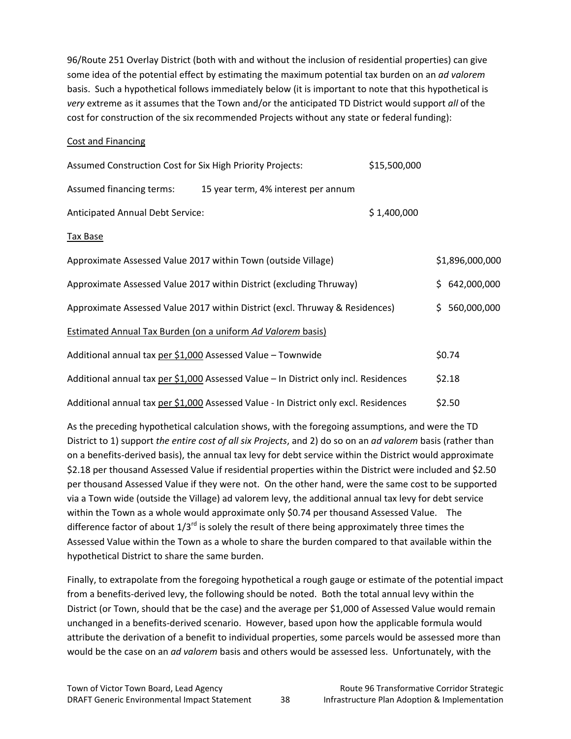96/Route 251 Overlay District (both with and without the inclusion of residential properties) can give some idea of the potential effect by estimating the maximum potential tax burden on an *ad valorem* basis. Such a hypothetical follows immediately below (it is important to note that this hypothetical is *very* extreme as it assumes that the Town and/or the anticipated TD District would support *all* of the cost for construction of the six recommended Projects without any state or federal funding):

<u>Cost and Financing</u>

| | | |
|---|---|---|
| Assumed Construction Cost for Six High Priority Projects: | $15,500,000 | |
| Assumed financing terms: 15 year term, 4% interest per annum | | |
| Anticipated Annual Debt Service: | $ 1,400,000 | |

<u>Tax Base</u>

| | |
|---|---|
| Approximate Assessed Value 2017 within Town (outside Village) | $1,896,000,000 |
| Approximate Assessed Value 2017 within District (excluding Thruway) | $ 642,000,000 |
| Approximate Assessed Value 2017 within District (excl. Thruway & Residences) | $ 560,000,000 |

<u>Estimated Annual Tax Burden (on a uniform *Ad Valorem* basis)</u>

| | |
|---|---|
| Additional annual tax <u>per $1,000</u> Assessed Value – Townwide | $0.74 |
| Additional annual tax <u>per $1,000</u> Assessed Value – In District only incl. Residences | $2.18 |
| Additional annual tax <u>per $1,000</u> Assessed Value - In District only excl. Residences | $2.50 |

As the preceding hypothetical calculation shows, with the foregoing assumptions, and were the TD District to 1) support *the entire cost of all six Projects*, and 2) do so on an *ad valorem* basis (rather than on a benefits-derived basis), the annual tax levy for debt service within the District would approximate $2.18 per thousand Assessed Value if residential properties within the District were included and $2.50 per thousand Assessed Value if they were not. On the other hand, were the same cost to be supported via a Town wide (outside the Village) ad valorem levy, the additional annual tax levy for debt service within the Town as a whole would approximate only $0.74 per thousand Assessed Value. The difference factor of about 1/3rd is solely the result of there being approximately three times the Assessed Value within the Town as a whole to share the burden compared to that available within the hypothetical District to share the same burden.

Finally, to extrapolate from the foregoing hypothetical a rough gauge or estimate of the potential impact from a benefits-derived levy, the following should be noted. Both the total annual levy within the District (or Town, should that be the case) and the average per $1,000 of Assessed Value would remain unchanged in a benefits-derived scenario. However, based upon how the applicable formula would attribute the derivation of a benefit to individual properties, some parcels would be assessed more than would be the case on an *ad valorem* basis and others would be assessed less. Unfortunately, with the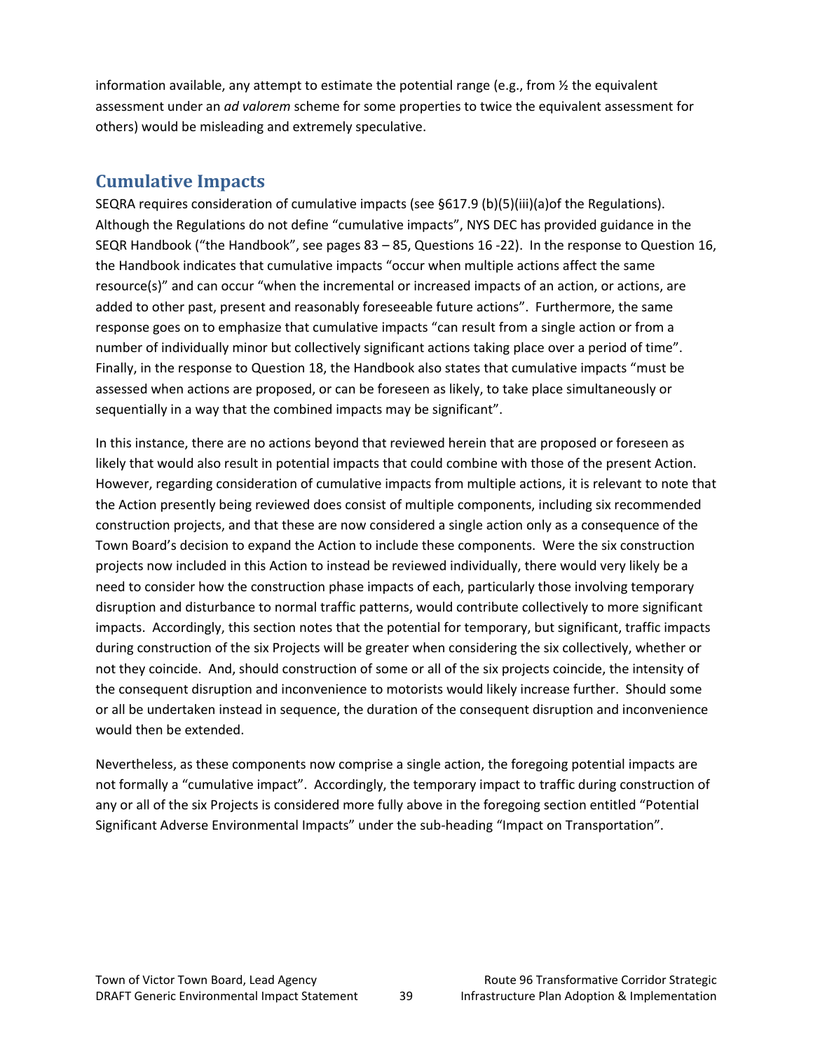information available, any attempt to estimate the potential range (e.g., from ½ the equivalent assessment under an *ad valorem* scheme for some properties to twice the equivalent assessment for others) would be misleading and extremely speculative.

## Cumulative Impacts

SEQRA requires consideration of cumulative impacts (see §617.9 (b)(5)(iii)(a)of the Regulations). Although the Regulations do not define "cumulative impacts", NYS DEC has provided guidance in the SEQR Handbook ("the Handbook", see pages 83 – 85, Questions 16 -22). In the response to Question 16, the Handbook indicates that cumulative impacts "occur when multiple actions affect the same resource(s)" and can occur "when the incremental or increased impacts of an action, or actions, are added to other past, present and reasonably foreseeable future actions". Furthermore, the same response goes on to emphasize that cumulative impacts "can result from a single action or from a number of individually minor but collectively significant actions taking place over a period of time". Finally, in the response to Question 18, the Handbook also states that cumulative impacts "must be assessed when actions are proposed, or can be foreseen as likely, to take place simultaneously or sequentially in a way that the combined impacts may be significant".

In this instance, there are no actions beyond that reviewed herein that are proposed or foreseen as likely that would also result in potential impacts that could combine with those of the present Action. However, regarding consideration of cumulative impacts from multiple actions, it is relevant to note that the Action presently being reviewed does consist of multiple components, including six recommended construction projects, and that these are now considered a single action only as a consequence of the Town Board's decision to expand the Action to include these components. Were the six construction projects now included in this Action to instead be reviewed individually, there would very likely be a need to consider how the construction phase impacts of each, particularly those involving temporary disruption and disturbance to normal traffic patterns, would contribute collectively to more significant impacts. Accordingly, this section notes that the potential for temporary, but significant, traffic impacts during construction of the six Projects will be greater when considering the six collectively, whether or not they coincide. And, should construction of some or all of the six projects coincide, the intensity of the consequent disruption and inconvenience to motorists would likely increase further. Should some or all be undertaken instead in sequence, the duration of the consequent disruption and inconvenience would then be extended.

Nevertheless, as these components now comprise a single action, the foregoing potential impacts are not formally a "cumulative impact". Accordingly, the temporary impact to traffic during construction of any or all of the six Projects is considered more fully above in the foregoing section entitled "Potential Significant Adverse Environmental Impacts" under the sub-heading "Impact on Transportation".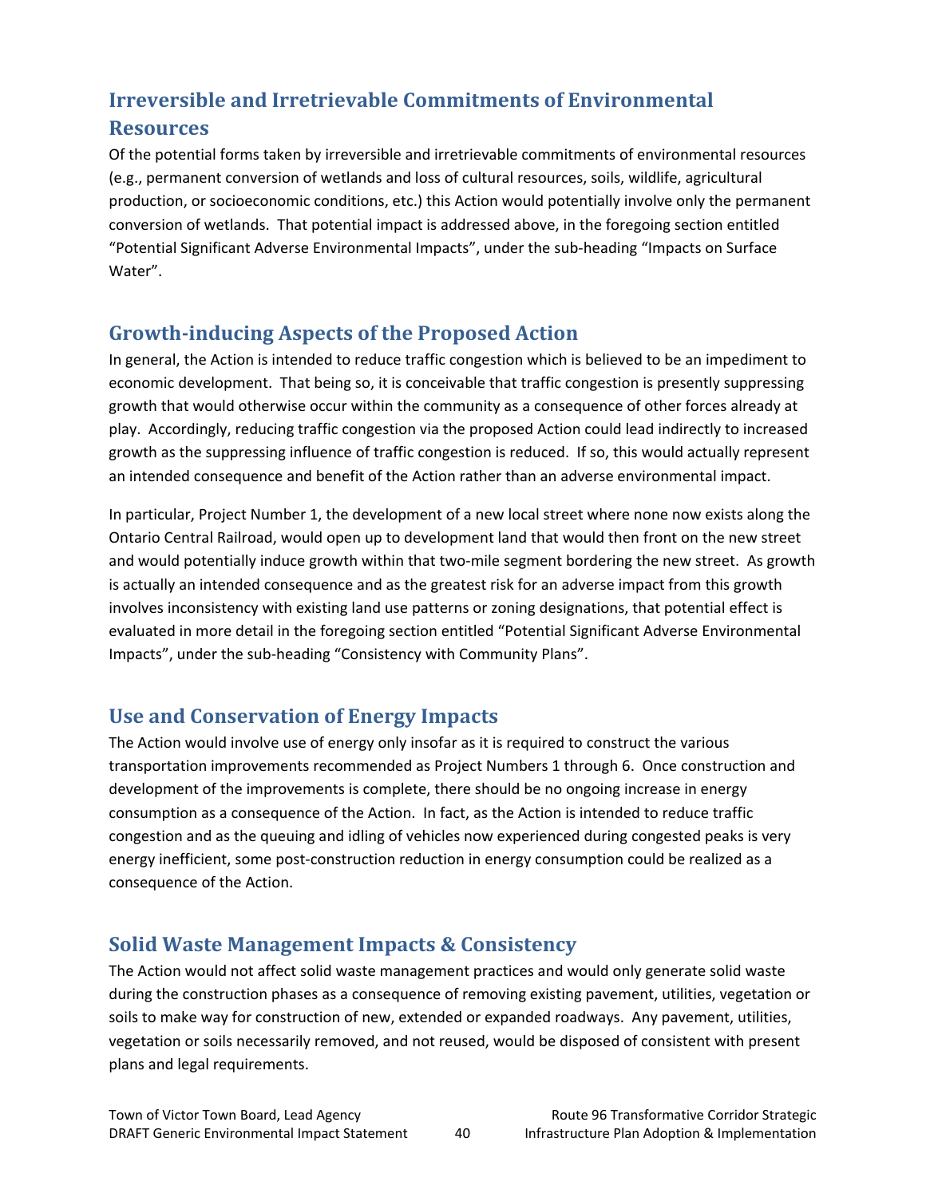## Irreversible and Irretrievable Commitments of Environmental Resources

Of the potential forms taken by irreversible and irretrievable commitments of environmental resources (e.g., permanent conversion of wetlands and loss of cultural resources, soils, wildlife, agricultural production, or socioeconomic conditions, etc.) this Action would potentially involve only the permanent conversion of wetlands. That potential impact is addressed above, in the foregoing section entitled "Potential Significant Adverse Environmental Impacts", under the sub-heading "Impacts on Surface Water".

## Growth-inducing Aspects of the Proposed Action

In general, the Action is intended to reduce traffic congestion which is believed to be an impediment to economic development. That being so, it is conceivable that traffic congestion is presently suppressing growth that would otherwise occur within the community as a consequence of other forces already at play. Accordingly, reducing traffic congestion via the proposed Action could lead indirectly to increased growth as the suppressing influence of traffic congestion is reduced. If so, this would actually represent an intended consequence and benefit of the Action rather than an adverse environmental impact.

In particular, Project Number 1, the development of a new local street where none now exists along the Ontario Central Railroad, would open up to development land that would then front on the new street and would potentially induce growth within that two-mile segment bordering the new street. As growth is actually an intended consequence and as the greatest risk for an adverse impact from this growth involves inconsistency with existing land use patterns or zoning designations, that potential effect is evaluated in more detail in the foregoing section entitled "Potential Significant Adverse Environmental Impacts", under the sub-heading "Consistency with Community Plans".

## Use and Conservation of Energy Impacts

The Action would involve use of energy only insofar as it is required to construct the various transportation improvements recommended as Project Numbers 1 through 6. Once construction and development of the improvements is complete, there should be no ongoing increase in energy consumption as a consequence of the Action. In fact, as the Action is intended to reduce traffic congestion and as the queuing and idling of vehicles now experienced during congested peaks is very energy inefficient, some post-construction reduction in energy consumption could be realized as a consequence of the Action.

## Solid Waste Management Impacts & Consistency

The Action would not affect solid waste management practices and would only generate solid waste during the construction phases as a consequence of removing existing pavement, utilities, vegetation or soils to make way for construction of new, extended or expanded roadways. Any pavement, utilities, vegetation or soils necessarily removed, and not reused, would be disposed of consistent with present plans and legal requirements.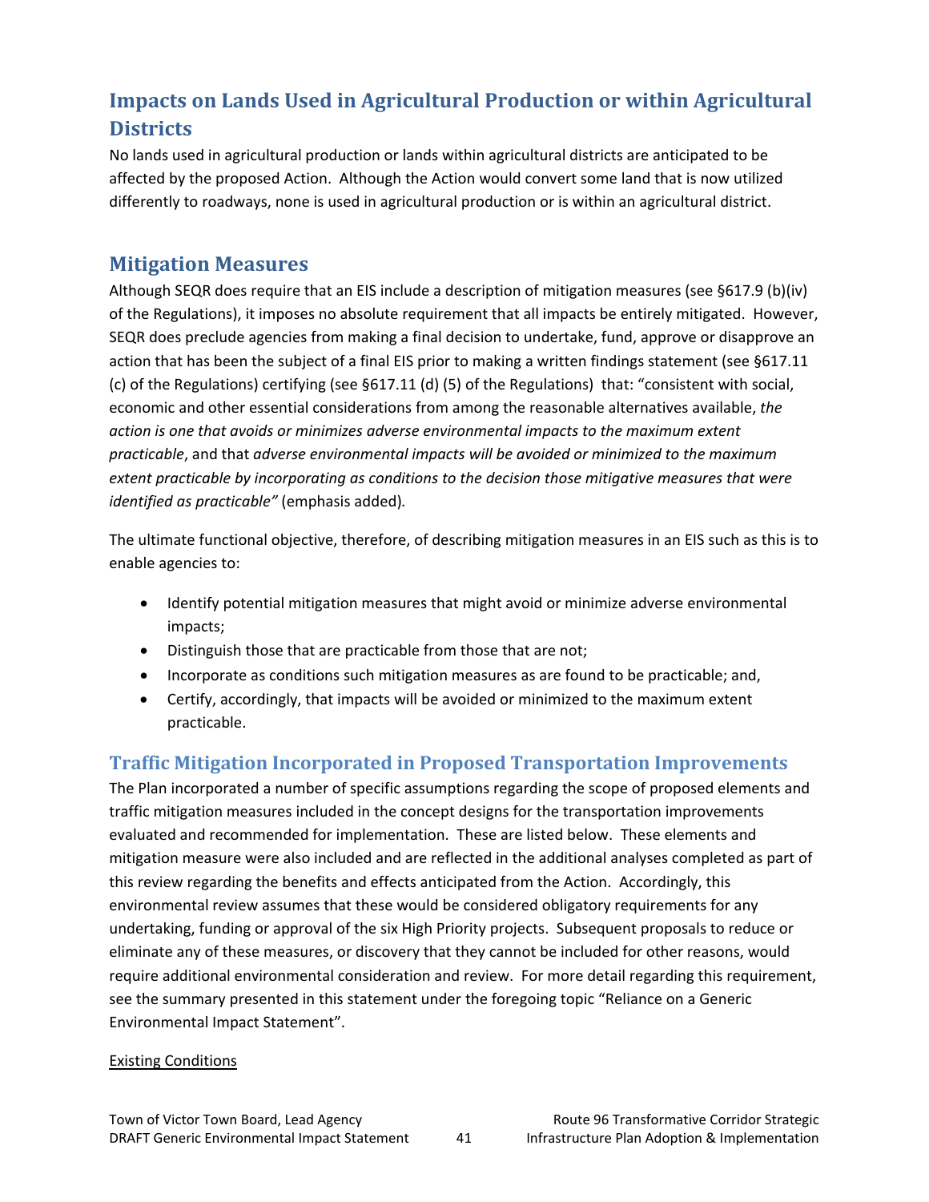## Impacts on Lands Used in Agricultural Production or within Agricultural Districts

No lands used in agricultural production or lands within agricultural districts are anticipated to be affected by the proposed Action. Although the Action would convert some land that is now utilized differently to roadways, none is used in agricultural production or is within an agricultural district.

## Mitigation Measures

Although SEQR does require that an EIS include a description of mitigation measures (see §617.9 (b)(iv) of the Regulations), it imposes no absolute requirement that all impacts be entirely mitigated. However, SEQR does preclude agencies from making a final decision to undertake, fund, approve or disapprove an action that has been the subject of a final EIS prior to making a written findings statement (see §617.11 (c) of the Regulations) certifying (see §617.11 (d) (5) of the Regulations) that: "consistent with social, economic and other essential considerations from among the reasonable alternatives available, *the action is one that avoids or minimizes adverse environmental impacts to the maximum extent practicable*, and that *adverse environmental impacts will be avoided or minimized to the maximum extent practicable by incorporating as conditions to the decision those mitigative measures that were identified as practicable"* (emphasis added).

The ultimate functional objective, therefore, of describing mitigation measures in an EIS such as this is to enable agencies to:

- Identify potential mitigation measures that might avoid or minimize adverse environmental impacts;
- Distinguish those that are practicable from those that are not;
- Incorporate as conditions such mitigation measures as are found to be practicable; and,
- Certify, accordingly, that impacts will be avoided or minimized to the maximum extent practicable.

### Traffic Mitigation Incorporated in Proposed Transportation Improvements

The Plan incorporated a number of specific assumptions regarding the scope of proposed elements and traffic mitigation measures included in the concept designs for the transportation improvements evaluated and recommended for implementation. These are listed below. These elements and mitigation measure were also included and are reflected in the additional analyses completed as part of this review regarding the benefits and effects anticipated from the Action. Accordingly, this environmental review assumes that these would be considered obligatory requirements for any undertaking, funding or approval of the six High Priority projects. Subsequent proposals to reduce or eliminate any of these measures, or discovery that they cannot be included for other reasons, would require additional environmental consideration and review. For more detail regarding this requirement, see the summary presented in this statement under the foregoing topic "Reliance on a Generic Environmental Impact Statement".

Existing Conditions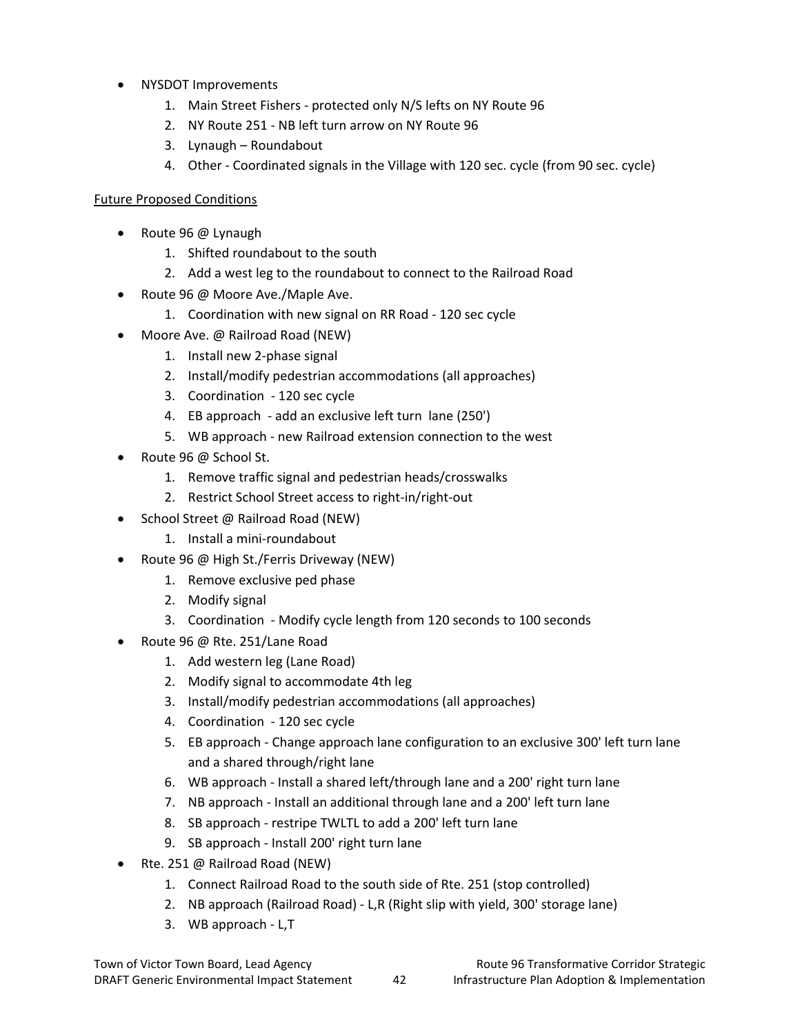- NYSDOT Improvements
    1. Main Street Fishers - protected only N/S lefts on NY Route 96
    2. NY Route 251 - NB left turn arrow on NY Route 96
    3. Lynaugh – Roundabout
    4. Other - Coordinated signals in the Village with 120 sec. cycle (from 90 sec. cycle)

<u>Future Proposed Conditions</u>

- Route 96 @ Lynaugh
    1. Shifted roundabout to the south
    2. Add a west leg to the roundabout to connect to the Railroad Road
- Route 96 @ Moore Ave./Maple Ave.
    1. Coordination with new signal on RR Road - 120 sec cycle
- Moore Ave. @ Railroad Road (NEW)
    1. Install new 2-phase signal
    2. Install/modify pedestrian accommodations (all approaches)
    3. Coordination - 120 sec cycle
    4. EB approach - add an exclusive left turn lane (250')
    5. WB approach - new Railroad extension connection to the west
- Route 96 @ School St.
    1. Remove traffic signal and pedestrian heads/crosswalks
    2. Restrict School Street access to right-in/right-out
- School Street @ Railroad Road (NEW)
    1. Install a mini-roundabout
- Route 96 @ High St./Ferris Driveway (NEW)
    1. Remove exclusive ped phase
    2. Modify signal
    3. Coordination - Modify cycle length from 120 seconds to 100 seconds
- Route 96 @ Rte. 251/Lane Road
    1. Add western leg (Lane Road)
    2. Modify signal to accommodate 4th leg
    3. Install/modify pedestrian accommodations (all approaches)
    4. Coordination - 120 sec cycle
    5. EB approach - Change approach lane configuration to an exclusive 300' left turn lane and a shared through/right lane
    6. WB approach - Install a shared left/through lane and a 200' right turn lane
    7. NB approach - Install an additional through lane and a 200' left turn lane
    8. SB approach - restripe TWLTL to add a 200' left turn lane
    9. SB approach - Install 200' right turn lane
- Rte. 251 @ Railroad Road (NEW)
    1. Connect Railroad Road to the south side of Rte. 251 (stop controlled)
    2. NB approach (Railroad Road) - L,R (Right slip with yield, 300' storage lane)
    3. WB approach - L,T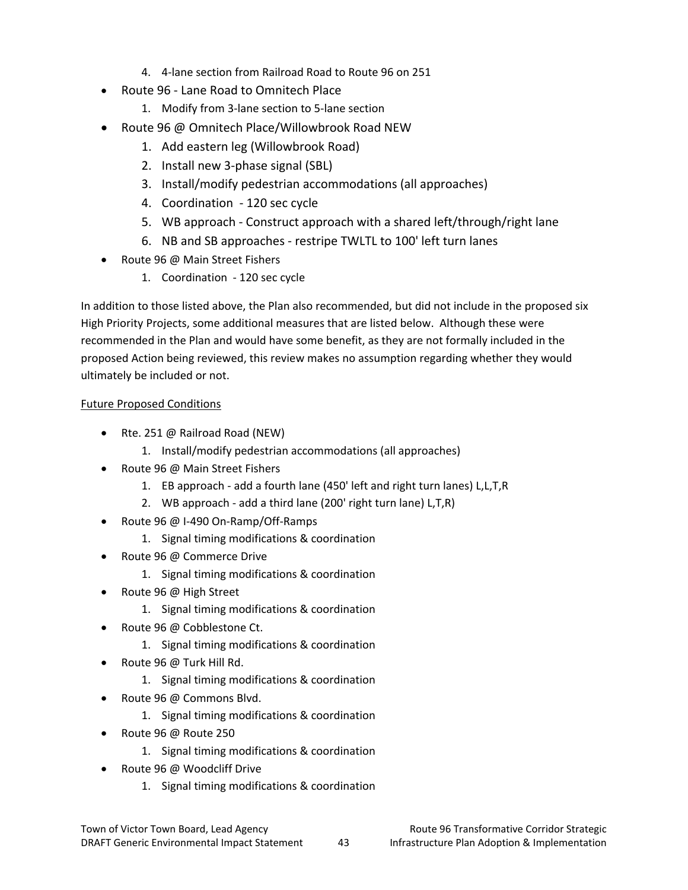4. 4-lane section from Railroad Road to Route 96 on 251

- Route 96 - Lane Road to Omnitech Place
    1. Modify from 3-lane section to 5-lane section
- Route 96 @ Omnitech Place/Willowbrook Road NEW
    1. Add eastern leg (Willowbrook Road)
    2. Install new 3-phase signal (SBL)
    3. Install/modify pedestrian accommodations (all approaches)
    4. Coordination - 120 sec cycle
    5. WB approach - Construct approach with a shared left/through/right lane
    6. NB and SB approaches - restripe TWLTL to 100' left turn lanes
- Route 96 @ Main Street Fishers
    1. Coordination - 120 sec cycle

In addition to those listed above, the Plan also recommended, but did not include in the proposed six High Priority Projects, some additional measures that are listed below. Although these were recommended in the Plan and would have some benefit, as they are not formally included in the proposed Action being reviewed, this review makes no assumption regarding whether they would ultimately be included or not.

<u>Future Proposed Conditions</u>

- Rte. 251 @ Railroad Road (NEW)
    1. Install/modify pedestrian accommodations (all approaches)
- Route 96 @ Main Street Fishers
    1. EB approach - add a fourth lane (450' left and right turn lanes) L,L,T,R
    2. WB approach - add a third lane (200' right turn lane) L,T,R)
- Route 96 @ I-490 On-Ramp/Off-Ramps
    1. Signal timing modifications & coordination
- Route 96 @ Commerce Drive
    1. Signal timing modifications & coordination
- Route 96 @ High Street
    1. Signal timing modifications & coordination
- Route 96 @ Cobblestone Ct.
    1. Signal timing modifications & coordination
- Route 96 @ Turk Hill Rd.
    1. Signal timing modifications & coordination
- Route 96 @ Commons Blvd.
    1. Signal timing modifications & coordination
- Route 96 @ Route 250
    1. Signal timing modifications & coordination
- Route 96 @ Woodcliff Drive
    1. Signal timing modifications & coordination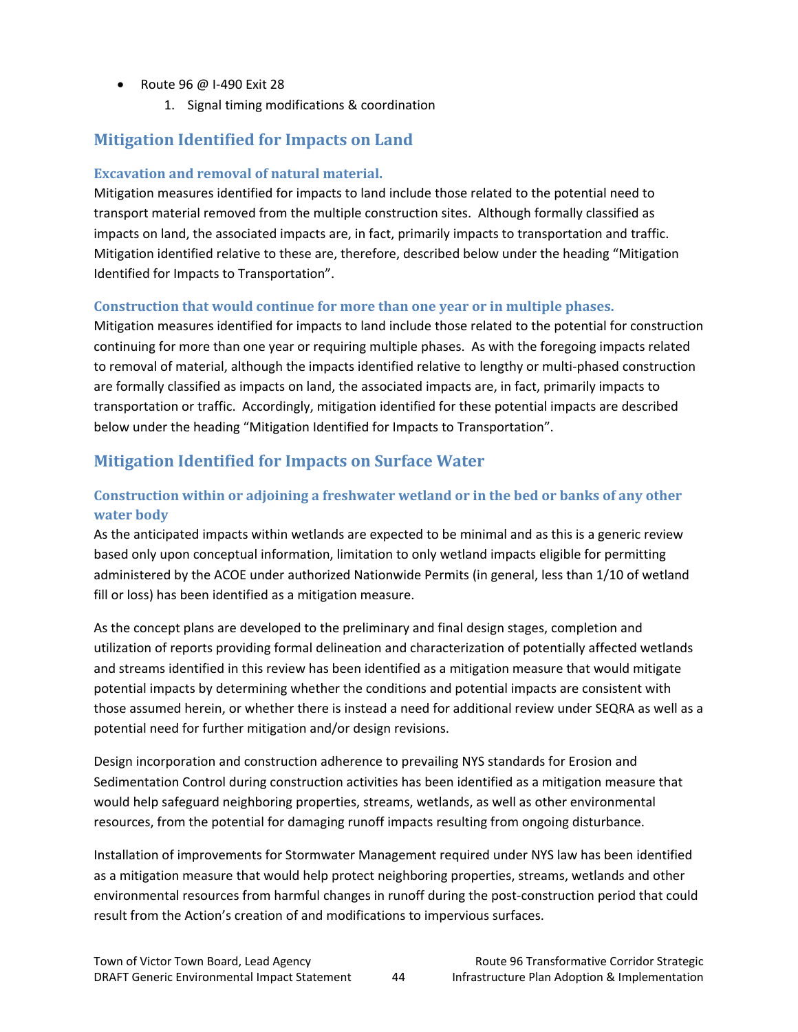- Route 96 @ I-490 Exit 28
    1. Signal timing modifications & coordination

## Mitigation Identified for Impacts on Land

### Excavation and removal of natural material.

Mitigation measures identified for impacts to land include those related to the potential need to transport material removed from the multiple construction sites. Although formally classified as impacts on land, the associated impacts are, in fact, primarily impacts to transportation and traffic. Mitigation identified relative to these are, therefore, described below under the heading "Mitigation Identified for Impacts to Transportation".

### Construction that would continue for more than one year or in multiple phases.

Mitigation measures identified for impacts to land include those related to the potential for construction continuing for more than one year or requiring multiple phases. As with the foregoing impacts related to removal of material, although the impacts identified relative to lengthy or multi-phased construction are formally classified as impacts on land, the associated impacts are, in fact, primarily impacts to transportation or traffic. Accordingly, mitigation identified for these potential impacts are described below under the heading "Mitigation Identified for Impacts to Transportation".

## Mitigation Identified for Impacts on Surface Water

### Construction within or adjoining a freshwater wetland or in the bed or banks of any other water body

As the anticipated impacts within wetlands are expected to be minimal and as this is a generic review based only upon conceptual information, limitation to only wetland impacts eligible for permitting administered by the ACOE under authorized Nationwide Permits (in general, less than 1/10 of wetland fill or loss) has been identified as a mitigation measure.

As the concept plans are developed to the preliminary and final design stages, completion and utilization of reports providing formal delineation and characterization of potentially affected wetlands and streams identified in this review has been identified as a mitigation measure that would mitigate potential impacts by determining whether the conditions and potential impacts are consistent with those assumed herein, or whether there is instead a need for additional review under SEQRA as well as a potential need for further mitigation and/or design revisions.

Design incorporation and construction adherence to prevailing NYS standards for Erosion and Sedimentation Control during construction activities has been identified as a mitigation measure that would help safeguard neighboring properties, streams, wetlands, as well as other environmental resources, from the potential for damaging runoff impacts resulting from ongoing disturbance.

Installation of improvements for Stormwater Management required under NYS law has been identified as a mitigation measure that would help protect neighboring properties, streams, wetlands and other environmental resources from harmful changes in runoff during the post-construction period that could result from the Action's creation of and modifications to impervious surfaces.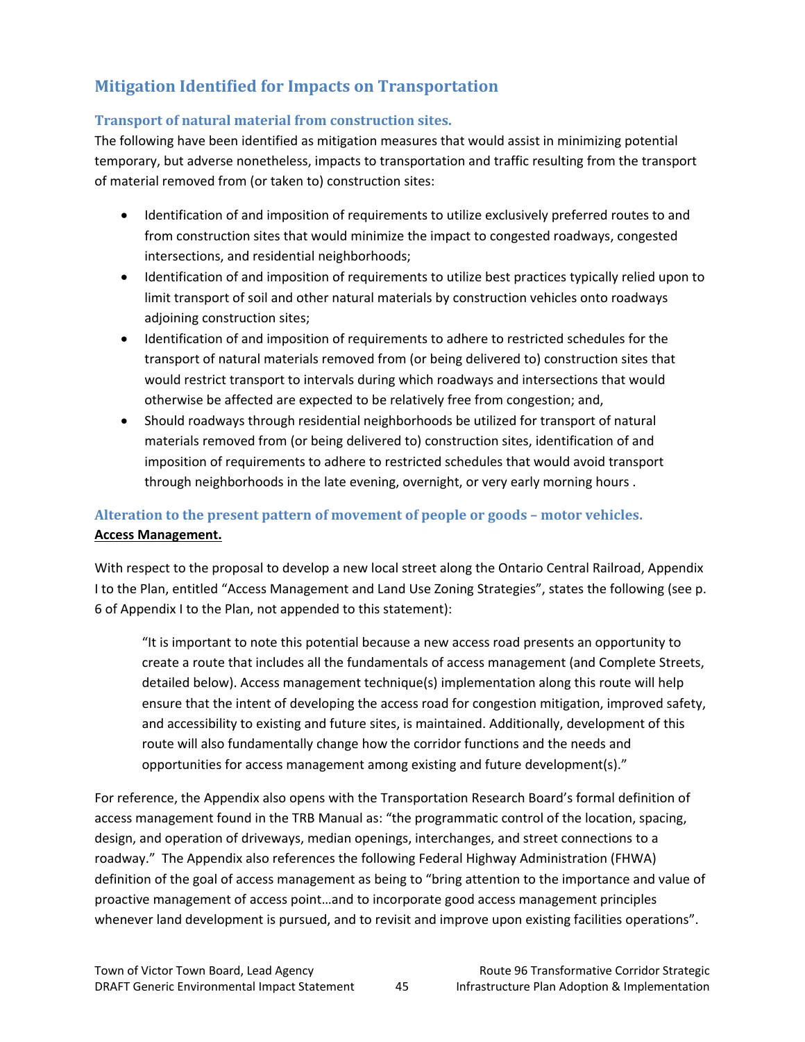## Mitigation Identified for Impacts on Transportation

### Transport of natural material from construction sites.

The following have been identified as mitigation measures that would assist in minimizing potential temporary, but adverse nonetheless, impacts to transportation and traffic resulting from the transport of material removed from (or taken to) construction sites:

- Identification of and imposition of requirements to utilize exclusively preferred routes to and from construction sites that would minimize the impact to congested roadways, congested intersections, and residential neighborhoods;
- Identification of and imposition of requirements to utilize best practices typically relied upon to limit transport of soil and other natural materials by construction vehicles onto roadways adjoining construction sites;
- Identification of and imposition of requirements to adhere to restricted schedules for the transport of natural materials removed from (or being delivered to) construction sites that would restrict transport to intervals during which roadways and intersections that would otherwise be affected are expected to be relatively free from congestion; and,
- Should roadways through residential neighborhoods be utilized for transport of natural materials removed from (or being delivered to) construction sites, identification of and imposition of requirements to adhere to restricted schedules that would avoid transport through neighborhoods in the late evening, overnight, or very early morning hours .

### Alteration to the present pattern of movement of people or goods – motor vehicles.

**Access Management.**

With respect to the proposal to develop a new local street along the Ontario Central Railroad, Appendix I to the Plan, entitled "Access Management and Land Use Zoning Strategies", states the following (see p. 6 of Appendix I to the Plan, not appended to this statement):

> "It is important to note this potential because a new access road presents an opportunity to create a route that includes all the fundamentals of access management (and Complete Streets, detailed below). Access management technique(s) implementation along this route will help ensure that the intent of developing the access road for congestion mitigation, improved safety, and accessibility to existing and future sites, is maintained. Additionally, development of this route will also fundamentally change how the corridor functions and the needs and opportunities for access management among existing and future development(s)."

For reference, the Appendix also opens with the Transportation Research Board's formal definition of access management found in the TRB Manual as: "the programmatic control of the location, spacing, design, and operation of driveways, median openings, interchanges, and street connections to a roadway." The Appendix also references the following Federal Highway Administration (FHWA) definition of the goal of access management as being to "bring attention to the importance and value of proactive management of access point…and to incorporate good access management principles whenever land development is pursued, and to revisit and improve upon existing facilities operations".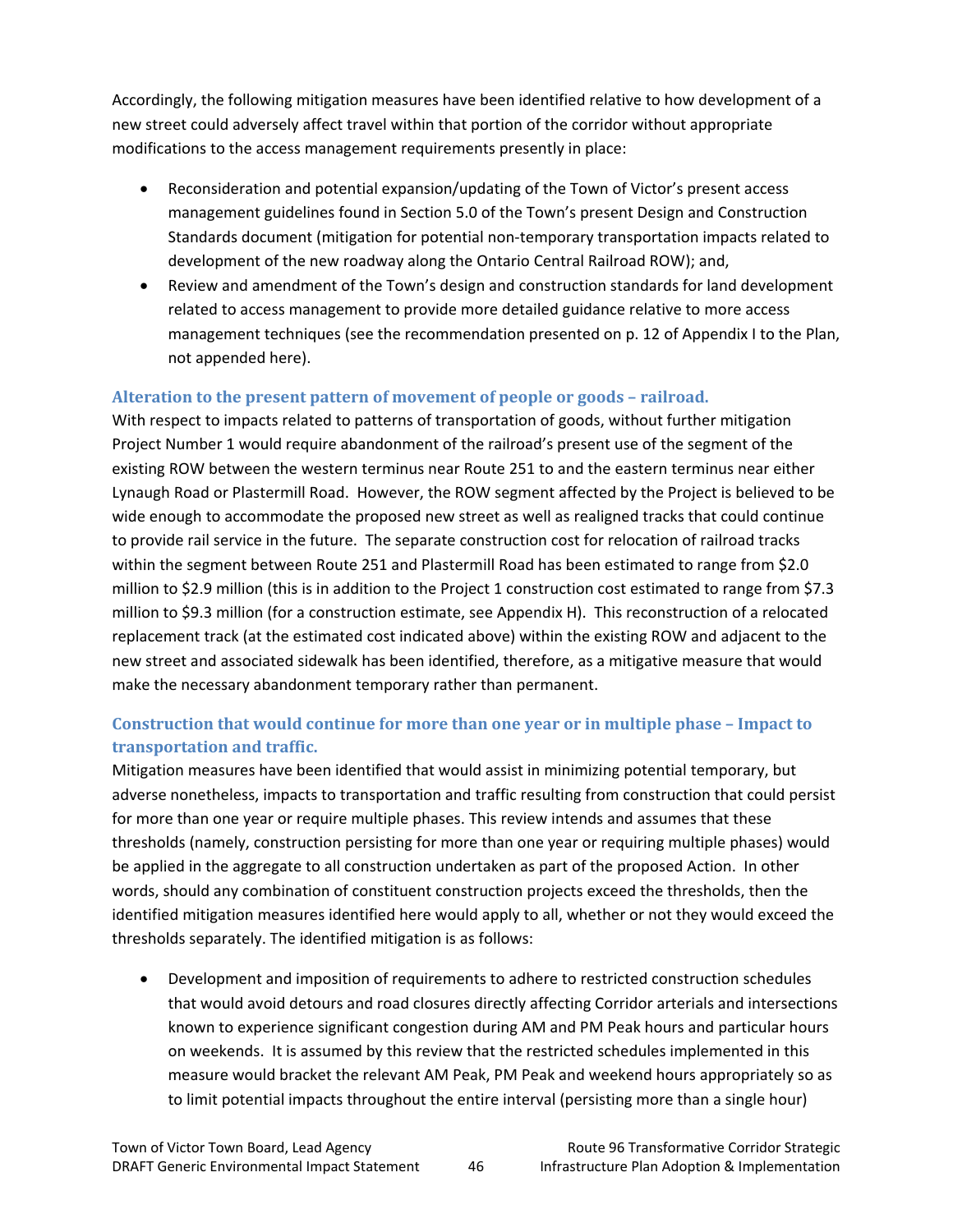Accordingly, the following mitigation measures have been identified relative to how development of a new street could adversely affect travel within that portion of the corridor without appropriate modifications to the access management requirements presently in place:

- Reconsideration and potential expansion/updating of the Town of Victor's present access management guidelines found in Section 5.0 of the Town's present Design and Construction Standards document (mitigation for potential non-temporary transportation impacts related to development of the new roadway along the Ontario Central Railroad ROW); and,
- Review and amendment of the Town's design and construction standards for land development related to access management to provide more detailed guidance relative to more access management techniques (see the recommendation presented on p. 12 of Appendix I to the Plan, not appended here).

### Alteration to the present pattern of movement of people or goods – railroad.

With respect to impacts related to patterns of transportation of goods, without further mitigation Project Number 1 would require abandonment of the railroad's present use of the segment of the existing ROW between the western terminus near Route 251 to and the eastern terminus near either Lynaugh Road or Plastermill Road. However, the ROW segment affected by the Project is believed to be wide enough to accommodate the proposed new street as well as realigned tracks that could continue to provide rail service in the future. The separate construction cost for relocation of railroad tracks within the segment between Route 251 and Plastermill Road has been estimated to range from $2.0 million to $2.9 million (this is in addition to the Project 1 construction cost estimated to range from $7.3 million to $9.3 million (for a construction estimate, see Appendix H). This reconstruction of a relocated replacement track (at the estimated cost indicated above) within the existing ROW and adjacent to the new street and associated sidewalk has been identified, therefore, as a mitigative measure that would make the necessary abandonment temporary rather than permanent.

### Construction that would continue for more than one year or in multiple phase – Impact to transportation and traffic.

Mitigation measures have been identified that would assist in minimizing potential temporary, but adverse nonetheless, impacts to transportation and traffic resulting from construction that could persist for more than one year or require multiple phases. This review intends and assumes that these thresholds (namely, construction persisting for more than one year or requiring multiple phases) would be applied in the aggregate to all construction undertaken as part of the proposed Action. In other words, should any combination of constituent construction projects exceed the thresholds, then the identified mitigation measures identified here would apply to all, whether or not they would exceed the thresholds separately. The identified mitigation is as follows:

- Development and imposition of requirements to adhere to restricted construction schedules that would avoid detours and road closures directly affecting Corridor arterials and intersections known to experience significant congestion during AM and PM Peak hours and particular hours on weekends. It is assumed by this review that the restricted schedules implemented in this measure would bracket the relevant AM Peak, PM Peak and weekend hours appropriately so as to limit potential impacts throughout the entire interval (persisting more than a single hour)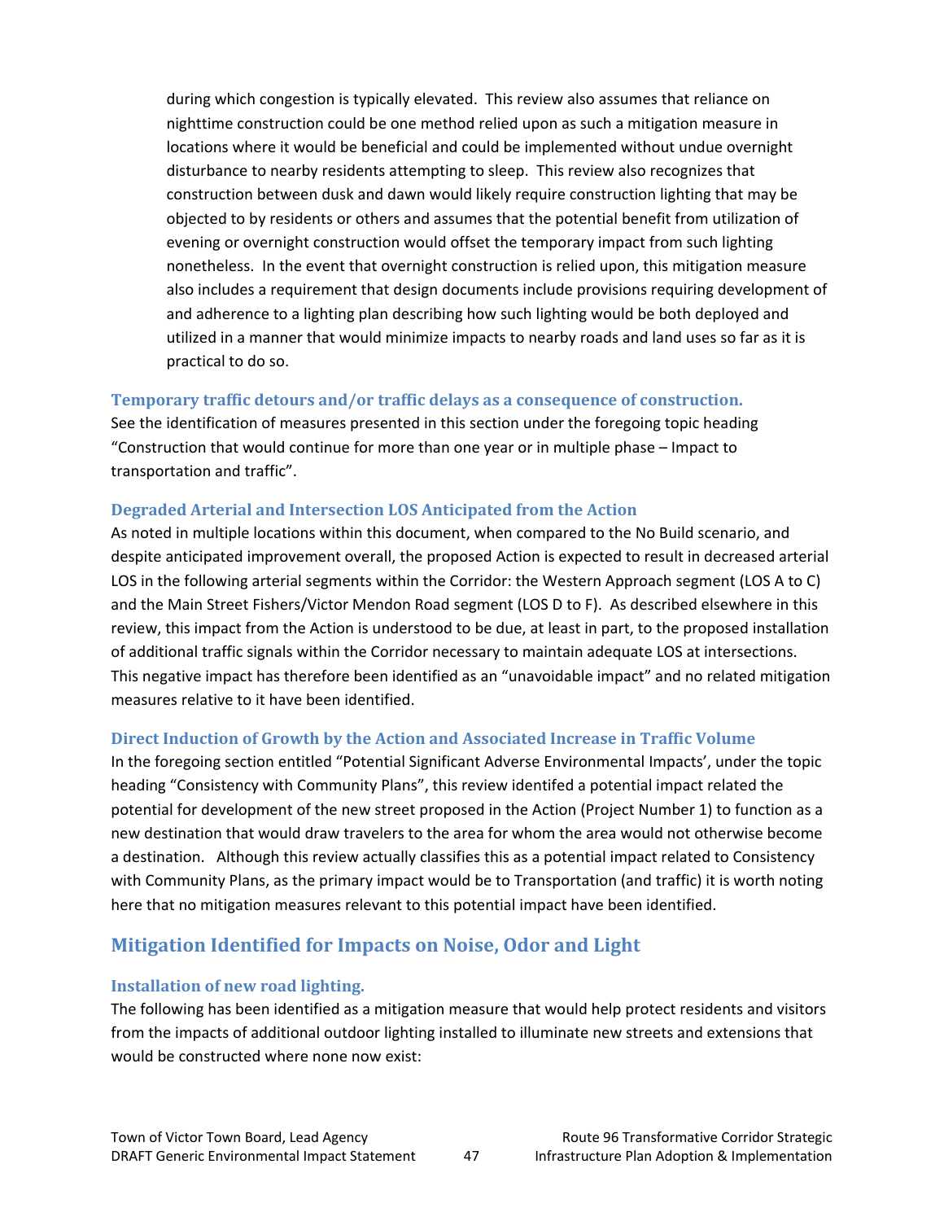during which congestion is typically elevated. This review also assumes that reliance on nighttime construction could be one method relied upon as such a mitigation measure in locations where it would be beneficial and could be implemented without undue overnight disturbance to nearby residents attempting to sleep. This review also recognizes that construction between dusk and dawn would likely require construction lighting that may be objected to by residents or others and assumes that the potential benefit from utilization of evening or overnight construction would offset the temporary impact from such lighting nonetheless. In the event that overnight construction is relied upon, this mitigation measure also includes a requirement that design documents include provisions requiring development of and adherence to a lighting plan describing how such lighting would be both deployed and utilized in a manner that would minimize impacts to nearby roads and land uses so far as it is practical to do so.

### Temporary traffic detours and/or traffic delays as a consequence of construction.

See the identification of measures presented in this section under the foregoing topic heading "Construction that would continue for more than one year or in multiple phase – Impact to transportation and traffic".

### Degraded Arterial and Intersection LOS Anticipated from the Action

As noted in multiple locations within this document, when compared to the No Build scenario, and despite anticipated improvement overall, the proposed Action is expected to result in decreased arterial LOS in the following arterial segments within the Corridor: the Western Approach segment (LOS A to C) and the Main Street Fishers/Victor Mendon Road segment (LOS D to F). As described elsewhere in this review, this impact from the Action is understood to be due, at least in part, to the proposed installation of additional traffic signals within the Corridor necessary to maintain adequate LOS at intersections. This negative impact has therefore been identified as an "unavoidable impact" and no related mitigation measures relative to it have been identified.

### Direct Induction of Growth by the Action and Associated Increase in Traffic Volume

In the foregoing section entitled "Potential Significant Adverse Environmental Impacts', under the topic heading "Consistency with Community Plans", this review identifed a potential impact related the potential for development of the new street proposed in the Action (Project Number 1) to function as a new destination that would draw travelers to the area for whom the area would not otherwise become a destination. Although this review actually classifies this as a potential impact related to Consistency with Community Plans, as the primary impact would be to Transportation (and traffic) it is worth noting here that no mitigation measures relevant to this potential impact have been identified.

## Mitigation Identified for Impacts on Noise, Odor and Light

### Installation of new road lighting.

The following has been identified as a mitigation measure that would help protect residents and visitors from the impacts of additional outdoor lighting installed to illuminate new streets and extensions that would be constructed where none now exist: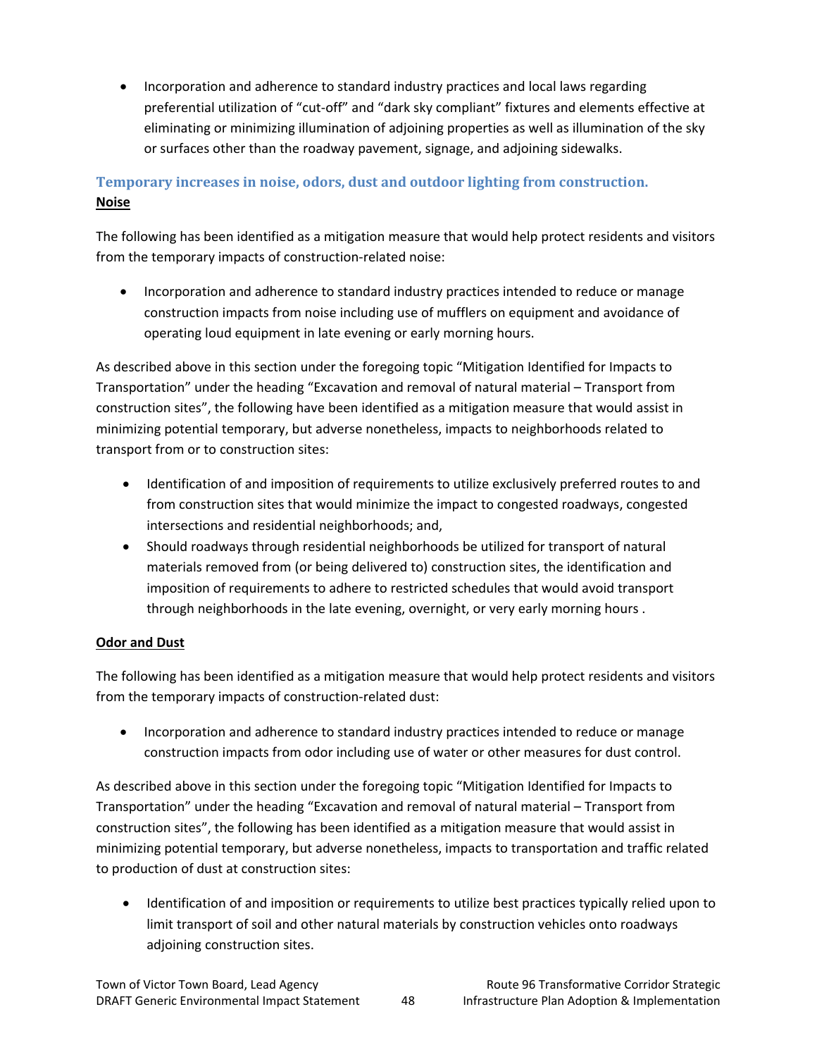- Incorporation and adherence to standard industry practices and local laws regarding preferential utilization of "cut-off" and "dark sky compliant" fixtures and elements effective at eliminating or minimizing illumination of adjoining properties as well as illumination of the sky or surfaces other than the roadway pavement, signage, and adjoining sidewalks.

### Temporary increases in noise, odors, dust and outdoor lighting from construction.

**Noise**

The following has been identified as a mitigation measure that would help protect residents and visitors from the temporary impacts of construction-related noise:

- Incorporation and adherence to standard industry practices intended to reduce or manage construction impacts from noise including use of mufflers on equipment and avoidance of operating loud equipment in late evening or early morning hours.

As described above in this section under the foregoing topic "Mitigation Identified for Impacts to Transportation" under the heading "Excavation and removal of natural material – Transport from construction sites", the following have been identified as a mitigation measure that would assist in minimizing potential temporary, but adverse nonetheless, impacts to neighborhoods related to transport from or to construction sites:

- Identification of and imposition of requirements to utilize exclusively preferred routes to and from construction sites that would minimize the impact to congested roadways, congested intersections and residential neighborhoods; and,
- Should roadways through residential neighborhoods be utilized for transport of natural materials removed from (or being delivered to) construction sites, the identification and imposition of requirements to adhere to restricted schedules that would avoid transport through neighborhoods in the late evening, overnight, or very early morning hours .

**Odor and Dust**

The following has been identified as a mitigation measure that would help protect residents and visitors from the temporary impacts of construction-related dust:

- Incorporation and adherence to standard industry practices intended to reduce or manage construction impacts from odor including use of water or other measures for dust control.

As described above in this section under the foregoing topic "Mitigation Identified for Impacts to Transportation" under the heading "Excavation and removal of natural material – Transport from construction sites", the following has been identified as a mitigation measure that would assist in minimizing potential temporary, but adverse nonetheless, impacts to transportation and traffic related to production of dust at construction sites:

- Identification of and imposition or requirements to utilize best practices typically relied upon to limit transport of soil and other natural materials by construction vehicles onto roadways adjoining construction sites.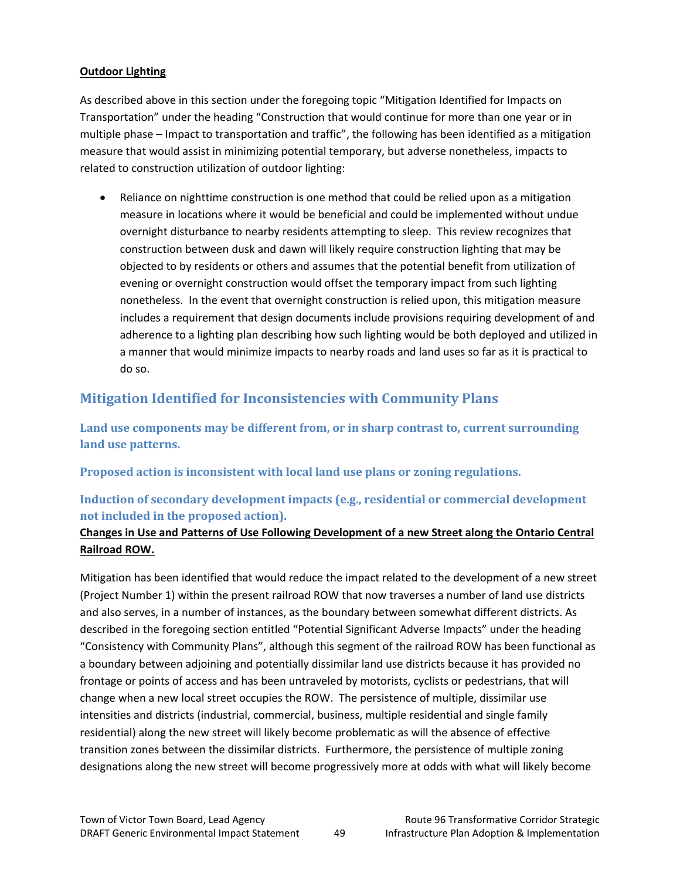**Outdoor Lighting**

As described above in this section under the foregoing topic "Mitigation Identified for Impacts on Transportation" under the heading "Construction that would continue for more than one year or in multiple phase – Impact to transportation and traffic", the following has been identified as a mitigation measure that would assist in minimizing potential temporary, but adverse nonetheless, impacts to related to construction utilization of outdoor lighting:

- Reliance on nighttime construction is one method that could be relied upon as a mitigation measure in locations where it would be beneficial and could be implemented without undue overnight disturbance to nearby residents attempting to sleep. This review recognizes that construction between dusk and dawn will likely require construction lighting that may be objected to by residents or others and assumes that the potential benefit from utilization of evening or overnight construction would offset the temporary impact from such lighting nonetheless. In the event that overnight construction is relied upon, this mitigation measure includes a requirement that design documents include provisions requiring development of and adherence to a lighting plan describing how such lighting would be both deployed and utilized in a manner that would minimize impacts to nearby roads and land uses so far as it is practical to do so.

## Mitigation Identified for Inconsistencies with Community Plans

### Land use components may be different from, or in sharp contrast to, current surrounding land use patterns.

### Proposed action is inconsistent with local land use plans or zoning regulations.

### Induction of secondary development impacts (e.g., residential or commercial development not included in the proposed action).

**Changes in Use and Patterns of Use Following Development of a new Street along the Ontario Central Railroad ROW.**

Mitigation has been identified that would reduce the impact related to the development of a new street (Project Number 1) within the present railroad ROW that now traverses a number of land use districts and also serves, in a number of instances, as the boundary between somewhat different districts. As described in the foregoing section entitled "Potential Significant Adverse Impacts" under the heading "Consistency with Community Plans", although this segment of the railroad ROW has been functional as a boundary between adjoining and potentially dissimilar land use districts because it has provided no frontage or points of access and has been untraveled by motorists, cyclists or pedestrians, that will change when a new local street occupies the ROW. The persistence of multiple, dissimilar use intensities and districts (industrial, commercial, business, multiple residential and single family residential) along the new street will likely become problematic as will the absence of effective transition zones between the dissimilar districts. Furthermore, the persistence of multiple zoning designations along the new street will become progressively more at odds with what will likely become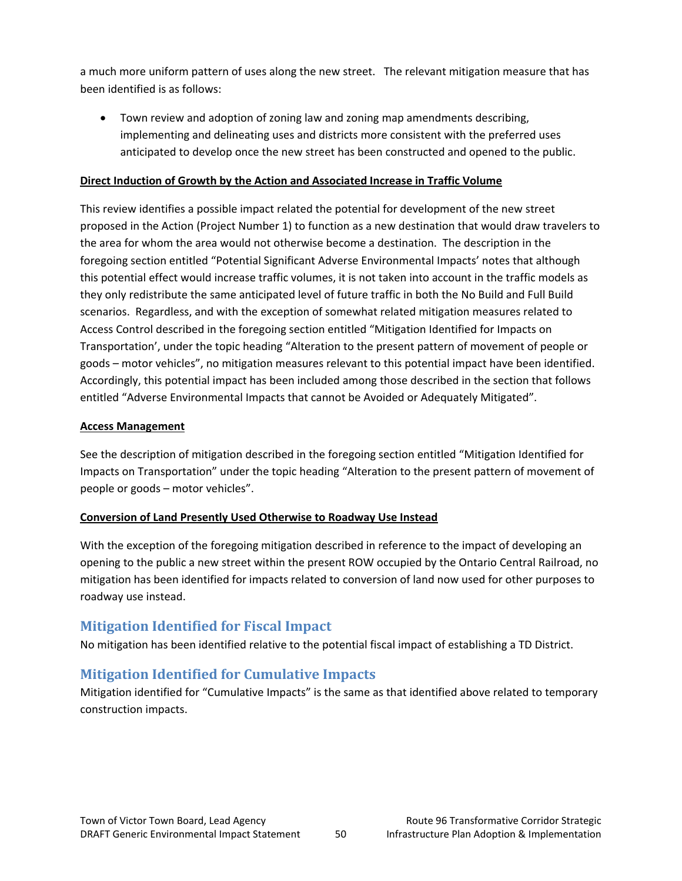a much more uniform pattern of uses along the new street. The relevant mitigation measure that has been identified is as follows:

- Town review and adoption of zoning law and zoning map amendments describing, implementing and delineating uses and districts more consistent with the preferred uses anticipated to develop once the new street has been constructed and opened to the public.

**Direct Induction of Growth by the Action and Associated Increase in Traffic Volume**

This review identifies a possible impact related the potential for development of the new street proposed in the Action (Project Number 1) to function as a new destination that would draw travelers to the area for whom the area would not otherwise become a destination. The description in the foregoing section entitled "Potential Significant Adverse Environmental Impacts' notes that although this potential effect would increase traffic volumes, it is not taken into account in the traffic models as they only redistribute the same anticipated level of future traffic in both the No Build and Full Build scenarios. Regardless, and with the exception of somewhat related mitigation measures related to Access Control described in the foregoing section entitled "Mitigation Identified for Impacts on Transportation', under the topic heading "Alteration to the present pattern of movement of people or goods – motor vehicles", no mitigation measures relevant to this potential impact have been identified. Accordingly, this potential impact has been included among those described in the section that follows entitled "Adverse Environmental Impacts that cannot be Avoided or Adequately Mitigated".

**Access Management**

See the description of mitigation described in the foregoing section entitled "Mitigation Identified for Impacts on Transportation" under the topic heading "Alteration to the present pattern of movement of people or goods – motor vehicles".

**Conversion of Land Presently Used Otherwise to Roadway Use Instead**

With the exception of the foregoing mitigation described in reference to the impact of developing an opening to the public a new street within the present ROW occupied by the Ontario Central Railroad, no mitigation has been identified for impacts related to conversion of land now used for other purposes to roadway use instead.

## Mitigation Identified for Fiscal Impact

No mitigation has been identified relative to the potential fiscal impact of establishing a TD District.

## Mitigation Identified for Cumulative Impacts

Mitigation identified for "Cumulative Impacts" is the same as that identified above related to temporary construction impacts.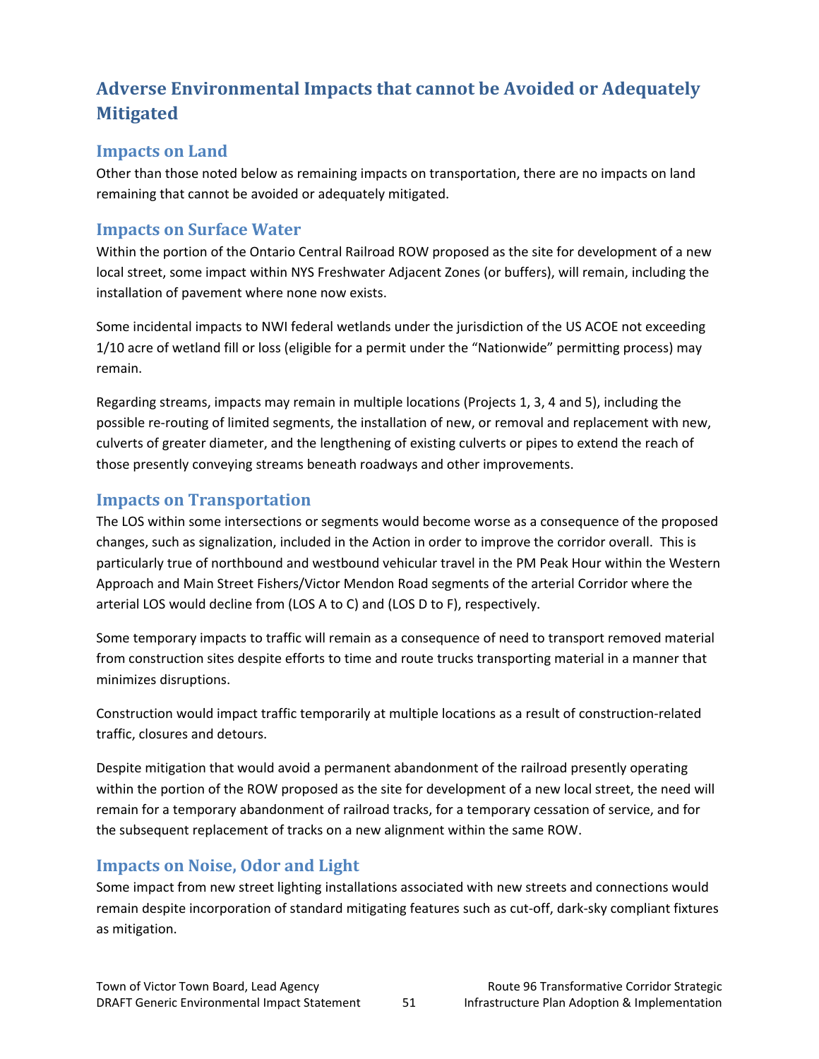# Adverse Environmental Impacts that cannot be Avoided or Adequately Mitigated

## Impacts on Land

Other than those noted below as remaining impacts on transportation, there are no impacts on land remaining that cannot be avoided or adequately mitigated.

## Impacts on Surface Water

Within the portion of the Ontario Central Railroad ROW proposed as the site for development of a new local street, some impact within NYS Freshwater Adjacent Zones (or buffers), will remain, including the installation of pavement where none now exists.

Some incidental impacts to NWI federal wetlands under the jurisdiction of the US ACOE not exceeding 1/10 acre of wetland fill or loss (eligible for a permit under the "Nationwide" permitting process) may remain.

Regarding streams, impacts may remain in multiple locations (Projects 1, 3, 4 and 5), including the possible re-routing of limited segments, the installation of new, or removal and replacement with new, culverts of greater diameter, and the lengthening of existing culverts or pipes to extend the reach of those presently conveying streams beneath roadways and other improvements.

## Impacts on Transportation

The LOS within some intersections or segments would become worse as a consequence of the proposed changes, such as signalization, included in the Action in order to improve the corridor overall. This is particularly true of northbound and westbound vehicular travel in the PM Peak Hour within the Western Approach and Main Street Fishers/Victor Mendon Road segments of the arterial Corridor where the arterial LOS would decline from (LOS A to C) and (LOS D to F), respectively.

Some temporary impacts to traffic will remain as a consequence of need to transport removed material from construction sites despite efforts to time and route trucks transporting material in a manner that minimizes disruptions.

Construction would impact traffic temporarily at multiple locations as a result of construction-related traffic, closures and detours.

Despite mitigation that would avoid a permanent abandonment of the railroad presently operating within the portion of the ROW proposed as the site for development of a new local street, the need will remain for a temporary abandonment of railroad tracks, for a temporary cessation of service, and for the subsequent replacement of tracks on a new alignment within the same ROW.

## Impacts on Noise, Odor and Light

Some impact from new street lighting installations associated with new streets and connections would remain despite incorporation of standard mitigating features such as cut-off, dark-sky compliant fixtures as mitigation.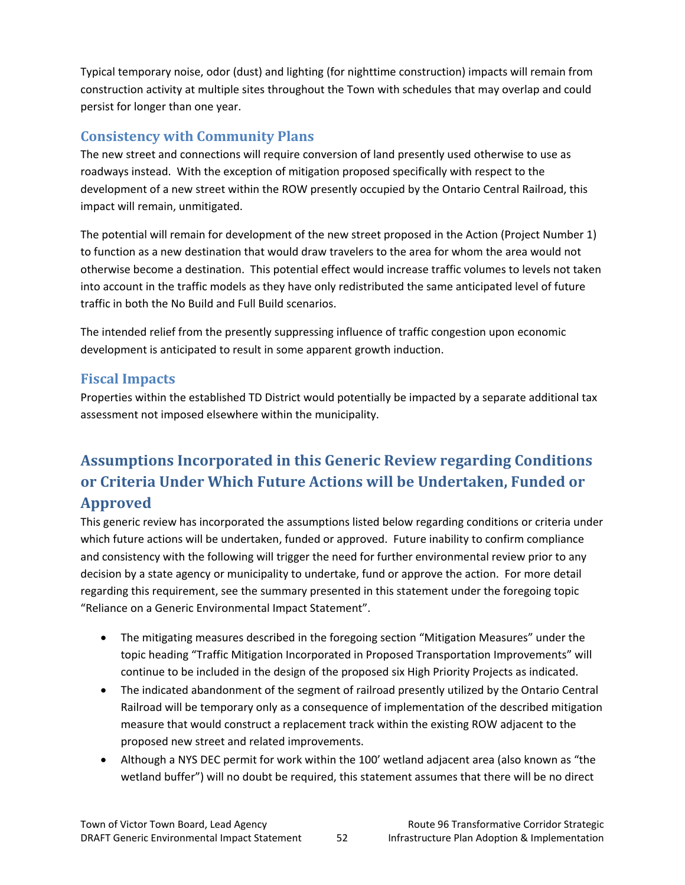Typical temporary noise, odor (dust) and lighting (for nighttime construction) impacts will remain from construction activity at multiple sites throughout the Town with schedules that may overlap and could persist for longer than one year.

### Consistency with Community Plans

The new street and connections will require conversion of land presently used otherwise to use as roadways instead. With the exception of mitigation proposed specifically with respect to the development of a new street within the ROW presently occupied by the Ontario Central Railroad, this impact will remain, unmitigated.

The potential will remain for development of the new street proposed in the Action (Project Number 1) to function as a new destination that would draw travelers to the area for whom the area would not otherwise become a destination. This potential effect would increase traffic volumes to levels not taken into account in the traffic models as they have only redistributed the same anticipated level of future traffic in both the No Build and Full Build scenarios.

The intended relief from the presently suppressing influence of traffic congestion upon economic development is anticipated to result in some apparent growth induction.

### Fiscal Impacts

Properties within the established TD District would potentially be impacted by a separate additional tax assessment not imposed elsewhere within the municipality.

## Assumptions Incorporated in this Generic Review regarding Conditions or Criteria Under Which Future Actions will be Undertaken, Funded or Approved

This generic review has incorporated the assumptions listed below regarding conditions or criteria under which future actions will be undertaken, funded or approved. Future inability to confirm compliance and consistency with the following will trigger the need for further environmental review prior to any decision by a state agency or municipality to undertake, fund or approve the action. For more detail regarding this requirement, see the summary presented in this statement under the foregoing topic "Reliance on a Generic Environmental Impact Statement".

- The mitigating measures described in the foregoing section "Mitigation Measures" under the topic heading "Traffic Mitigation Incorporated in Proposed Transportation Improvements" will continue to be included in the design of the proposed six High Priority Projects as indicated.
- The indicated abandonment of the segment of railroad presently utilized by the Ontario Central Railroad will be temporary only as a consequence of implementation of the described mitigation measure that would construct a replacement track within the existing ROW adjacent to the proposed new street and related improvements.
- Although a NYS DEC permit for work within the 100' wetland adjacent area (also known as "the wetland buffer") will no doubt be required, this statement assumes that there will be no direct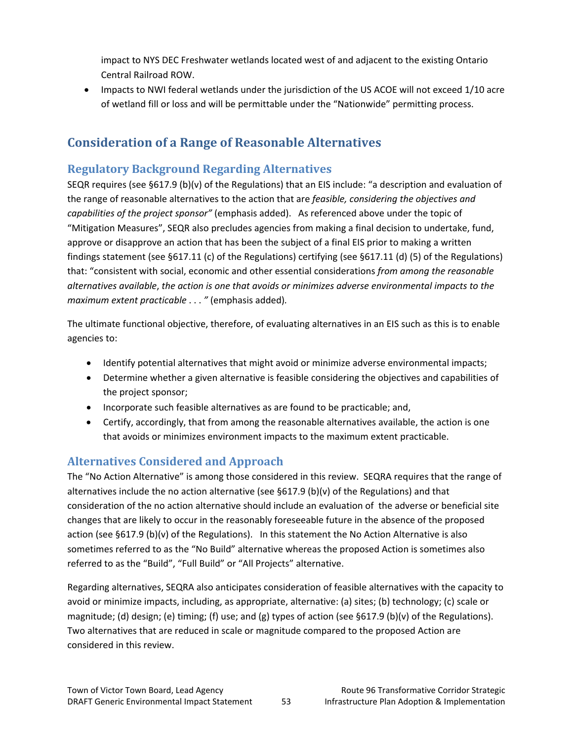impact to NYS DEC Freshwater wetlands located west of and adjacent to the existing Ontario Central Railroad ROW.

- Impacts to NWI federal wetlands under the jurisdiction of the US ACOE will not exceed 1/10 acre of wetland fill or loss and will be permittable under the "Nationwide" permitting process.

## Consideration of a Range of Reasonable Alternatives

### Regulatory Background Regarding Alternatives

SEQR requires (see §617.9 (b)(v) of the Regulations) that an EIS include: "a description and evaluation of the range of reasonable alternatives to the action that are *feasible, considering the objectives and capabilities of the project sponsor"* (emphasis added). As referenced above under the topic of "Mitigation Measures", SEQR also precludes agencies from making a final decision to undertake, fund, approve or disapprove an action that has been the subject of a final EIS prior to making a written findings statement (see §617.11 (c) of the Regulations) certifying (see §617.11 (d) (5) of the Regulations) that: "consistent with social, economic and other essential considerations *from among the reasonable alternatives available*, *the action is one that avoids or minimizes adverse environmental impacts to the maximum extent practicable* . . . *"* (emphasis added).

The ultimate functional objective, therefore, of evaluating alternatives in an EIS such as this is to enable agencies to:

- Identify potential alternatives that might avoid or minimize adverse environmental impacts;
- Determine whether a given alternative is feasible considering the objectives and capabilities of the project sponsor;
- Incorporate such feasible alternatives as are found to be practicable; and,
- Certify, accordingly, that from among the reasonable alternatives available, the action is one that avoids or minimizes environment impacts to the maximum extent practicable.

### Alternatives Considered and Approach

The "No Action Alternative" is among those considered in this review. SEQRA requires that the range of alternatives include the no action alternative (see §617.9 (b)(v) of the Regulations) and that consideration of the no action alternative should include an evaluation of the adverse or beneficial site changes that are likely to occur in the reasonably foreseeable future in the absence of the proposed action (see §617.9 (b)(v) of the Regulations). In this statement the No Action Alternative is also sometimes referred to as the "No Build" alternative whereas the proposed Action is sometimes also referred to as the "Build", "Full Build" or "All Projects" alternative.

Regarding alternatives, SEQRA also anticipates consideration of feasible alternatives with the capacity to avoid or minimize impacts, including, as appropriate, alternative: (a) sites; (b) technology; (c) scale or magnitude; (d) design; (e) timing; (f) use; and (g) types of action (see §617.9 (b)(v) of the Regulations). Two alternatives that are reduced in scale or magnitude compared to the proposed Action are considered in this review.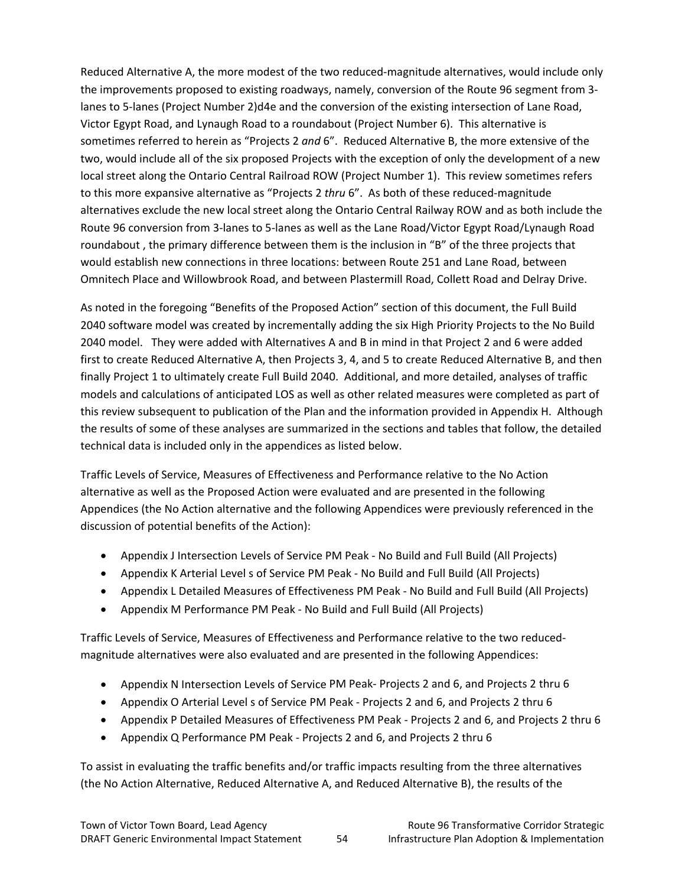Reduced Alternative A, the more modest of the two reduced-magnitude alternatives, would include only the improvements proposed to existing roadways, namely, conversion of the Route 96 segment from 3-lanes to 5-lanes (Project Number 2)d4e and the conversion of the existing intersection of Lane Road, Victor Egypt Road, and Lynaugh Road to a roundabout (Project Number 6). This alternative is sometimes referred to herein as "Projects 2 *and* 6". Reduced Alternative B, the more extensive of the two, would include all of the six proposed Projects with the exception of only the development of a new local street along the Ontario Central Railroad ROW (Project Number 1). This review sometimes refers to this more expansive alternative as "Projects 2 *thru* 6". As both of these reduced-magnitude alternatives exclude the new local street along the Ontario Central Railway ROW and as both include the Route 96 conversion from 3-lanes to 5-lanes as well as the Lane Road/Victor Egypt Road/Lynaugh Road roundabout , the primary difference between them is the inclusion in "B" of the three projects that would establish new connections in three locations: between Route 251 and Lane Road, between Omnitech Place and Willowbrook Road, and between Plastermill Road, Collett Road and Delray Drive.

As noted in the foregoing "Benefits of the Proposed Action" section of this document, the Full Build 2040 software model was created by incrementally adding the six High Priority Projects to the No Build 2040 model. They were added with Alternatives A and B in mind in that Project 2 and 6 were added first to create Reduced Alternative A, then Projects 3, 4, and 5 to create Reduced Alternative B, and then finally Project 1 to ultimately create Full Build 2040. Additional, and more detailed, analyses of traffic models and calculations of anticipated LOS as well as other related measures were completed as part of this review subsequent to publication of the Plan and the information provided in Appendix H. Although the results of some of these analyses are summarized in the sections and tables that follow, the detailed technical data is included only in the appendices as listed below.

Traffic Levels of Service, Measures of Effectiveness and Performance relative to the No Action alternative as well as the Proposed Action were evaluated and are presented in the following Appendices (the No Action alternative and the following Appendices were previously referenced in the discussion of potential benefits of the Action):

- Appendix J Intersection Levels of Service PM Peak - No Build and Full Build (All Projects)
- Appendix K Arterial Level s of Service PM Peak - No Build and Full Build (All Projects)
- Appendix L Detailed Measures of Effectiveness PM Peak - No Build and Full Build (All Projects)
- Appendix M Performance PM Peak - No Build and Full Build (All Projects)

Traffic Levels of Service, Measures of Effectiveness and Performance relative to the two reduced-magnitude alternatives were also evaluated and are presented in the following Appendices:

- Appendix N Intersection Levels of Service PM Peak- Projects 2 and 6, and Projects 2 thru 6
- Appendix O Arterial Level s of Service PM Peak - Projects 2 and 6, and Projects 2 thru 6
- Appendix P Detailed Measures of Effectiveness PM Peak - Projects 2 and 6, and Projects 2 thru 6
- Appendix Q Performance PM Peak - Projects 2 and 6, and Projects 2 thru 6

To assist in evaluating the traffic benefits and/or traffic impacts resulting from the three alternatives (the No Action Alternative, Reduced Alternative A, and Reduced Alternative B), the results of the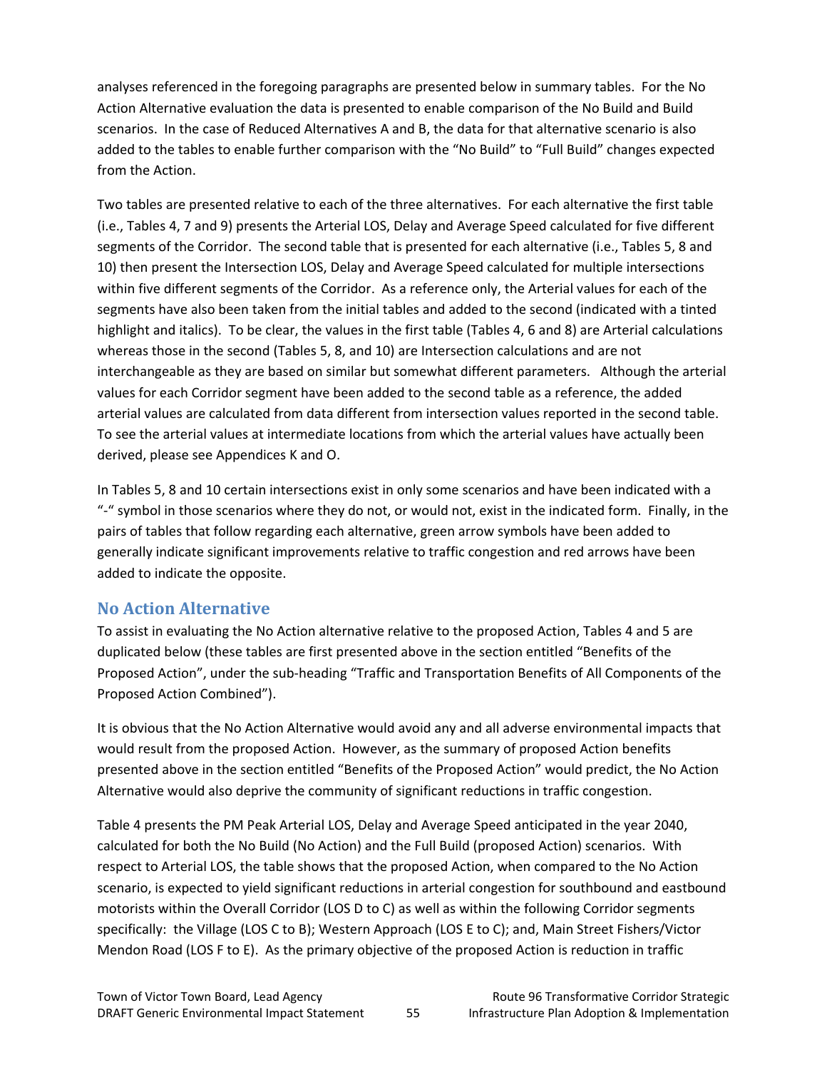analyses referenced in the foregoing paragraphs are presented below in summary tables. For the No Action Alternative evaluation the data is presented to enable comparison of the No Build and Build scenarios. In the case of Reduced Alternatives A and B, the data for that alternative scenario is also added to the tables to enable further comparison with the "No Build" to "Full Build" changes expected from the Action.

Two tables are presented relative to each of the three alternatives. For each alternative the first table (i.e., Tables 4, 7 and 9) presents the Arterial LOS, Delay and Average Speed calculated for five different segments of the Corridor. The second table that is presented for each alternative (i.e., Tables 5, 8 and 10) then present the Intersection LOS, Delay and Average Speed calculated for multiple intersections within five different segments of the Corridor. As a reference only, the Arterial values for each of the segments have also been taken from the initial tables and added to the second (indicated with a tinted highlight and italics). To be clear, the values in the first table (Tables 4, 6 and 8) are Arterial calculations whereas those in the second (Tables 5, 8, and 10) are Intersection calculations and are not interchangeable as they are based on similar but somewhat different parameters. Although the arterial values for each Corridor segment have been added to the second table as a reference, the added arterial values are calculated from data different from intersection values reported in the second table. To see the arterial values at intermediate locations from which the arterial values have actually been derived, please see Appendices K and O.

In Tables 5, 8 and 10 certain intersections exist in only some scenarios and have been indicated with a "-" symbol in those scenarios where they do not, or would not, exist in the indicated form. Finally, in the pairs of tables that follow regarding each alternative, green arrow symbols have been added to generally indicate significant improvements relative to traffic congestion and red arrows have been added to indicate the opposite.

## No Action Alternative

To assist in evaluating the No Action alternative relative to the proposed Action, Tables 4 and 5 are duplicated below (these tables are first presented above in the section entitled "Benefits of the Proposed Action", under the sub-heading "Traffic and Transportation Benefits of All Components of the Proposed Action Combined").

It is obvious that the No Action Alternative would avoid any and all adverse environmental impacts that would result from the proposed Action. However, as the summary of proposed Action benefits presented above in the section entitled "Benefits of the Proposed Action" would predict, the No Action Alternative would also deprive the community of significant reductions in traffic congestion.

Table 4 presents the PM Peak Arterial LOS, Delay and Average Speed anticipated in the year 2040, calculated for both the No Build (No Action) and the Full Build (proposed Action) scenarios. With respect to Arterial LOS, the table shows that the proposed Action, when compared to the No Action scenario, is expected to yield significant reductions in arterial congestion for southbound and eastbound motorists within the Overall Corridor (LOS D to C) as well as within the following Corridor segments specifically: the Village (LOS C to B); Western Approach (LOS E to C); and, Main Street Fishers/Victor Mendon Road (LOS F to E). As the primary objective of the proposed Action is reduction in traffic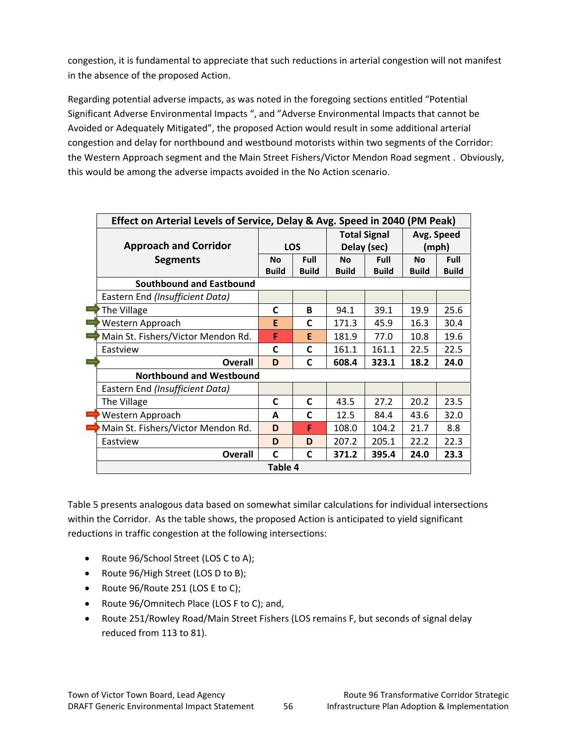congestion, it is fundamental to appreciate that such reductions in arterial congestion will not manifest in the absence of the proposed Action.

Regarding potential adverse impacts, as was noted in the foregoing sections entitled "Potential Significant Adverse Environmental Impacts ", and "Adverse Environmental Impacts that cannot be Avoided or Adequately Mitigated", the proposed Action would result in some additional arterial congestion and delay for northbound and westbound motorists within two segments of the Corridor: the Western Approach segment and the Main Street Fishers/Victor Mendon Road segment . Obviously, this would be among the adverse impacts avoided in the No Action scenario.

| Effect on Arterial Levels of Service, Delay & Avg. Speed in 2040 (PM Peak) | | | | | | |
|---|---|---|---|---|---|---|
| **Approach and Corridor Segments** | **LOS** | | **Total Signal Delay (sec)** | | **Avg. Speed (mph)** | |
| | **No Build** | **Full Build** | **No Build** | **Full Build** | **No Build** | **Full Build** |
| **Southbound and Eastbound** | | | | | | |
| Eastern End *(Insufficient Data)* | | | | | | |
| The Village | C | B | 94.1 | 39.1 | 19.9 | 25.6 |
| Western Approach | E | C | 171.3 | 45.9 | 16.3 | 30.4 |
| Main St. Fishers/Victor Mendon Rd. | F | E | 181.9 | 77.0 | 10.8 | 19.6 |
| Eastview | C | C | 161.1 | 161.1 | 22.5 | 22.5 |
| **Overall** | **D** | **C** | **608.4** | **323.1** | **18.2** | **24.0** |
| **Northbound and Westbound** | | | | | | |
| Eastern End *(Insufficient Data)* | | | | | | |
| The Village | C | C | 43.5 | 27.2 | 20.2 | 23.5 |
| Western Approach | A | C | 12.5 | 84.4 | 43.6 | 32.0 |
| Main St. Fishers/Victor Mendon Rd. | D | F | 108.0 | 104.2 | 21.7 | 8.8 |
| Eastview | D | D | 207.2 | 205.1 | 22.2 | 22.3 |
| **Overall** | **C** | **C** | **371.2** | **395.4** | **24.0** | **23.3** |

**Table 4**

Table 5 presents analogous data based on somewhat similar calculations for individual intersections within the Corridor. As the table shows, the proposed Action is anticipated to yield significant reductions in traffic congestion at the following intersections:

- Route 96/School Street (LOS C to A);
- Route 96/High Street (LOS D to B);
- Route 96/Route 251 (LOS E to C);
- Route 96/Omnitech Place (LOS F to C); and,
- Route 251/Rowley Road/Main Street Fishers (LOS remains F, but seconds of signal delay reduced from 113 to 81).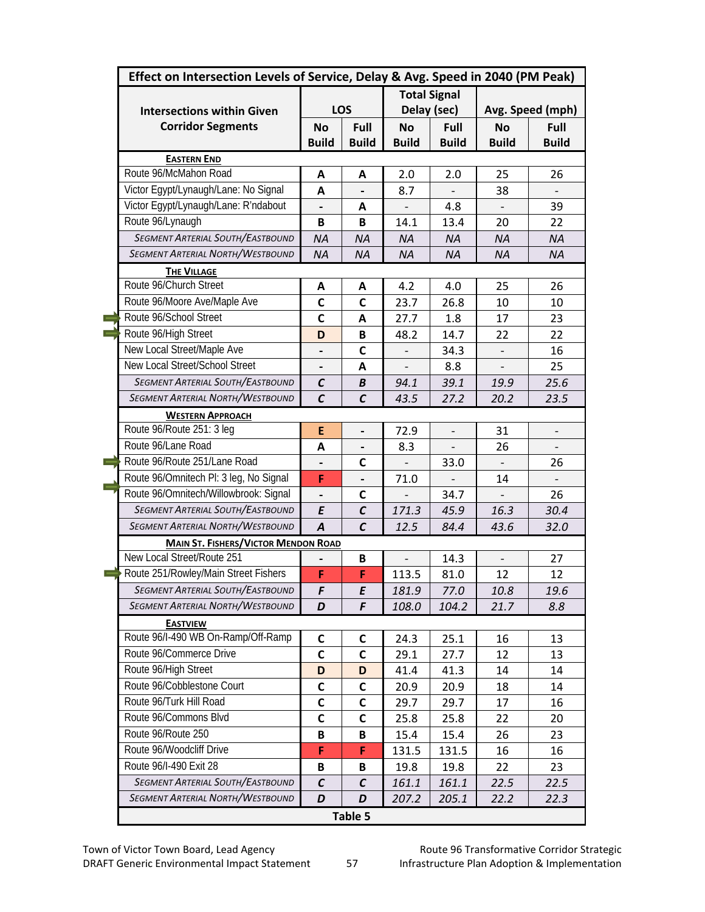| Effect on Intersection Levels of Service, Delay & Avg. Speed in 2040 (PM Peak) | | | | | | |
|---|---|---|---|---|---|---|
| Intersections within Given Corridor Segments | LOS | | Total Signal Delay (sec) | | Avg. Speed (mph) | |
| | No Build | Full Build | No Build | Full Build | No Build | Full Build |
| **EASTERN END** | | | | | | |
| Route 96/McMahon Road | A | A | 2.0 | 2.0 | 25 | 26 |
| Victor Egypt/Lynaugh/Lane: No Signal | A | - | 8.7 | - | 38 | - |
| Victor Egypt/Lynaugh/Lane: R'ndabout | - | A | - | 4.8 | - | 39 |
| Route 96/Lynaugh | B | B | 14.1 | 13.4 | 20 | 22 |
| *Segment Arterial South/Eastbound* | *NA* | *NA* | *NA* | *NA* | *NA* | *NA* |
| *Segment Arterial North/Westbound* | *NA* | *NA* | *NA* | *NA* | *NA* | *NA* |
| **THE VILLAGE** | | | | | | |
| Route 96/Church Street | A | A | 4.2 | 4.0 | 25 | 26 |
| Route 96/Moore Ave/Maple Ave | C | C | 23.7 | 26.8 | 10 | 10 |
| Route 96/School Street | C | A | 27.7 | 1.8 | 17 | 23 |
| Route 96/High Street | D | B | 48.2 | 14.7 | 22 | 22 |
| New Local Street/Maple Ave | - | C | - | 34.3 | - | 16 |
| New Local Street/School Street | - | A | - | 8.8 | - | 25 |
| *Segment Arterial South/Eastbound* | *C* | *B* | *94.1* | *39.1* | *19.9* | *25.6* |
| *Segment Arterial North/Westbound* | *C* | *C* | *43.5* | *27.2* | *20.2* | *23.5* |
| **WESTERN APPROACH** | | | | | | |
| Route 96/Route 251: 3 leg | E | - | 72.9 | - | 31 | - |
| Route 96/Lane Road | A | - | 8.3 | - | 26 | - |
| Route 96/Route 251/Lane Road | - | C | - | 33.0 | - | 26 |
| Route 96/Omnitech Pl: 3 leg, No Signal | F | - | 71.0 | - | 14 | - |
| Route 96/Omnitech/Willowbrook: Signal | - | C | - | 34.7 | - | 26 |
| *Segment Arterial South/Eastbound* | *E* | *C* | *171.3* | *45.9* | *16.3* | *30.4* |
| *Segment Arterial North/Westbound* | *A* | *C* | *12.5* | *84.4* | *43.6* | *32.0* |
| **MAIN ST. FISHERS/VICTOR MENDON ROAD** | | | | | | |
| New Local Street/Route 251 | - | B | - | 14.3 | - | 27 |
| Route 251/Rowley/Main Street Fishers | F | F | 113.5 | 81.0 | 12 | 12 |
| *Segment Arterial South/Eastbound* | *F* | *E* | *181.9* | *77.0* | *10.8* | *19.6* |
| *Segment Arterial North/Westbound* | *D* | *F* | *108.0* | *104.2* | *21.7* | *8.8* |
| **EASTVIEW** | | | | | | |
| Route 96/I-490 WB On-Ramp/Off-Ramp | C | C | 24.3 | 25.1 | 16 | 13 |
| Route 96/Commerce Drive | C | C | 29.1 | 27.7 | 12 | 13 |
| Route 96/High Street | D | D | 41.4 | 41.3 | 14 | 14 |
| Route 96/Cobblestone Court | C | C | 20.9 | 20.9 | 18 | 14 |
| Route 96/Turk Hill Road | C | C | 29.7 | 29.7 | 17 | 16 |
| Route 96/Commons Blvd | C | C | 25.8 | 25.8 | 22 | 20 |
| Route 96/Route 250 | B | B | 15.4 | 15.4 | 26 | 23 |
| Route 96/Woodcliff Drive | F | F | 131.5 | 131.5 | 16 | 16 |
| Route 96/I-490 Exit 28 | B | B | 19.8 | 19.8 | 22 | 23 |
| *Segment Arterial South/Eastbound* | *C* | *C* | *161.1* | *161.1* | *22.5* | *22.5* |
| *Segment Arterial North/Westbound* | *D* | *D* | *207.2* | *205.1* | *22.2* | *22.3* |

**Table 5**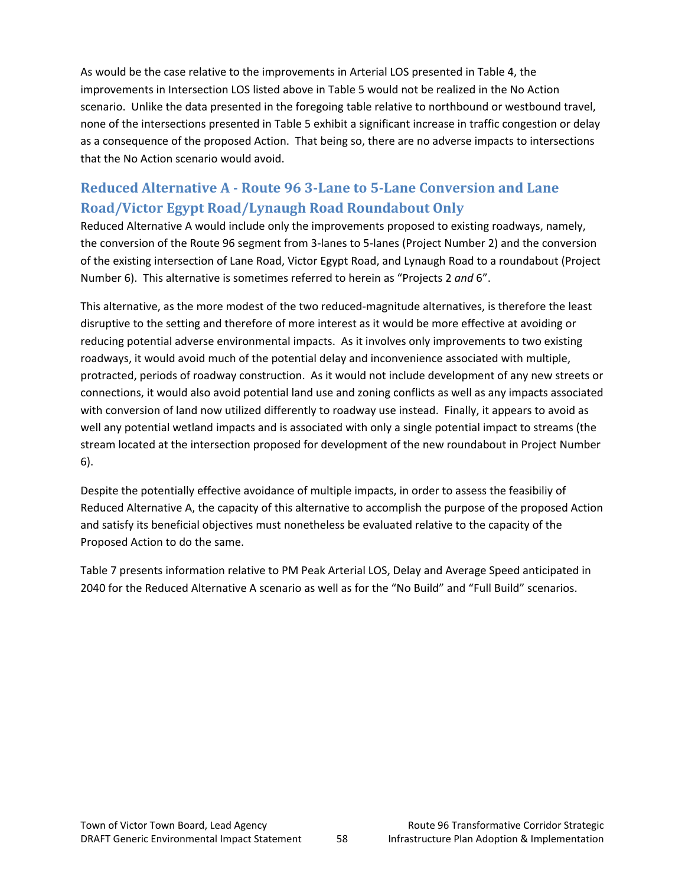As would be the case relative to the improvements in Arterial LOS presented in Table 4, the improvements in Intersection LOS listed above in Table 5 would not be realized in the No Action scenario. Unlike the data presented in the foregoing table relative to northbound or westbound travel, none of the intersections presented in Table 5 exhibit a significant increase in traffic congestion or delay as a consequence of the proposed Action. That being so, there are no adverse impacts to intersections that the No Action scenario would avoid.

## Reduced Alternative A - Route 96 3-Lane to 5-Lane Conversion and Lane Road/Victor Egypt Road/Lynaugh Road Roundabout Only

Reduced Alternative A would include only the improvements proposed to existing roadways, namely, the conversion of the Route 96 segment from 3-lanes to 5-lanes (Project Number 2) and the conversion of the existing intersection of Lane Road, Victor Egypt Road, and Lynaugh Road to a roundabout (Project Number 6). This alternative is sometimes referred to herein as "Projects 2 *and* 6".

This alternative, as the more modest of the two reduced-magnitude alternatives, is therefore the least disruptive to the setting and therefore of more interest as it would be more effective at avoiding or reducing potential adverse environmental impacts. As it involves only improvements to two existing roadways, it would avoid much of the potential delay and inconvenience associated with multiple, protracted, periods of roadway construction. As it would not include development of any new streets or connections, it would also avoid potential land use and zoning conflicts as well as any impacts associated with conversion of land now utilized differently to roadway use instead. Finally, it appears to avoid as well any potential wetland impacts and is associated with only a single potential impact to streams (the stream located at the intersection proposed for development of the new roundabout in Project Number 6).

Despite the potentially effective avoidance of multiple impacts, in order to assess the feasibiliy of Reduced Alternative A, the capacity of this alternative to accomplish the purpose of the proposed Action and satisfy its beneficial objectives must nonetheless be evaluated relative to the capacity of the Proposed Action to do the same.

Table 7 presents information relative to PM Peak Arterial LOS, Delay and Average Speed anticipated in 2040 for the Reduced Alternative A scenario as well as for the "No Build" and "Full Build" scenarios.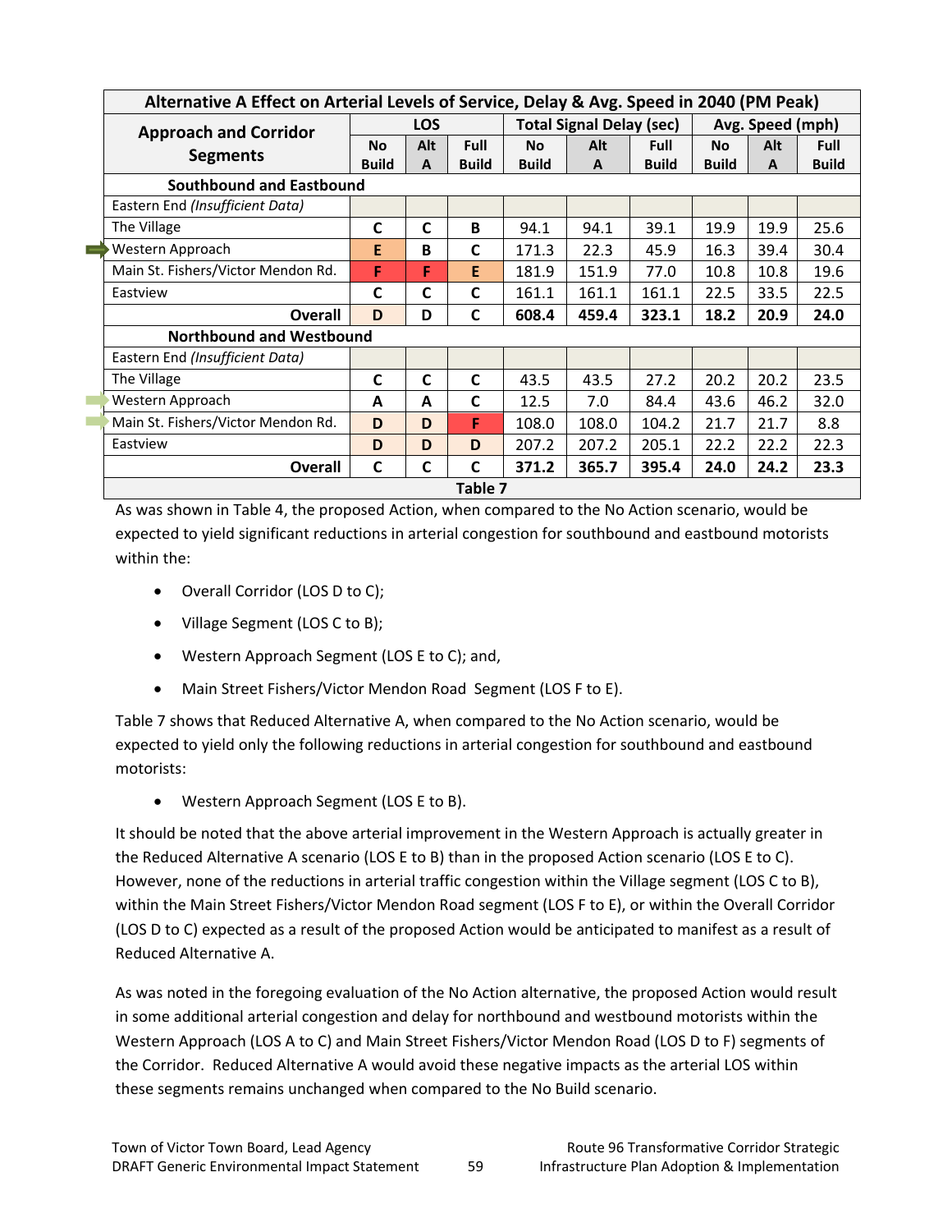| Alternative A Effect on Arterial Levels of Service, Delay & Avg. Speed in 2040 (PM Peak) | | | | | | | | | |
|---|---|---|---|---|---|---|---|---|---|
| Approach and Corridor Segments | LOS | | | Total Signal Delay (sec) | | | Avg. Speed (mph) | | |
| | No Build | Alt A | Full Build | No Build | Alt A | Full Build | No Build | Alt A | Full Build |
| **Southbound and Eastbound** | | | | | | | | | |
| Eastern End *(Insufficient Data)* | | | | | | | | | |
| The Village | C | C | B | 94.1 | 94.1 | 39.1 | 19.9 | 19.9 | 25.6 |
| Western Approach | E | B | C | 171.3 | 22.3 | 45.9 | 16.3 | 39.4 | 30.4 |
| Main St. Fishers/Victor Mendon Rd. | F | F | E | 181.9 | 151.9 | 77.0 | 10.8 | 10.8 | 19.6 |
| Eastview | C | C | C | 161.1 | 161.1 | 161.1 | 22.5 | 33.5 | 22.5 |
| **Overall** | **D** | **D** | **C** | **608.4** | **459.4** | **323.1** | **18.2** | **20.9** | **24.0** |
| **Northbound and Westbound** | | | | | | | | | |
| Eastern End *(Insufficient Data)* | | | | | | | | | |
| The Village | C | C | C | 43.5 | 43.5 | 27.2 | 20.2 | 20.2 | 23.5 |
| Western Approach | A | A | C | 12.5 | 7.0 | 84.4 | 43.6 | 46.2 | 32.0 |
| Main St. Fishers/Victor Mendon Rd. | D | D | F | 108.0 | 108.0 | 104.2 | 21.7 | 21.7 | 8.8 |
| Eastview | D | D | D | 207.2 | 207.2 | 205.1 | 22.2 | 22.2 | 22.3 |
| **Overall** | **C** | **C** | **C** | **371.2** | **365.7** | **395.4** | **24.0** | **24.2** | **23.3** |

**Table 7**

As was shown in Table 4, the proposed Action, when compared to the No Action scenario, would be expected to yield significant reductions in arterial congestion for southbound and eastbound motorists within the:

- Overall Corridor (LOS D to C);
- Village Segment (LOS C to B);
- Western Approach Segment (LOS E to C); and,
- Main Street Fishers/Victor Mendon Road Segment (LOS F to E).

Table 7 shows that Reduced Alternative A, when compared to the No Action scenario, would be expected to yield only the following reductions in arterial congestion for southbound and eastbound motorists:

- Western Approach Segment (LOS E to B).

It should be noted that the above arterial improvement in the Western Approach is actually greater in the Reduced Alternative A scenario (LOS E to B) than in the proposed Action scenario (LOS E to C). However, none of the reductions in arterial traffic congestion within the Village segment (LOS C to B), within the Main Street Fishers/Victor Mendon Road segment (LOS F to E), or within the Overall Corridor (LOS D to C) expected as a result of the proposed Action would be anticipated to manifest as a result of Reduced Alternative A.

As was noted in the foregoing evaluation of the No Action alternative, the proposed Action would result in some additional arterial congestion and delay for northbound and westbound motorists within the Western Approach (LOS A to C) and Main Street Fishers/Victor Mendon Road (LOS D to F) segments of the Corridor. Reduced Alternative A would avoid these negative impacts as the arterial LOS within these segments remains unchanged when compared to the No Build scenario.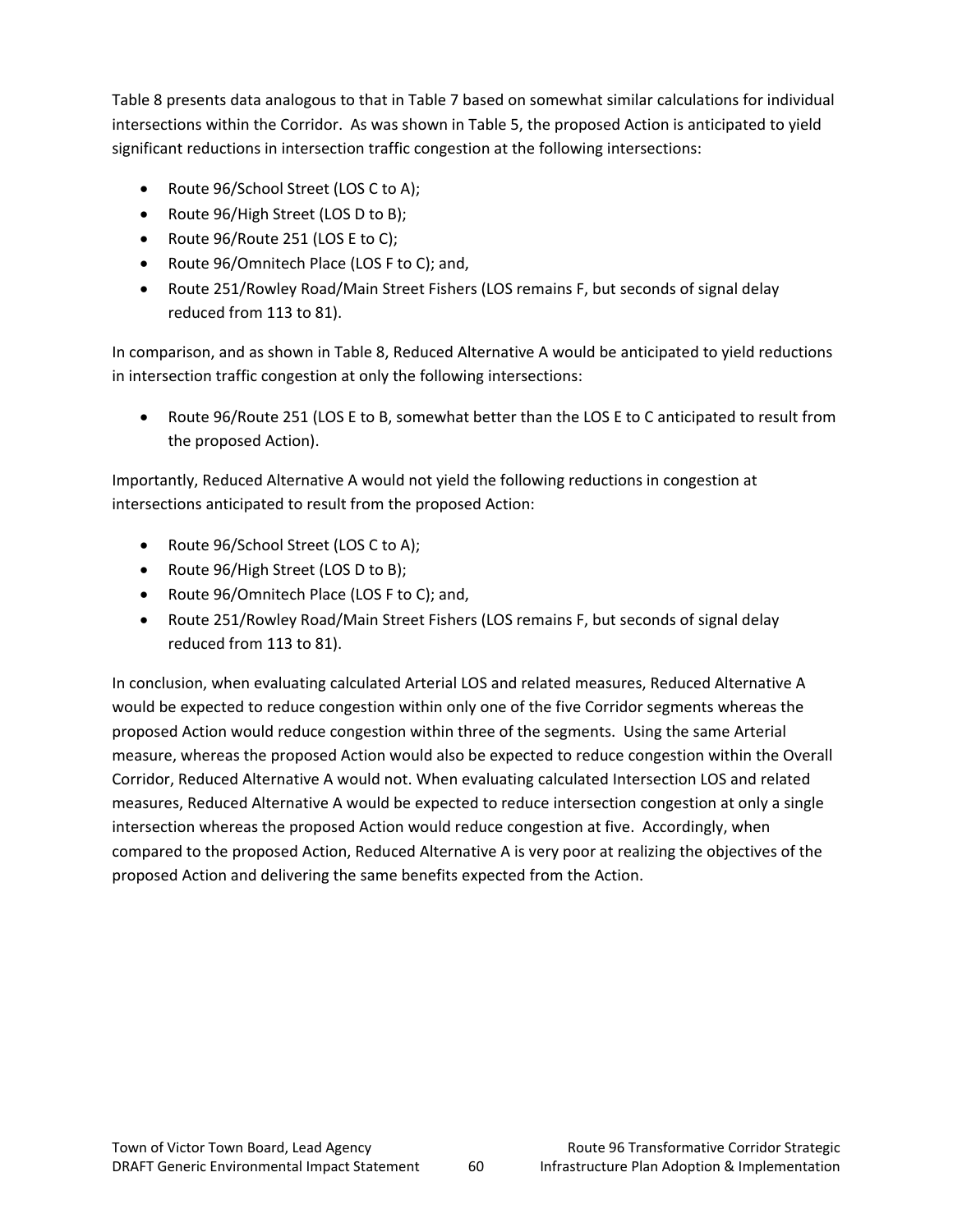Table 8 presents data analogous to that in Table 7 based on somewhat similar calculations for individual intersections within the Corridor. As was shown in Table 5, the proposed Action is anticipated to yield significant reductions in intersection traffic congestion at the following intersections:

- Route 96/School Street (LOS C to A);
- Route 96/High Street (LOS D to B);
- Route 96/Route 251 (LOS E to C);
- Route 96/Omnitech Place (LOS F to C); and,
- Route 251/Rowley Road/Main Street Fishers (LOS remains F, but seconds of signal delay reduced from 113 to 81).

In comparison, and as shown in Table 8, Reduced Alternative A would be anticipated to yield reductions in intersection traffic congestion at only the following intersections:

- Route 96/Route 251 (LOS E to B, somewhat better than the LOS E to C anticipated to result from the proposed Action).

Importantly, Reduced Alternative A would not yield the following reductions in congestion at intersections anticipated to result from the proposed Action:

- Route 96/School Street (LOS C to A);
- Route 96/High Street (LOS D to B);
- Route 96/Omnitech Place (LOS F to C); and,
- Route 251/Rowley Road/Main Street Fishers (LOS remains F, but seconds of signal delay reduced from 113 to 81).

In conclusion, when evaluating calculated Arterial LOS and related measures, Reduced Alternative A would be expected to reduce congestion within only one of the five Corridor segments whereas the proposed Action would reduce congestion within three of the segments. Using the same Arterial measure, whereas the proposed Action would also be expected to reduce congestion within the Overall Corridor, Reduced Alternative A would not. When evaluating calculated Intersection LOS and related measures, Reduced Alternative A would be expected to reduce intersection congestion at only a single intersection whereas the proposed Action would reduce congestion at five. Accordingly, when compared to the proposed Action, Reduced Alternative A is very poor at realizing the objectives of the proposed Action and delivering the same benefits expected from the Action.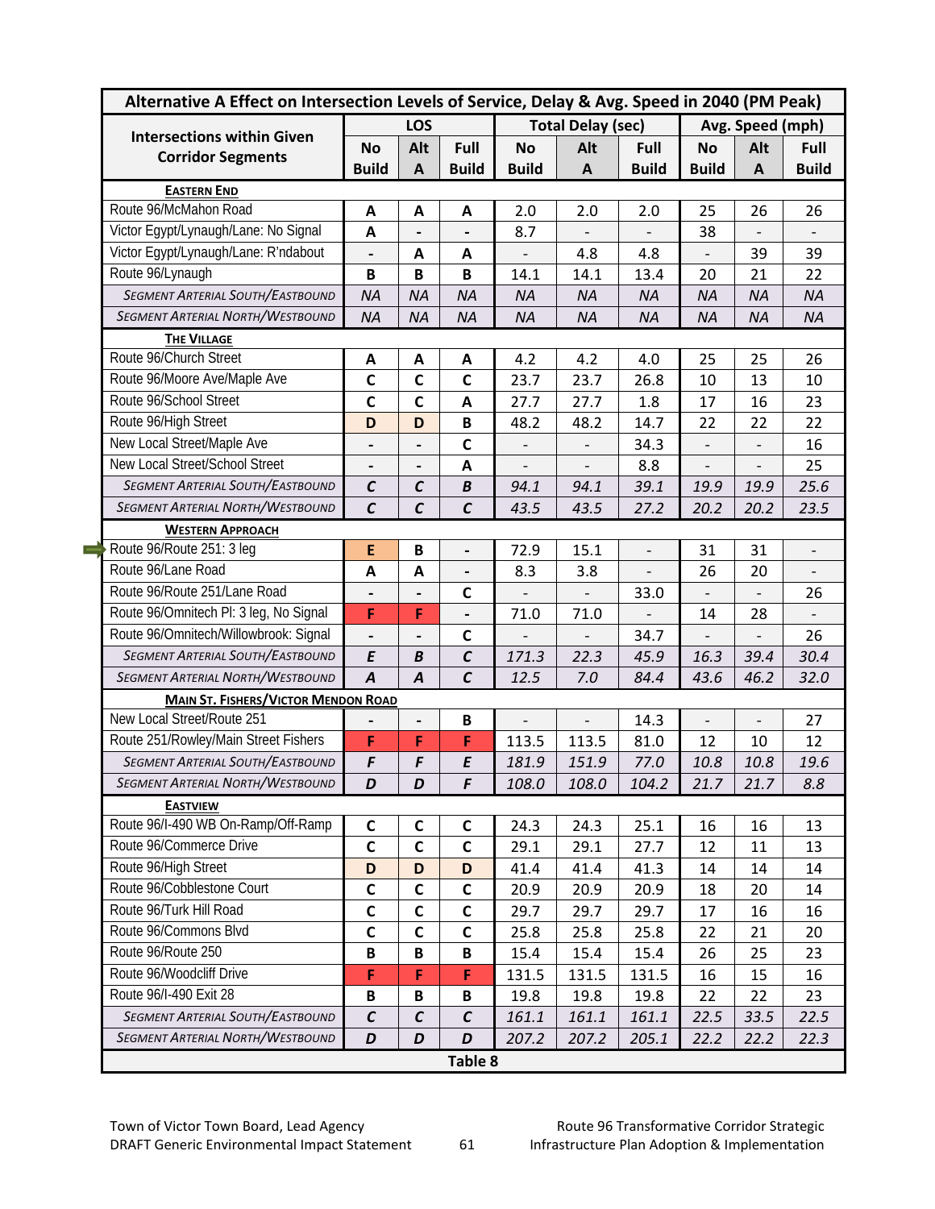| Alternative A Effect on Intersection Levels of Service, Delay & Avg. Speed in 2040 (PM Peak) | | | | | | | | | |
|---|---|---|---|---|---|---|---|---|---|
| Intersections within Given Corridor Segments | LOS | | | Total Delay (sec) | | | Avg. Speed (mph) | | |
| | No Build | Alt A | Full Build | No Build | Alt A | Full Build | No Build | Alt A | Full Build |
| **EASTERN END** | | | | | | | | | |
| Route 96/McMahon Road | A | A | A | 2.0 | 2.0 | 2.0 | 25 | 26 | 26 |
| Victor Egypt/Lynaugh/Lane: No Signal | A | - | - | 8.7 | - | - | 38 | - | - |
| Victor Egypt/Lynaugh/Lane: R'ndabout | - | A | A | - | 4.8 | 4.8 | - | 39 | 39 |
| Route 96/Lynaugh | B | B | B | 14.1 | 14.1 | 13.4 | 20 | 21 | 22 |
| *SEGMENT ARTERIAL SOUTH/EASTBOUND* | *NA* | *NA* | *NA* | *NA* | *NA* | *NA* | *NA* | *NA* | *NA* |
| *SEGMENT ARTERIAL NORTH/WESTBOUND* | *NA* | *NA* | *NA* | *NA* | *NA* | *NA* | *NA* | *NA* | *NA* |
| **THE VILLAGE** | | | | | | | | | |
| Route 96/Church Street | A | A | A | 4.2 | 4.2 | 4.0 | 25 | 25 | 26 |
| Route 96/Moore Ave/Maple Ave | C | C | C | 23.7 | 23.7 | 26.8 | 10 | 13 | 10 |
| Route 96/School Street | C | C | A | 27.7 | 27.7 | 1.8 | 17 | 16 | 23 |
| Route 96/High Street | D | D | B | 48.2 | 48.2 | 14.7 | 22 | 22 | 22 |
| New Local Street/Maple Ave | - | - | C | - | - | 34.3 | - | - | 16 |
| New Local Street/School Street | - | - | A | - | - | 8.8 | - | - | 25 |
| *SEGMENT ARTERIAL SOUTH/EASTBOUND* | *C* | *C* | *B* | *94.1* | *94.1* | *39.1* | *19.9* | *19.9* | *25.6* |
| *SEGMENT ARTERIAL NORTH/WESTBOUND* | *C* | *C* | *C* | *43.5* | *43.5* | *27.2* | *20.2* | *20.2* | *23.5* |
| **WESTERN APPROACH** | | | | | | | | | |
| Route 96/Route 251: 3 leg | E | B | - | 72.9 | 15.1 | - | 31 | 31 | - |
| Route 96/Lane Road | A | A | - | 8.3 | 3.8 | - | 26 | 20 | - |
| Route 96/Route 251/Lane Road | - | - | C | - | - | 33.0 | - | - | 26 |
| Route 96/Omnitech Pl: 3 leg, No Signal | F | F | - | 71.0 | 71.0 | - | 14 | 28 | - |
| Route 96/Omnitech/Willowbrook: Signal | - | - | C | - | - | 34.7 | - | - | 26 |
| *SEGMENT ARTERIAL SOUTH/EASTBOUND* | *E* | *B* | *C* | *171.3* | *22.3* | *45.9* | *16.3* | *39.4* | *30.4* |
| *SEGMENT ARTERIAL NORTH/WESTBOUND* | *A* | *A* | *C* | *12.5* | *7.0* | *84.4* | *43.6* | *46.2* | *32.0* |
| **MAIN ST. FISHERS/VICTOR MENDON ROAD** | | | | | | | | | |
| New Local Street/Route 251 | - | - | B | - | - | 14.3 | - | - | 27 |
| Route 251/Rowley/Main Street Fishers | F | F | F | 113.5 | 113.5 | 81.0 | 12 | 10 | 12 |
| *SEGMENT ARTERIAL SOUTH/EASTBOUND* | *F* | *F* | *E* | *181.9* | *151.9* | *77.0* | *10.8* | *10.8* | *19.6* |
| *SEGMENT ARTERIAL NORTH/WESTBOUND* | *D* | *D* | *F* | *108.0* | *108.0* | *104.2* | *21.7* | *21.7* | *8.8* |
| **EASTVIEW** | | | | | | | | | |
| Route 96/I-490 WB On-Ramp/Off-Ramp | C | C | C | 24.3 | 24.3 | 25.1 | 16 | 16 | 13 |
| Route 96/Commerce Drive | C | C | C | 29.1 | 29.1 | 27.7 | 12 | 11 | 13 |
| Route 96/High Street | D | D | D | 41.4 | 41.4 | 41.3 | 14 | 14 | 14 |
| Route 96/Cobblestone Court | C | C | C | 20.9 | 20.9 | 20.9 | 18 | 20 | 14 |
| Route 96/Turk Hill Road | C | C | C | 29.7 | 29.7 | 29.7 | 17 | 16 | 16 |
| Route 96/Commons Blvd | C | C | C | 25.8 | 25.8 | 25.8 | 22 | 21 | 20 |
| Route 96/Route 250 | B | B | B | 15.4 | 15.4 | 15.4 | 26 | 25 | 23 |
| Route 96/Woodcliff Drive | F | F | F | 131.5 | 131.5 | 131.5 | 16 | 15 | 16 |
| Route 96/I-490 Exit 28 | B | B | B | 19.8 | 19.8 | 19.8 | 22 | 22 | 23 |
| *SEGMENT ARTERIAL SOUTH/EASTBOUND* | *C* | *C* | *C* | *161.1* | *161.1* | *161.1* | *22.5* | *33.5* | *22.5* |
| *SEGMENT ARTERIAL NORTH/WESTBOUND* | *D* | *D* | *D* | *207.2* | *207.2* | *205.1* | *22.2* | *22.2* | *22.3* |

**Table 8**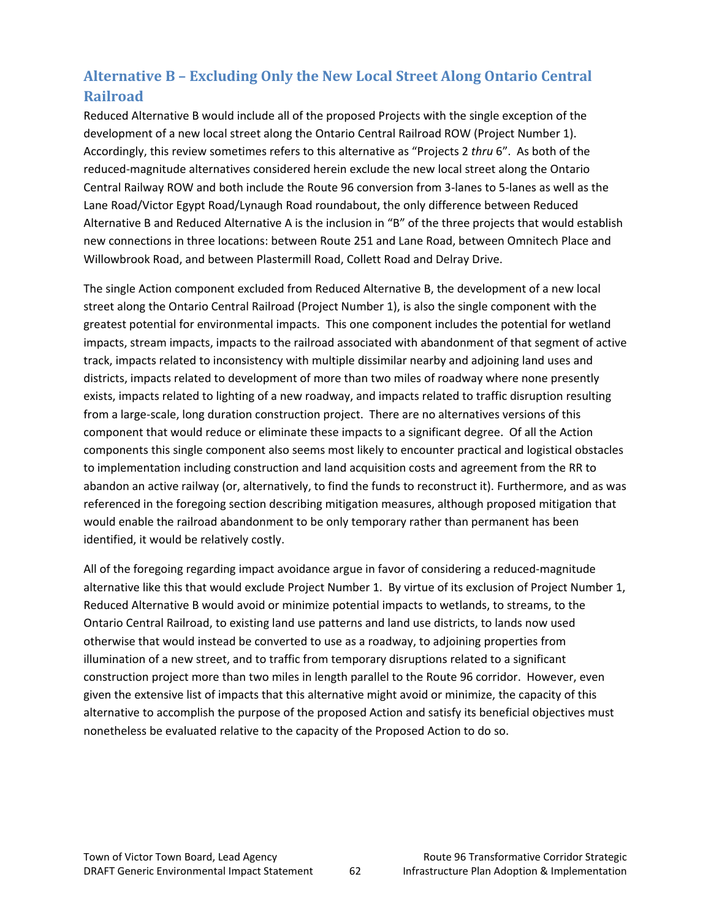## Alternative B – Excluding Only the New Local Street Along Ontario Central Railroad

Reduced Alternative B would include all of the proposed Projects with the single exception of the development of a new local street along the Ontario Central Railroad ROW (Project Number 1). Accordingly, this review sometimes refers to this alternative as "Projects 2 *thru* 6". As both of the reduced-magnitude alternatives considered herein exclude the new local street along the Ontario Central Railway ROW and both include the Route 96 conversion from 3-lanes to 5-lanes as well as the Lane Road/Victor Egypt Road/Lynaugh Road roundabout, the only difference between Reduced Alternative B and Reduced Alternative A is the inclusion in "B" of the three projects that would establish new connections in three locations: between Route 251 and Lane Road, between Omnitech Place and Willowbrook Road, and between Plastermill Road, Collett Road and Delray Drive.

The single Action component excluded from Reduced Alternative B, the development of a new local street along the Ontario Central Railroad (Project Number 1), is also the single component with the greatest potential for environmental impacts. This one component includes the potential for wetland impacts, stream impacts, impacts to the railroad associated with abandonment of that segment of active track, impacts related to inconsistency with multiple dissimilar nearby and adjoining land uses and districts, impacts related to development of more than two miles of roadway where none presently exists, impacts related to lighting of a new roadway, and impacts related to traffic disruption resulting from a large-scale, long duration construction project. There are no alternatives versions of this component that would reduce or eliminate these impacts to a significant degree. Of all the Action components this single component also seems most likely to encounter practical and logistical obstacles to implementation including construction and land acquisition costs and agreement from the RR to abandon an active railway (or, alternatively, to find the funds to reconstruct it). Furthermore, and as was referenced in the foregoing section describing mitigation measures, although proposed mitigation that would enable the railroad abandonment to be only temporary rather than permanent has been identified, it would be relatively costly.

All of the foregoing regarding impact avoidance argue in favor of considering a reduced-magnitude alternative like this that would exclude Project Number 1. By virtue of its exclusion of Project Number 1, Reduced Alternative B would avoid or minimize potential impacts to wetlands, to streams, to the Ontario Central Railroad, to existing land use patterns and land use districts, to lands now used otherwise that would instead be converted to use as a roadway, to adjoining properties from illumination of a new street, and to traffic from temporary disruptions related to a significant construction project more than two miles in length parallel to the Route 96 corridor. However, even given the extensive list of impacts that this alternative might avoid or minimize, the capacity of this alternative to accomplish the purpose of the proposed Action and satisfy its beneficial objectives must nonetheless be evaluated relative to the capacity of the Proposed Action to do so.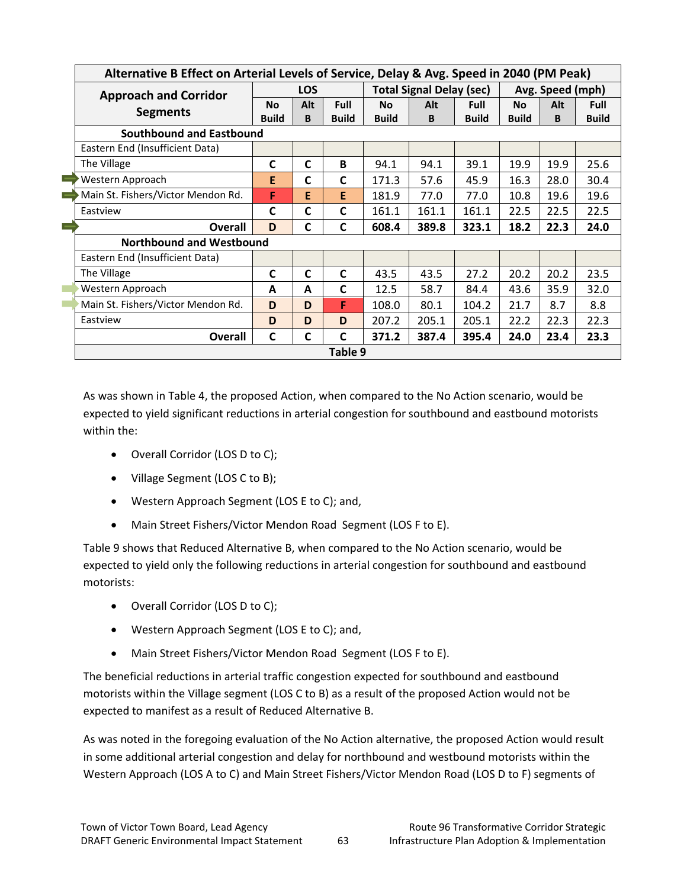| Alternative B Effect on Arterial Levels of Service, Delay & Avg. Speed in 2040 (PM Peak) | | | | | | | | | |
|---|---|---|---|---|---|---|---|---|---|
| Approach and Corridor Segments | LOS | | | Total Signal Delay (sec) | | | Avg. Speed (mph) | | |
| | No Build | Alt B | Full Build | No Build | Alt B | Full Build | No Build | Alt B | Full Build |
| **Southbound and Eastbound** | | | | | | | | | |
| Eastern End (Insufficient Data) | | | | | | | | | |
| The Village | C | C | B | 94.1 | 94.1 | 39.1 | 19.9 | 19.9 | 25.6 |
| Western Approach | E | C | C | 171.3 | 57.6 | 45.9 | 16.3 | 28.0 | 30.4 |
| Main St. Fishers/Victor Mendon Rd. | F | E | E | 181.9 | 77.0 | 77.0 | 10.8 | 19.6 | 19.6 |
| Eastview | C | C | C | 161.1 | 161.1 | 161.1 | 22.5 | 22.5 | 22.5 |
| **Overall** | **D** | **C** | **C** | **608.4** | **389.8** | **323.1** | **18.2** | **22.3** | **24.0** |
| **Northbound and Westbound** | | | | | | | | | |
| Eastern End (Insufficient Data) | | | | | | | | | |
| The Village | C | C | C | 43.5 | 43.5 | 27.2 | 20.2 | 20.2 | 23.5 |
| Western Approach | A | A | C | 12.5 | 58.7 | 84.4 | 43.6 | 35.9 | 32.0 |
| Main St. Fishers/Victor Mendon Rd. | D | D | F | 108.0 | 80.1 | 104.2 | 21.7 | 8.7 | 8.8 |
| Eastview | D | D | D | 207.2 | 205.1 | 205.1 | 22.2 | 22.3 | 22.3 |
| **Overall** | **C** | **C** | **C** | **371.2** | **387.4** | **395.4** | **24.0** | **23.4** | **23.3** |

**Table 9**

As was shown in Table 4, the proposed Action, when compared to the No Action scenario, would be expected to yield significant reductions in arterial congestion for southbound and eastbound motorists within the:

- Overall Corridor (LOS D to C);
- Village Segment (LOS C to B);
- Western Approach Segment (LOS E to C); and,
- Main Street Fishers/Victor Mendon Road Segment (LOS F to E).

Table 9 shows that Reduced Alternative B, when compared to the No Action scenario, would be expected to yield only the following reductions in arterial congestion for southbound and eastbound motorists:

- Overall Corridor (LOS D to C);
- Western Approach Segment (LOS E to C); and,
- Main Street Fishers/Victor Mendon Road Segment (LOS F to E).

The beneficial reductions in arterial traffic congestion expected for southbound and eastbound motorists within the Village segment (LOS C to B) as a result of the proposed Action would not be expected to manifest as a result of Reduced Alternative B.

As was noted in the foregoing evaluation of the No Action alternative, the proposed Action would result in some additional arterial congestion and delay for northbound and westbound motorists within the Western Approach (LOS A to C) and Main Street Fishers/Victor Mendon Road (LOS D to F) segments of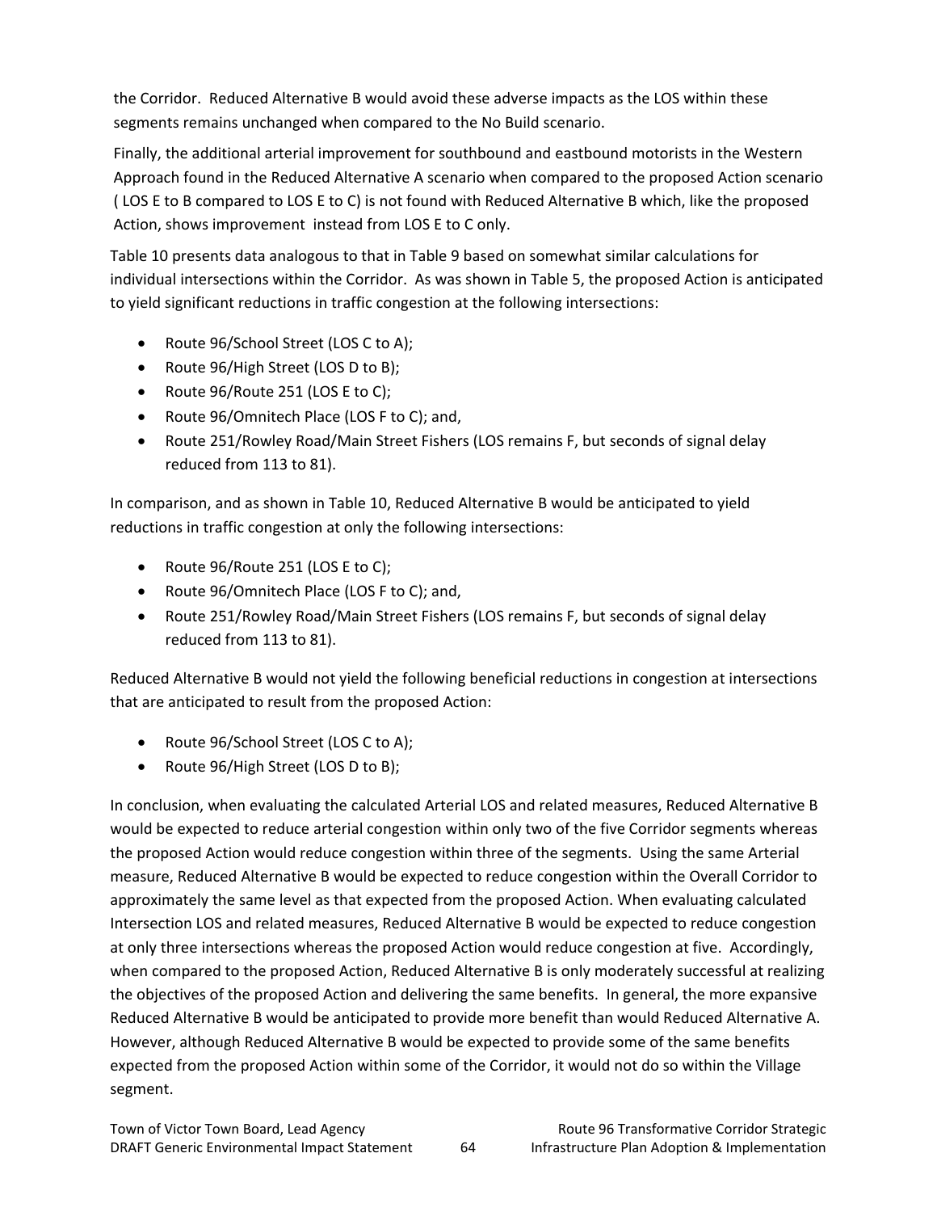the Corridor. Reduced Alternative B would avoid these adverse impacts as the LOS within these segments remains unchanged when compared to the No Build scenario.

Finally, the additional arterial improvement for southbound and eastbound motorists in the Western Approach found in the Reduced Alternative A scenario when compared to the proposed Action scenario ( LOS E to B compared to LOS E to C) is not found with Reduced Alternative B which, like the proposed Action, shows improvement instead from LOS E to C only.

Table 10 presents data analogous to that in Table 9 based on somewhat similar calculations for individual intersections within the Corridor. As was shown in Table 5, the proposed Action is anticipated to yield significant reductions in traffic congestion at the following intersections:

- Route 96/School Street (LOS C to A);
- Route 96/High Street (LOS D to B);
- Route 96/Route 251 (LOS E to C);
- Route 96/Omnitech Place (LOS F to C); and,
- Route 251/Rowley Road/Main Street Fishers (LOS remains F, but seconds of signal delay reduced from 113 to 81).

In comparison, and as shown in Table 10, Reduced Alternative B would be anticipated to yield reductions in traffic congestion at only the following intersections:

- Route 96/Route 251 (LOS E to C);
- Route 96/Omnitech Place (LOS F to C); and,
- Route 251/Rowley Road/Main Street Fishers (LOS remains F, but seconds of signal delay reduced from 113 to 81).

Reduced Alternative B would not yield the following beneficial reductions in congestion at intersections that are anticipated to result from the proposed Action:

- Route 96/School Street (LOS C to A);
- Route 96/High Street (LOS D to B);

In conclusion, when evaluating the calculated Arterial LOS and related measures, Reduced Alternative B would be expected to reduce arterial congestion within only two of the five Corridor segments whereas the proposed Action would reduce congestion within three of the segments. Using the same Arterial measure, Reduced Alternative B would be expected to reduce congestion within the Overall Corridor to approximately the same level as that expected from the proposed Action. When evaluating calculated Intersection LOS and related measures, Reduced Alternative B would be expected to reduce congestion at only three intersections whereas the proposed Action would reduce congestion at five. Accordingly, when compared to the proposed Action, Reduced Alternative B is only moderately successful at realizing the objectives of the proposed Action and delivering the same benefits. In general, the more expansive Reduced Alternative B would be anticipated to provide more benefit than would Reduced Alternative A. However, although Reduced Alternative B would be expected to provide some of the same benefits expected from the proposed Action within some of the Corridor, it would not do so within the Village segment.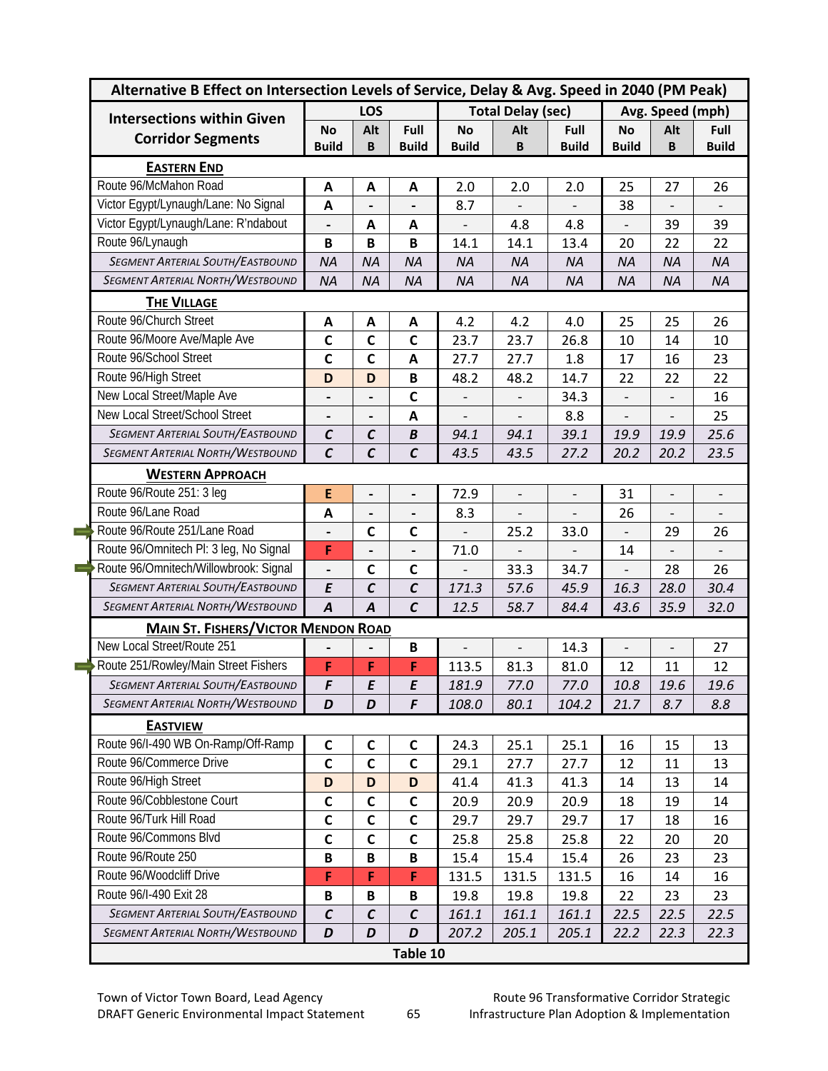| Alternative B Effect on Intersection Levels of Service, Delay & Avg. Speed in 2040 (PM Peak) | | | | | | | | | |
|---|---|---|---|---|---|---|---|---|---|
| Intersections within Given Corridor Segments | LOS | | | Total Delay (sec) | | | Avg. Speed (mph) | | |
| | No Build | Alt B | Full Build | No Build | Alt B | Full Build | No Build | Alt B | Full Build |
| **EASTERN END** | | | | | | | | | |
| Route 96/McMahon Road | A | A | A | 2.0 | 2.0 | 2.0 | 25 | 27 | 26 |
| Victor Egypt/Lynaugh/Lane: No Signal | A | - | - | 8.7 | - | - | 38 | - | - |
| Victor Egypt/Lynaugh/Lane: R'ndabout | - | A | A | - | 4.8 | 4.8 | - | 39 | 39 |
| Route 96/Lynaugh | B | B | B | 14.1 | 14.1 | 13.4 | 20 | 22 | 22 |
| *SEGMENT ARTERIAL SOUTH/EASTBOUND* | *NA* | *NA* | *NA* | *NA* | *NA* | *NA* | *NA* | *NA* | *NA* |
| *SEGMENT ARTERIAL NORTH/WESTBOUND* | *NA* | *NA* | *NA* | *NA* | *NA* | *NA* | *NA* | *NA* | *NA* |
| **THE VILLAGE** | | | | | | | | | |
| Route 96/Church Street | A | A | A | 4.2 | 4.2 | 4.0 | 25 | 25 | 26 |
| Route 96/Moore Ave/Maple Ave | C | C | C | 23.7 | 23.7 | 26.8 | 10 | 14 | 10 |
| Route 96/School Street | C | C | A | 27.7 | 27.7 | 1.8 | 17 | 16 | 23 |
| Route 96/High Street | D | D | B | 48.2 | 48.2 | 14.7 | 22 | 22 | 22 |
| New Local Street/Maple Ave | - | - | C | - | - | 34.3 | - | - | 16 |
| New Local Street/School Street | - | - | A | - | - | 8.8 | - | - | 25 |
| *SEGMENT ARTERIAL SOUTH/EASTBOUND* | *C* | *C* | *B* | *94.1* | *94.1* | *39.1* | *19.9* | *19.9* | *25.6* |
| *SEGMENT ARTERIAL NORTH/WESTBOUND* | *C* | *C* | *C* | *43.5* | *43.5* | *27.2* | *20.2* | *20.2* | *23.5* |
| **WESTERN APPROACH** | | | | | | | | | |
| Route 96/Route 251: 3 leg | E | - | - | 72.9 | - | - | 31 | - | - |
| Route 96/Lane Road | A | - | - | 8.3 | - | - | 26 | - | - |
| Route 96/Route 251/Lane Road | - | C | C | - | 25.2 | 33.0 | - | 29 | 26 |
| Route 96/Omnitech Pl: 3 leg, No Signal | F | - | - | 71.0 | - | - | 14 | - | - |
| Route 96/Omnitech/Willowbrook: Signal | - | C | C | - | 33.3 | 34.7 | - | 28 | 26 |
| *SEGMENT ARTERIAL SOUTH/EASTBOUND* | *E* | *C* | *C* | *171.3* | *57.6* | *45.9* | *16.3* | *28.0* | *30.4* |
| *SEGMENT ARTERIAL NORTH/WESTBOUND* | *A* | *A* | *C* | *12.5* | *58.7* | *84.4* | *43.6* | *35.9* | *32.0* |
| **MAIN ST. FISHERS/VICTOR MENDON ROAD** | | | | | | | | | |
| New Local Street/Route 251 | - | - | B | - | - | 14.3 | - | - | 27 |
| Route 251/Rowley/Main Street Fishers | F | F | F | 113.5 | 81.3 | 81.0 | 12 | 11 | 12 |
| *SEGMENT ARTERIAL SOUTH/EASTBOUND* | *F* | *E* | *E* | *181.9* | *77.0* | *77.0* | *10.8* | *19.6* | *19.6* |
| *SEGMENT ARTERIAL NORTH/WESTBOUND* | *D* | *D* | *F* | *108.0* | *80.1* | *104.2* | *21.7* | *8.7* | *8.8* |
| **EASTVIEW** | | | | | | | | | |
| Route 96/I-490 WB On-Ramp/Off-Ramp | C | C | C | 24.3 | 25.1 | 25.1 | 16 | 15 | 13 |
| Route 96/Commerce Drive | C | C | C | 29.1 | 27.7 | 27.7 | 12 | 11 | 13 |
| Route 96/High Street | D | D | D | 41.4 | 41.3 | 41.3 | 14 | 13 | 14 |
| Route 96/Cobblestone Court | C | C | C | 20.9 | 20.9 | 20.9 | 18 | 19 | 14 |
| Route 96/Turk Hill Road | C | C | C | 29.7 | 29.7 | 29.7 | 17 | 18 | 16 |
| Route 96/Commons Blvd | C | C | C | 25.8 | 25.8 | 25.8 | 22 | 20 | 20 |
| Route 96/Route 250 | B | B | B | 15.4 | 15.4 | 15.4 | 26 | 23 | 23 |
| Route 96/Woodcliff Drive | F | F | F | 131.5 | 131.5 | 131.5 | 16 | 14 | 16 |
| Route 96/I-490 Exit 28 | B | B | B | 19.8 | 19.8 | 19.8 | 22 | 23 | 23 |
| *SEGMENT ARTERIAL SOUTH/EASTBOUND* | *C* | *C* | *C* | *161.1* | *161.1* | *161.1* | *22.5* | *22.5* | *22.5* |
| *SEGMENT ARTERIAL NORTH/WESTBOUND* | *D* | *D* | *D* | *207.2* | *205.1* | *205.1* | *22.2* | *22.3* | *22.3* |

**Table 10**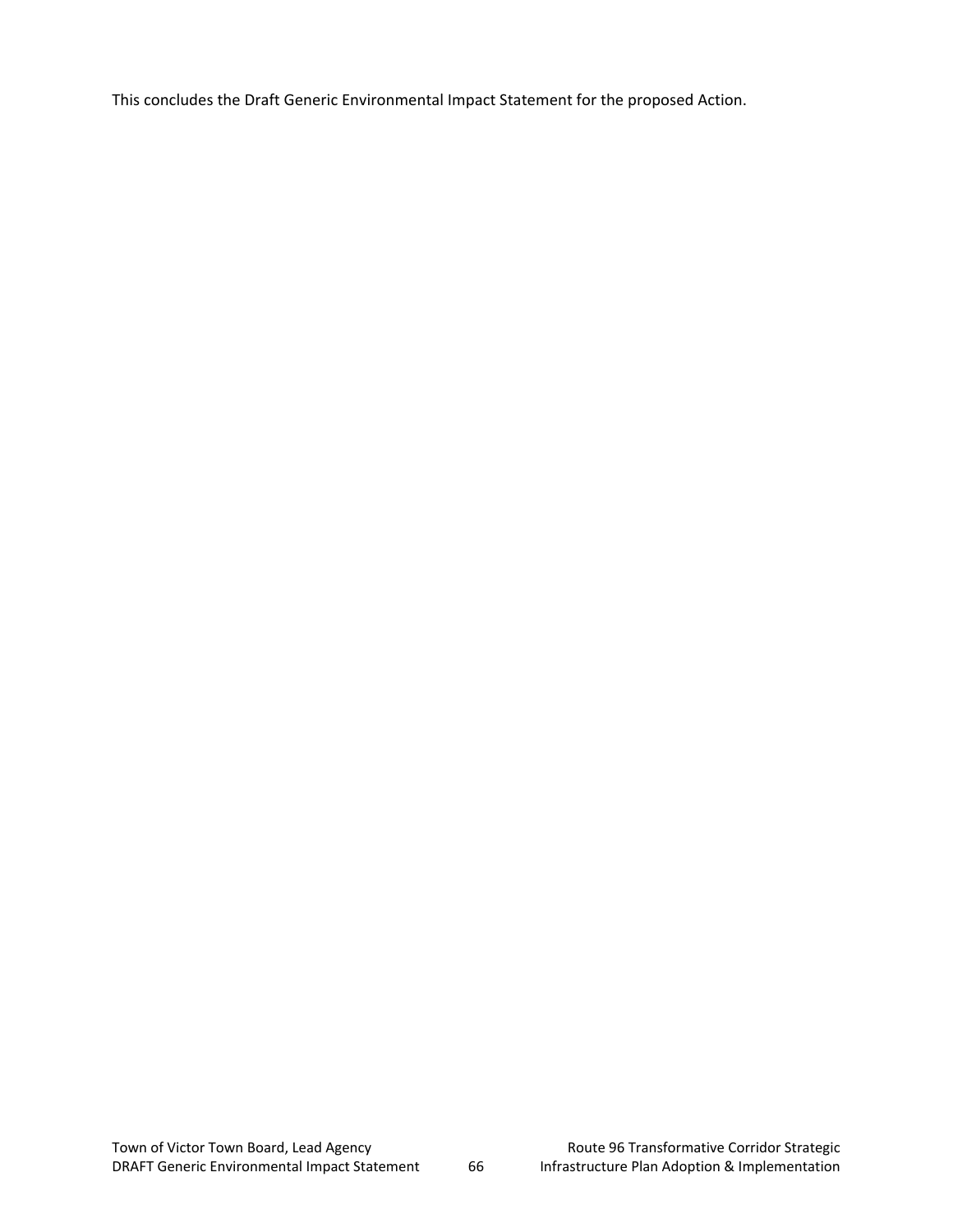This concludes the Draft Generic Environmental Impact Statement for the proposed Action.